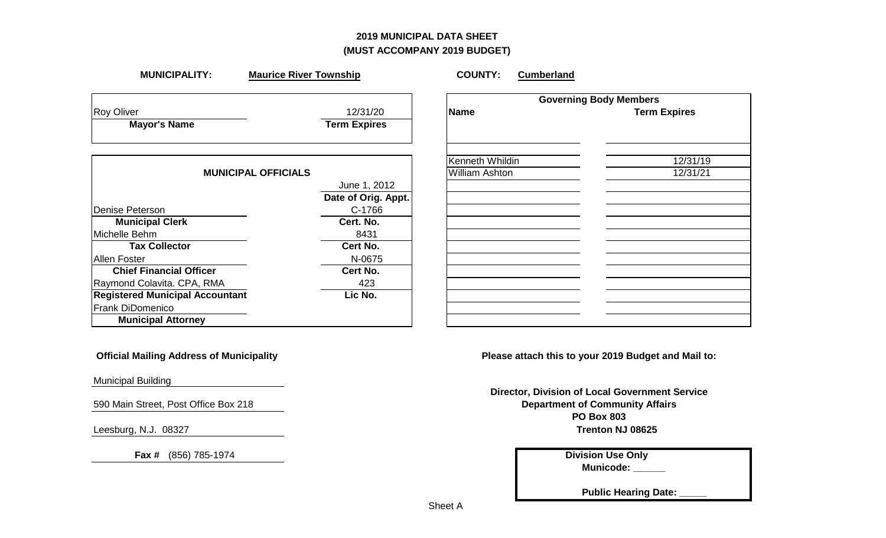# 2019 MUNICIPAL DATA SHEET
## (MUST ACCOMPANY 2019 BUDGET)

**MUNICIPALITY:** **Maurice River Township** **COUNTY:** **Cumberland**

| Mayor's Name | Term Expires |
|---|---|
| Roy Oliver | 12/31/20 |

| MUNICIPAL OFFICIALS | |
|---|---|
| | June 1, 2012 |
| | **Date of Orig. Appt.** |
| Denise Peterson | C-1766 |
| **Municipal Clerk** | **Cert. No.** |
| Michelle Behm | 8431 |
| **Tax Collector** | **Cert No.** |
| Allen Foster | N-0675 |
| **Chief Financial Officer** | **Cert No.** |
| Raymond Colavita. CPA, RMA | 423 |
| **Registered Municipal Accountant** | **Lic No.** |
| Frank DiDomenico | |
| **Municipal Attorney** | |

| Governing Body Members | |
|---|---|
| **Name** | **Term Expires** |
| | |
| Kenneth Whildin | 12/31/19 |
| William Ashton | 12/31/21 |
| | |
| | |
| | |
| | |
| | |
| | |
| | |
| | |
| | |

**Official Mailing Address of Municipality**

Municipal Building

590 Main Street, Post Office Box 218

Leesburg, N.J. 08327

**Fax #** (856) 785-1974

**Please attach this to your 2019 Budget and Mail to:**

**Director, Division of Local Government Service**
**Department of Community Affairs**
**PO Box 803**
**Trenton NJ 08625**

**Division Use Only**
**Municode: \_\_\_\_\_\_**
**Public Hearing Date: \_\_\_\_\_**

Sheet A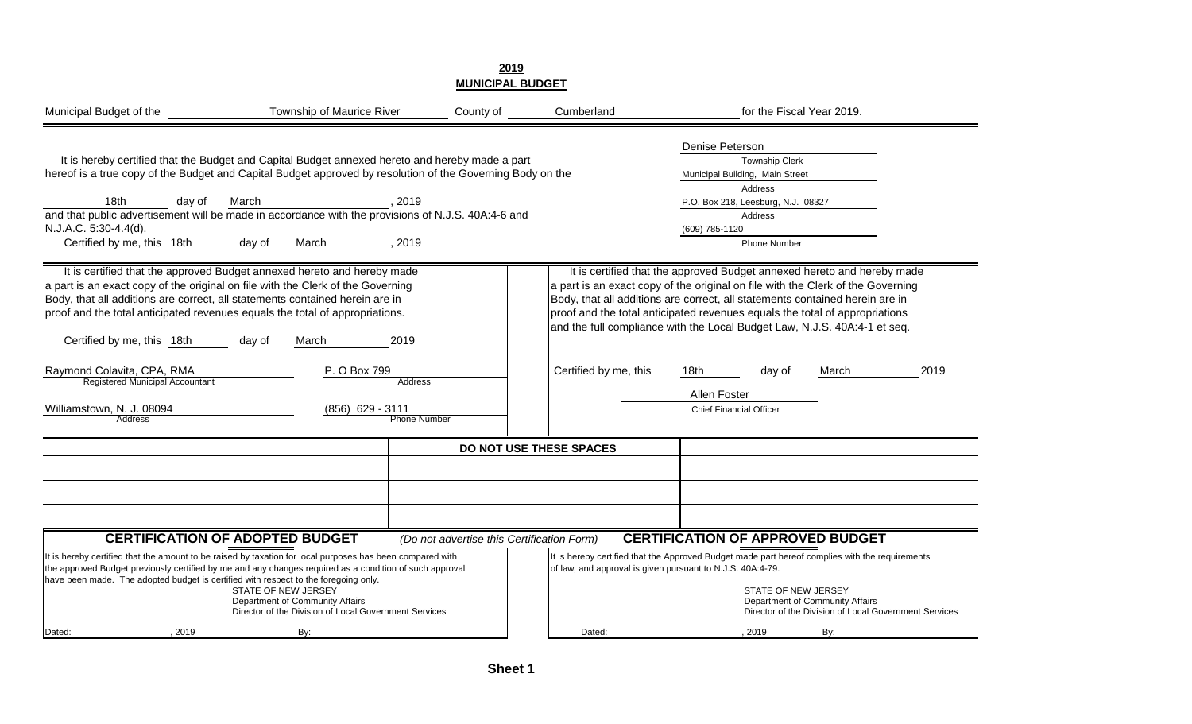# 2019
## MUNICIPAL BUDGET

Municipal Budget of the Township of Maurice River County of Cumberland for the Fiscal Year 2019.

It is hereby certified that the Budget and Capital Budget annexed hereto and hereby made a part hereof is a true copy of the Budget and Capital Budget approved by resolution of the Governing Body on the 18th day of March, 2019 and that public advertisement will be made in accordance with the provisions of N.J.S. 40A:4-6 and N.J.A.C. 5:30-4.4(d).

Certified by me, this 18th day of March, 2019

Denise Peterson
Township Clerk
Municipal Building, Main Street
Address
P.O. Box 218, Leesburg, N.J. 08327
Address
(609) 785-1120
Phone Number

It is certified that the approved Budget annexed hereto and hereby made a part is an exact copy of the original on file with the Clerk of the Governing Body, that all additions are correct, all statements contained herein are in proof and the total anticipated revenues equals the total of appropriations.

Certified by me, this 18th day of March 2019

Raymond Colavita, CPA, RMA — Registered Municipal Accountant
P. O Box 799 — Address
Williamstown, N. J. 08094 — Address
(856) 629 - 3111 — Phone Number

It is certified that the approved Budget annexed hereto and hereby made a part is an exact copy of the original on file with the Clerk of the Governing Body, that all additions are correct, all statements contained herein are in proof and the total anticipated revenues equals the total of appropriations and the full compliance with the Local Budget Law, N.J.S. 40A:4-1 et seq.

Certified by me, this 18th day of March 2019

Allen Foster
Chief Financial Officer

**DO NOT USE THESE SPACES**

**CERTIFICATION OF ADOPTED BUDGET** *(Do not advertise this Certification Form)*

It is hereby certified that the amount to be raised by taxation for local purposes has been compared with the approved Budget previously certified by me and any changes required as a condition of such approval have been made. The adopted budget is certified with respect to the foregoing only.

STATE OF NEW JERSEY
Department of Community Affairs
Director of the Division of Local Government Services

Dated: , 2019 By:

**CERTIFICATION OF APPROVED BUDGET**

It is hereby certified that the Approved Budget made part hereof complies with the requirements of law, and approval is given pursuant to N.J.S. 40A:4-79.

STATE OF NEW JERSEY
Department of Community Affairs
Director of the Division of Local Government Services

Dated: , 2019 By:

**Sheet 1**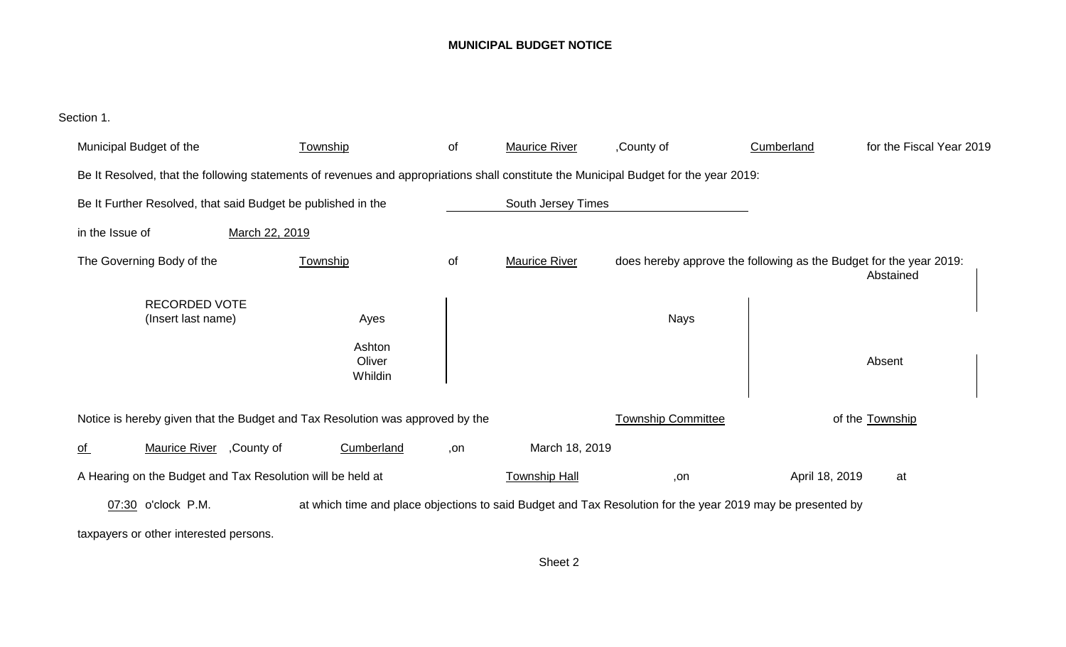## MUNICIPAL BUDGET NOTICE

Section 1.

Municipal Budget of the Township of Maurice River, County of Cumberland for the Fiscal Year 2019

Be It Resolved, that the following statements of revenues and appropriations shall constitute the Municipal Budget for the year 2019:

Be It Further Resolved, that said Budget be published in the South Jersey Times

in the Issue of March 22, 2019

The Governing Body of the Township of Maurice River does hereby approve the following as the Budget for the year 2019:

| RECORDED VOTE (Insert last name) | Ayes | Nays | Abstained |
|---|---|---|---|
| | Ashton | | |
| | Oliver | | |
| | Whildin | | |
| | | | Absent |

Notice is hereby given that the Budget and Tax Resolution was approved by the Township Committee of the Township of Maurice River, County of Cumberland, on March 18, 2019

A Hearing on the Budget and Tax Resolution will be held at Township Hall, on April 18, 2019 at 07:30 o'clock P.M. at which time and place objections to said Budget and Tax Resolution for the year 2019 may be presented by taxpayers or other interested persons.

Sheet 2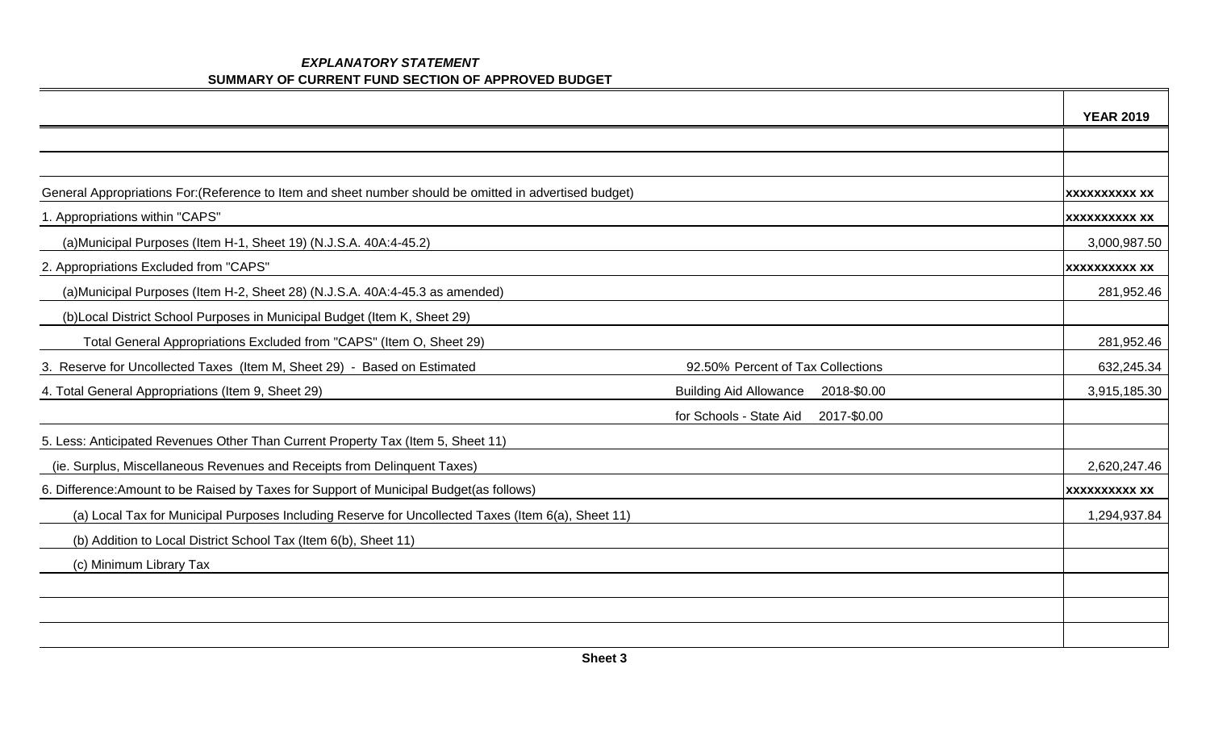***EXPLANATORY STATEMENT***

**SUMMARY OF CURRENT FUND SECTION OF APPROVED BUDGET**

| | | **YEAR 2019** |
|---|---|---|
| | | |
| | | |
| General Appropriations For:(Reference to Item and sheet number should be omitted in advertised budget) | | **xxxxxxxxxx xx** |
| 1. Appropriations within "CAPS" | | **xxxxxxxxxx xx** |
| (a)Municipal Purposes (Item H-1, Sheet 19) (N.J.S.A. 40A:4-45.2) | | 3,000,987.50 |
| 2. Appropriations Excluded from "CAPS" | | **xxxxxxxxxx xx** |
| (a)Municipal Purposes (Item H-2, Sheet 28) (N.J.S.A. 40A:4-45.3 as amended) | | 281,952.46 |
| (b)Local District School Purposes in Municipal Budget (Item K, Sheet 29) | | |
| Total General Appropriations Excluded from "CAPS" (Item O, Sheet 29) | | 281,952.46 |
| 3. Reserve for Uncollected Taxes (Item M, Sheet 29) - Based on Estimated | 92.50% Percent of Tax Collections | 632,245.34 |
| 4. Total General Appropriations (Item 9, Sheet 29) | Building Aid Allowance 2018-$0.00 | 3,915,185.30 |
| | for Schools - State Aid 2017-$0.00 | |
| 5. Less: Anticipated Revenues Other Than Current Property Tax (Item 5, Sheet 11) | | |
| (ie. Surplus, Miscellaneous Revenues and Receipts from Delinquent Taxes) | | 2,620,247.46 |
| 6. Difference:Amount to be Raised by Taxes for Support of Municipal Budget(as follows) | | **xxxxxxxxxx xx** |
| (a) Local Tax for Municipal Purposes Including Reserve for Uncollected Taxes (Item 6(a), Sheet 11) | | 1,294,937.84 |
| (b) Addition to Local District School Tax (Item 6(b), Sheet 11) | | |
| (c) Minimum Library Tax | | |
| | | |
| | | |
| | | |

**Sheet 3**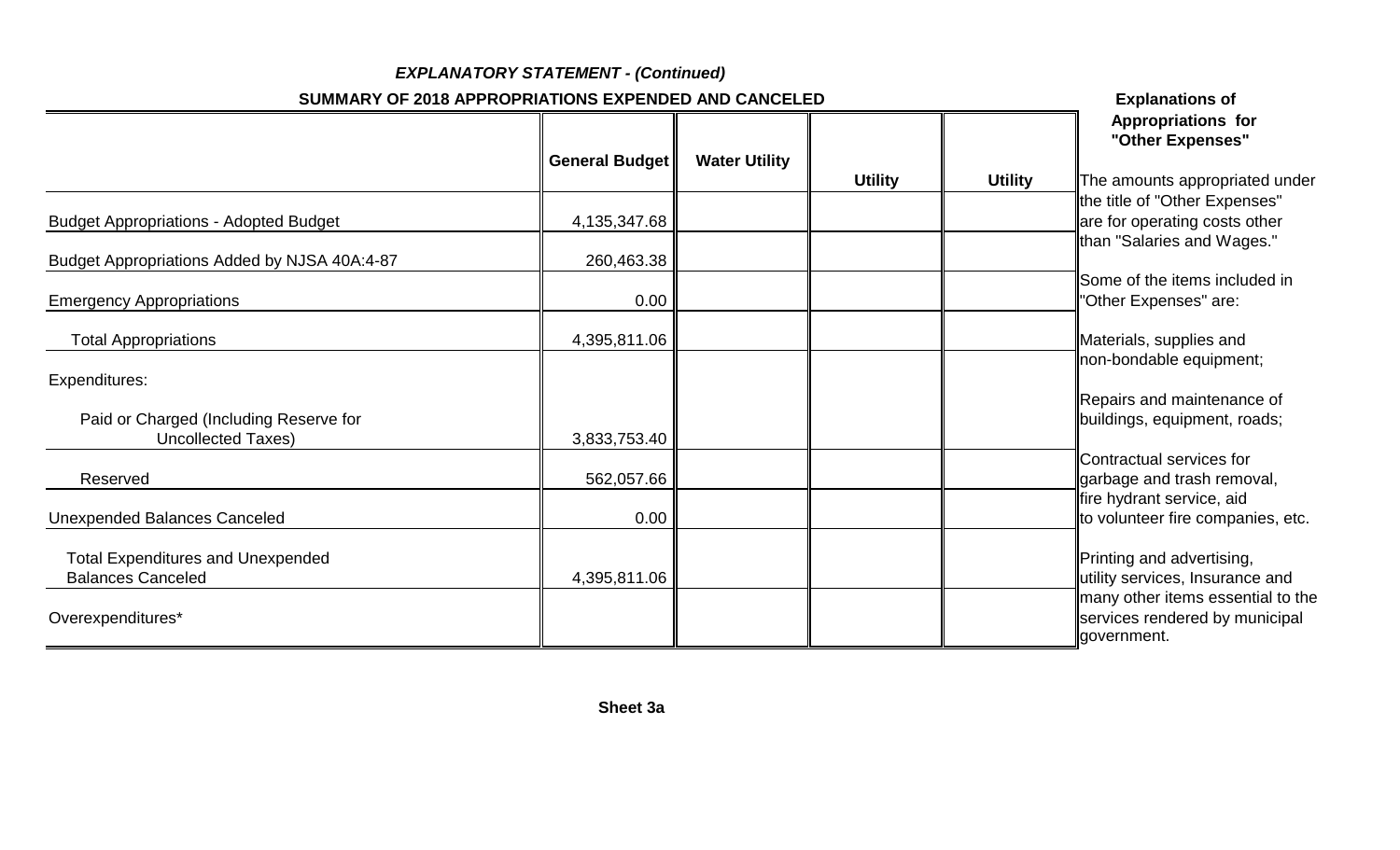*EXPLANATORY STATEMENT - (Continued)*

**SUMMARY OF 2018 APPROPRIATIONS EXPENDED AND CANCELED**

| | General Budget | Water Utility | Utility | Utility |
|---|---|---|---|---|
| Budget Appropriations - Adopted Budget | 4,135,347.68 | | | |
| Budget Appropriations Added by NJSA 40A:4-87 | 260,463.38 | | | |
| Emergency Appropriations | 0.00 | | | |
| Total Appropriations | 4,395,811.06 | | | |
| Expenditures: | | | | |
| Paid or Charged (Including Reserve for Uncollected Taxes) | 3,833,753.40 | | | |
| Reserved | 562,057.66 | | | |
| Unexpended Balances Canceled | 0.00 | | | |
| Total Expenditures and Unexpended Balances Canceled | 4,395,811.06 | | | |
| Overexpenditures* | | | | |

**Explanations of Appropriations for "Other Expenses"**

The amounts appropriated under the title of "Other Expenses" are for operating costs other than "Salaries and Wages."

Some of the items included in "Other Expenses" are:

Materials, supplies and non-bondable equipment;

Repairs and maintenance of buildings, equipment, roads;

Contractual services for garbage and trash removal, fire hydrant service, aid to volunteer fire companies, etc.

Printing and advertising, utility services, Insurance and many other items essential to the services rendered by municipal government.

**Sheet 3a**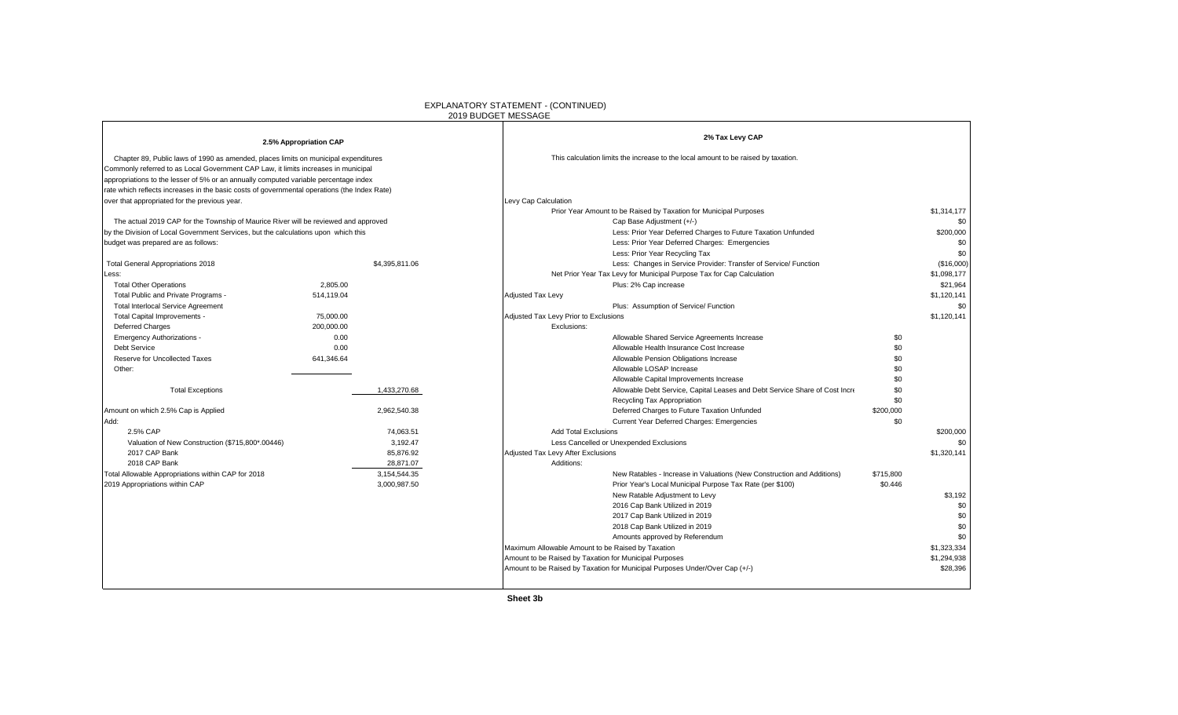# EXPLANATORY STATEMENT - (CONTINUED)
## 2019 BUDGET MESSAGE

### 2.5% Appropriation CAP

Chapter 89, Public laws of 1990 as amended, places limits on municipal expenditures Commonly referred to as Local Government CAP Law, it limits increases in municipal appropriations to the lesser of 5% or an annually computed variable percentage index rate which reflects increases in the basic costs of governmental operations (the Index Rate) over that appropriated for the previous year.

The actual 2019 CAP for the Township of Maurice River will be reviewed and approved by the Division of Local Government Services, but the calculations upon which this budget was prepared are as follows:

| | | |
|---|---|---|
| Total General Appropriations 2018 | | $4,395,811.06 |
| Less: | | |
| Total Other Operations | 2,805.00 | |
| Total Public and Private Programs - | 514,119.04 | |
| Total Interlocal Service Agreement | | |
| Total Capital Improvements - | 75,000.00 | |
| Deferred Charges | 200,000.00 | |
| Emergency Authorizations - | 0.00 | |
| Debt Service | 0.00 | |
| Reserve for Uncollected Taxes | 641,346.64 | |
| Other: | | |
| Total Exceptions | | 1,433,270.68 |
| Amount on which 2.5% Cap is Applied | | 2,962,540.38 |
| Add: | | |
| 2.5% CAP | | 74,063.51 |
| Valuation of New Construction ($715,800*.00446) | | 3,192.47 |
| 2017 CAP Bank | | 85,876.92 |
| 2018 CAP Bank | | 28,871.07 |
| Total Allowable Appropriations within CAP for 2018 | | 3,154,544.35 |
| 2019 Appropriations within CAP | | 3,000,987.50 |

### 2% Tax Levy CAP

This calculation limits the increase to the local amount to be raised by taxation.

| | | |
|---|---|---|
| **Levy Cap Calculation** | | |
| Prior Year Amount to be Raised by Taxation for Municipal Purposes | | $1,314,177 |
| Cap Base Adjustment (+/-) | | $0 |
| Less: Prior Year Deferred Charges to Future Taxation Unfunded | | $200,000 |
| Less: Prior Year Deferred Charges: Emergencies | | $0 |
| Less: Prior Year Recycling Tax | | $0 |
| Less: Changes in Service Provider: Transfer of Service/ Function | | ($16,000) |
| Net Prior Year Tax Levy for Municipal Purpose Tax for Cap Calculation | | $1,098,177 |
| Plus: 2% Cap increase | | $21,964 |
| Adjusted Tax Levy | | $1,120,141 |
| Plus: Assumption of Service/ Function | | $0 |
| Adjusted Tax Levy Prior to Exclusions | | $1,120,141 |
| Exclusions: | | |
| Allowable Shared Service Agreements Increase | $0 | |
| Allowable Health Insurance Cost Increase | $0 | |
| Allowable Pension Obligations Increase | $0 | |
| Allowable LOSAP Increase | $0 | |
| Allowable Capital Improvements Increase | $0 | |
| Allowable Debt Service, Capital Leases and Debt Service Share of Cost Incre | $0 | |
| Recycling Tax Appropriation | $0 | |
| Deferred Charges to Future Taxation Unfunded | $200,000 | |
| Current Year Deferred Charges: Emergencies | $0 | |
| Add Total Exclusions | | $200,000 |
| Less Cancelled or Unexpended Exclusions | | $0 |
| Adjusted Tax Levy After Exclusions | | $1,320,141 |
| Additions: | | |
| New Ratables - Increase in Valuations (New Construction and Additions) | $715,800 | |
| Prior Year's Local Municipal Purpose Tax Rate (per $100) | $0.446 | |
| New Ratable Adjustment to Levy | | $3,192 |
| 2016 Cap Bank Utilized in 2019 | | $0 |
| 2017 Cap Bank Utilized in 2019 | | $0 |
| 2018 Cap Bank Utilized in 2019 | | $0 |
| Amounts approved by Referendum | | $0 |
| Maximum Allowable Amount to be Raised by Taxation | | $1,323,334 |
| Amount to be Raised by Taxation for Municipal Purposes | | $1,294,938 |
| Amount to be Raised by Taxation for Municipal Purposes Under/Over Cap (+/-) | | $28,396 |

Sheet 3b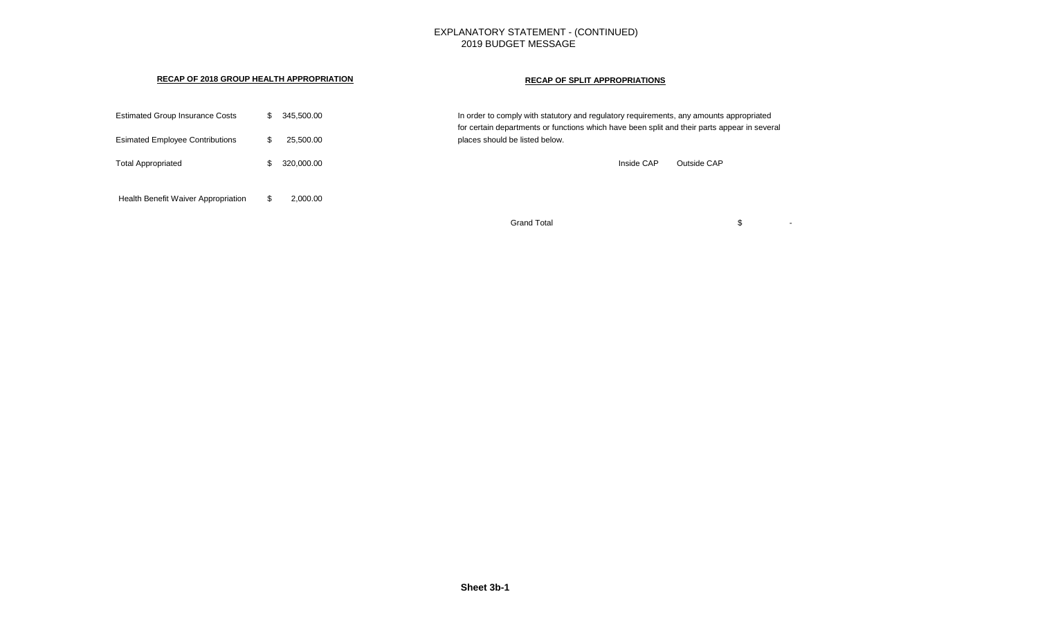# EXPLANATORY STATEMENT - (CONTINUED)
## 2019 BUDGET MESSAGE

**RECAP OF 2018 GROUP HEALTH APPROPRIATION**

| | | |
|---|---|---|
| Estimated Group Insurance Costs | $ | 345,500.00 |
| Esimated Employee Contributions | $ | 25,500.00 |
| Total Appropriated | $ | 320,000.00 |
| Health Benefit Waiver Appropriation | $ | 2,000.00 |

**RECAP OF SPLIT APPROPRIATIONS**

In order to comply with statutory and regulatory requirements, any amounts appropriated for certain departments or functions which have been split and their parts appear in several places should be listed below.

| | Inside CAP | Outside CAP | |
|---|---|---|---|
| Grand Total | | | $ - |

**Sheet 3b-1**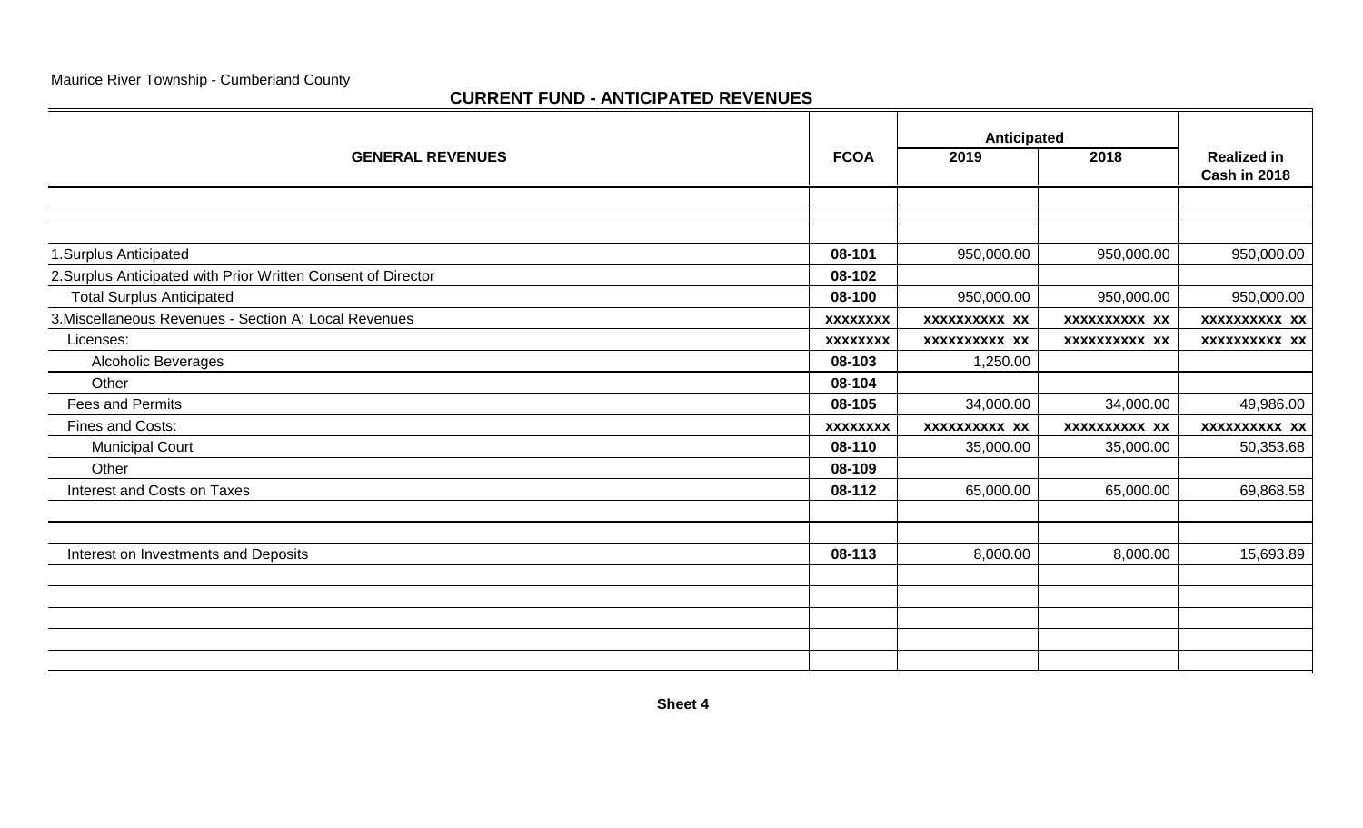Maurice River Township - Cumberland County

## CURRENT FUND - ANTICIPATED REVENUES

| GENERAL REVENUES | FCOA | Anticipated 2019 | Anticipated 2018 | Realized in Cash in 2018 |
|---|---|---|---|---|
| | | | | |
| | | | | |
| | | | | |
| 1.Surplus Anticipated | **08-101** | 950,000.00 | 950,000.00 | 950,000.00 |
| 2.Surplus Anticipated with Prior Written Consent of Director | **08-102** | | | |
| Total Surplus Anticipated | **08-100** | 950,000.00 | 950,000.00 | 950,000.00 |
| 3.Miscellaneous Revenues - Section A: Local Revenues | **xxxxxxxx** | **xxxxxxxxxx xx** | **xxxxxxxxxx xx** | **xxxxxxxxxx xx** |
| Licenses: | **xxxxxxxx** | **xxxxxxxxxx xx** | **xxxxxxxxxx xx** | **xxxxxxxxxx xx** |
| Alcoholic Beverages | **08-103** | 1,250.00 | | |
| Other | **08-104** | | | |
| Fees and Permits | **08-105** | 34,000.00 | 34,000.00 | 49,986.00 |
| Fines and Costs: | **xxxxxxxx** | **xxxxxxxxxx xx** | **xxxxxxxxxx xx** | **xxxxxxxxxx xx** |
| Municipal Court | **08-110** | 35,000.00 | 35,000.00 | 50,353.68 |
| Other | **08-109** | | | |
| Interest and Costs on Taxes | **08-112** | 65,000.00 | 65,000.00 | 69,868.58 |
| | | | | |
| | | | | |
| Interest on Investments and Deposits | **08-113** | 8,000.00 | 8,000.00 | 15,693.89 |
| | | | | |
| | | | | |
| | | | | |
| | | | | |
| | | | | |

**Sheet 4**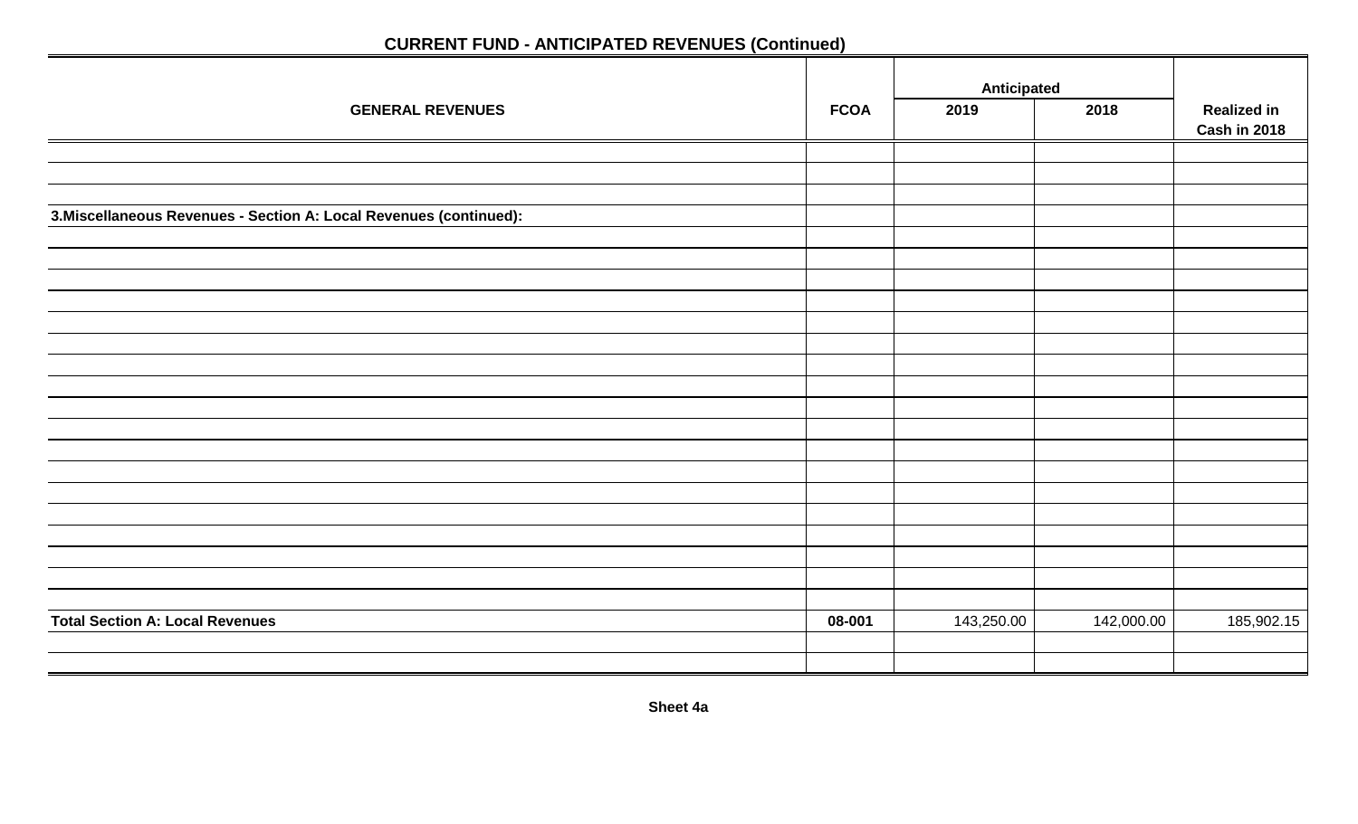## CURRENT FUND - ANTICIPATED REVENUES (Continued)

| GENERAL REVENUES | FCOA | Anticipated 2019 | Anticipated 2018 | Realized in Cash in 2018 |
|---|---|---|---|---|
| 3.Miscellaneous Revenues - Section A: Local Revenues (continued): | | | | |
| **Total Section A: Local Revenues** | **08-001** | 143,250.00 | 142,000.00 | 185,902.15 |

Sheet 4a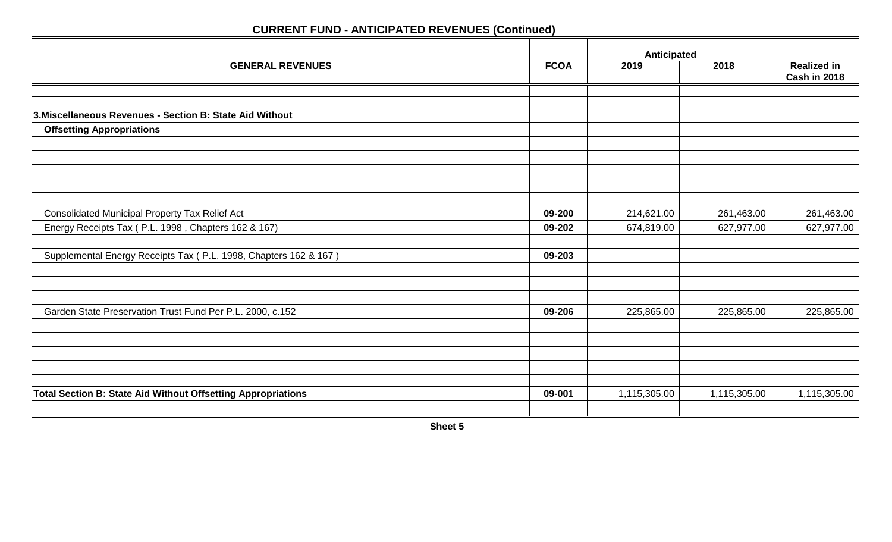## CURRENT FUND - ANTICIPATED REVENUES (Continued)

| GENERAL REVENUES | FCOA | Anticipated | | Realized in Cash in 2018 |
|---|---|---|---|---|
| | | 2019 | 2018 | |
| **3.Miscellaneous Revenues - Section B: State Aid Without** | | | | |
| **Offsetting Appropriations** | | | | |
| Consolidated Municipal Property Tax Relief Act | **09-200** | 214,621.00 | 261,463.00 | 261,463.00 |
| Energy Receipts Tax ( P.L. 1998 , Chapters 162 & 167) | **09-202** | 674,819.00 | 627,977.00 | 627,977.00 |
| Supplemental Energy Receipts Tax ( P.L. 1998, Chapters 162 & 167 ) | **09-203** | | | |
| Garden State Preservation Trust Fund Per P.L. 2000, c.152 | **09-206** | 225,865.00 | 225,865.00 | 225,865.00 |
| **Total Section B: State Aid Without Offsetting Appropriations** | **09-001** | 1,115,305.00 | 1,115,305.00 | 1,115,305.00 |

**Sheet 5**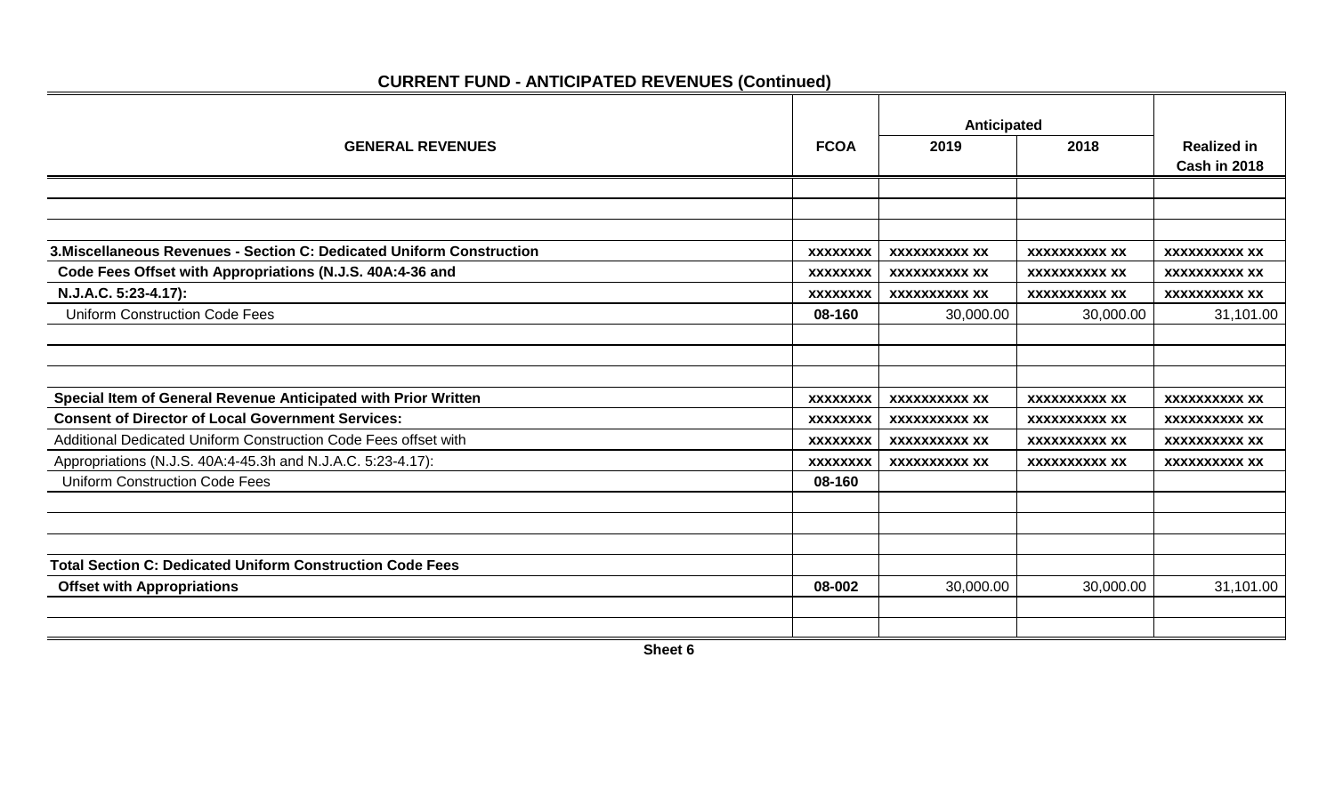## CURRENT FUND - ANTICIPATED REVENUES (Continued)

| GENERAL REVENUES | FCOA | Anticipated | | Realized in Cash in 2018 |
|---|---|---|---|---|
| | | 2019 | 2018 | |
| | | | | |
| | | | | |
| **3.Miscellaneous Revenues - Section C: Dedicated Uniform Construction** | xxxxxxxx | xxxxxxxxxx xx | xxxxxxxxxx xx | xxxxxxxxxx xx |
| **Code Fees Offset with Appropriations (N.J.S. 40A:4-36 and** | xxxxxxxx | xxxxxxxxxx xx | xxxxxxxxxx xx | xxxxxxxxxx xx |
| **N.J.A.C. 5:23-4.17):** | xxxxxxxx | xxxxxxxxxx xx | xxxxxxxxxx xx | xxxxxxxxxx xx |
| Uniform Construction Code Fees | 08-160 | 30,000.00 | 30,000.00 | 31,101.00 |
| | | | | |
| | | | | |
| **Special Item of General Revenue Anticipated with Prior Written** | xxxxxxxx | xxxxxxxxxx xx | xxxxxxxxxx xx | xxxxxxxxxx xx |
| **Consent of Director of Local Government Services:** | xxxxxxxx | xxxxxxxxxx xx | xxxxxxxxxx xx | xxxxxxxxxx xx |
| Additional Dedicated Uniform Construction Code Fees offset with | xxxxxxxx | xxxxxxxxxx xx | xxxxxxxxxx xx | xxxxxxxxxx xx |
| Appropriations (N.J.S. 40A:4-45.3h and N.J.A.C. 5:23-4.17): | xxxxxxxx | xxxxxxxxxx xx | xxxxxxxxxx xx | xxxxxxxxxx xx |
| Uniform Construction Code Fees | 08-160 | | | |
| | | | | |
| | | | | |
| | | | | |
| **Total Section C: Dedicated Uniform Construction Code Fees** | | | | |
| **Offset with Appropriations** | 08-002 | 30,000.00 | 30,000.00 | 31,101.00 |
| | | | | |
| | | | | |

**Sheet 6**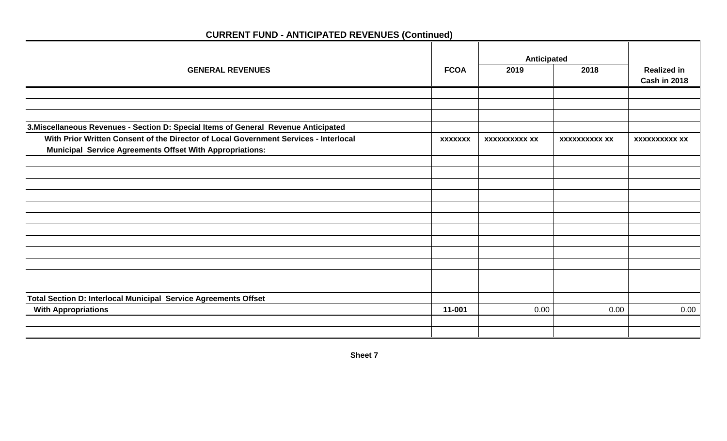## CURRENT FUND - ANTICIPATED REVENUES (Continued)

| GENERAL REVENUES | FCOA | Anticipated | | Realized in Cash in 2018 |
|---|---|---|---|---|
| | | 2019 | 2018 | |
| | | | | |
| | | | | |
| 3.Miscellaneous Revenues - Section D: Special Items of General Revenue Anticipated | | | | |
| With Prior Written Consent of the Director of Local Government Services - Interlocal | xxxxxxx | xxxxxxxxxx xx | xxxxxxxxxx xx | xxxxxxxxxx xx |
| Municipal Service Agreements Offset With Appropriations: | | | | |
| | | | | |
| | | | | |
| | | | | |
| | | | | |
| | | | | |
| | | | | |
| | | | | |
| | | | | |
| | | | | |
| | | | | |
| | | | | |
| | | | | |
| Total Section D: Interlocal Municipal Service Agreements Offset | | | | |
| With Appropriations | 11-001 | 0.00 | 0.00 | 0.00 |
| | | | | |
| | | | | |

Sheet 7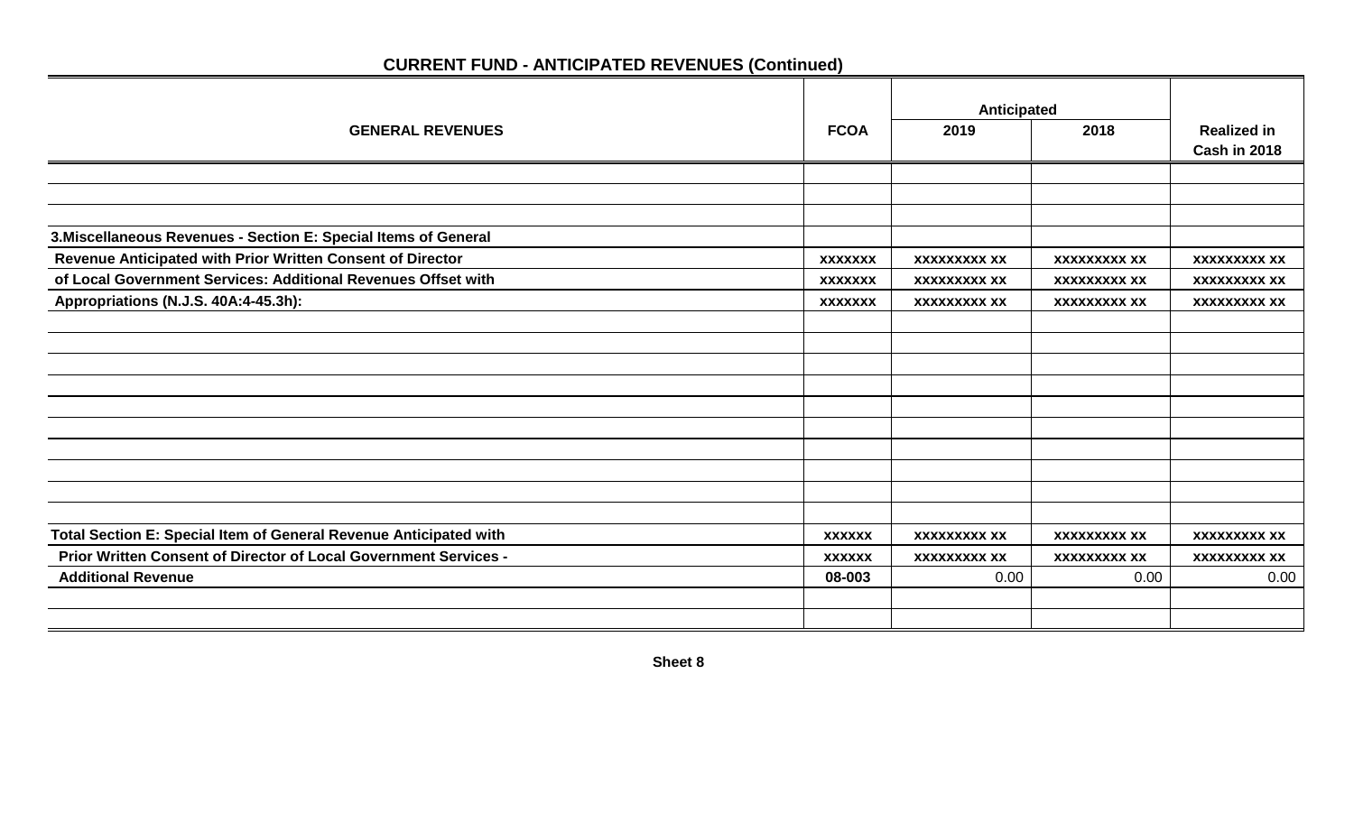## CURRENT FUND - ANTICIPATED REVENUES (Continued)

| GENERAL REVENUES | FCOA | Anticipated | | Realized in Cash in 2018 |
|---|---|---|---|---|
| | | 2019 | 2018 | |
| | | | | |
| | | | | |
| 3.Miscellaneous Revenues - Section E: Special Items of General | | | | |
| Revenue Anticipated with Prior Written Consent of Director | xxxxxxx | xxxxxxxxx xx | xxxxxxxxx xx | xxxxxxxxx xx |
| of Local Government Services: Additional Revenues Offset with | xxxxxxx | xxxxxxxxx xx | xxxxxxxxx xx | xxxxxxxxx xx |
| Appropriations (N.J.S. 40A:4-45.3h): | xxxxxxx | xxxxxxxxx xx | xxxxxxxxx xx | xxxxxxxxx xx |
| | | | | |
| | | | | |
| | | | | |
| | | | | |
| | | | | |
| | | | | |
| | | | | |
| | | | | |
| | | | | |
| | | | | |
| Total Section E: Special Item of General Revenue Anticipated with | xxxxxx | xxxxxxxxx xx | xxxxxxxxx xx | xxxxxxxxx xx |
| Prior Written Consent of Director of Local Government Services - | xxxxxx | xxxxxxxxx xx | xxxxxxxxx xx | xxxxxxxxx xx |
| Additional Revenue | 08-003 | 0.00 | 0.00 | 0.00 |
| | | | | |
| | | | | |

Sheet 8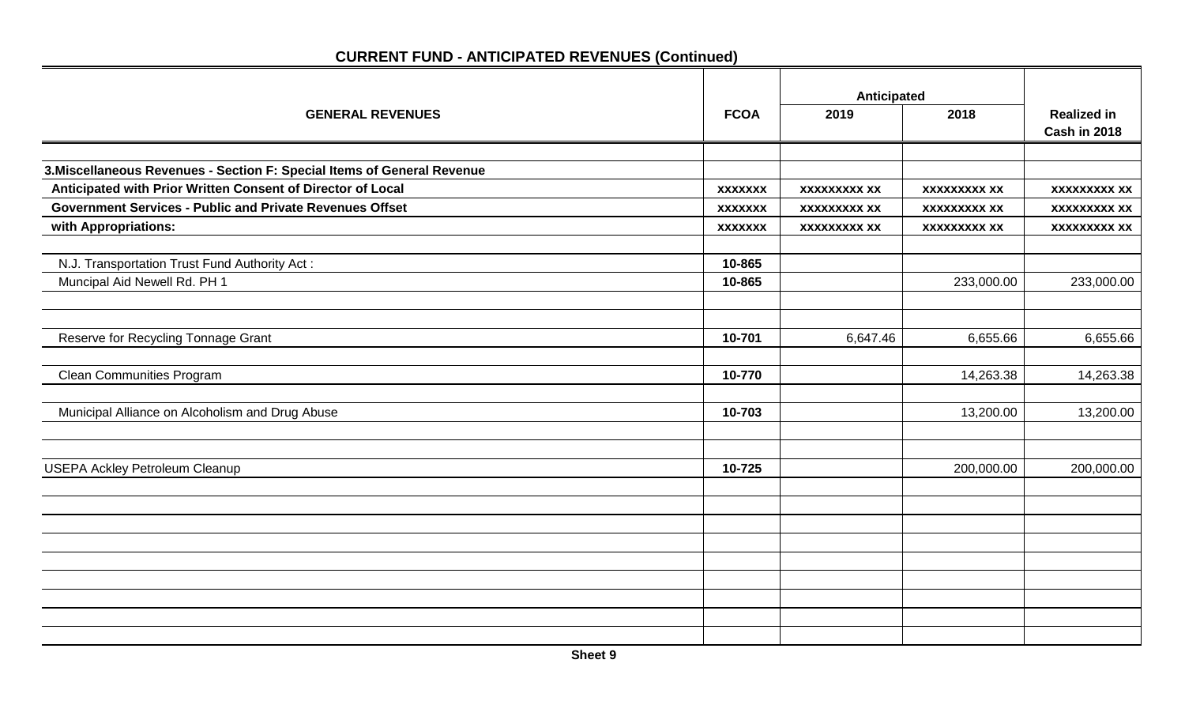## CURRENT FUND - ANTICIPATED REVENUES (Continued)

| GENERAL REVENUES | FCOA | Anticipated | | Realized in Cash in 2018 |
|---|---|---|---|---|
| | | 2019 | 2018 | |
| **3.Miscellaneous Revenues - Section F: Special Items of General Revenue** | | | | |
| **Anticipated with Prior Written Consent of Director of Local** | xxxxxxx | xxxxxxxxx xx | xxxxxxxxx xx | xxxxxxxxx xx |
| **Government Services - Public and Private Revenues Offset** | xxxxxxx | xxxxxxxxx xx | xxxxxxxxx xx | xxxxxxxxx xx |
| **with Appropriations:** | xxxxxxx | xxxxxxxxx xx | xxxxxxxxx xx | xxxxxxxxx xx |
| N.J. Transportation Trust Fund Authority Act : | 10-865 | | | |
| Muncipal Aid Newell Rd. PH 1 | 10-865 | | 233,000.00 | 233,000.00 |
| Reserve for Recycling Tonnage Grant | 10-701 | 6,647.46 | 6,655.66 | 6,655.66 |
| Clean Communities Program | 10-770 | | 14,263.38 | 14,263.38 |
| Municipal Alliance on Alcoholism and Drug Abuse | 10-703 | | 13,200.00 | 13,200.00 |
| USEPA Ackley Petroleum Cleanup | 10-725 | | 200,000.00 | 200,000.00 |

Sheet 9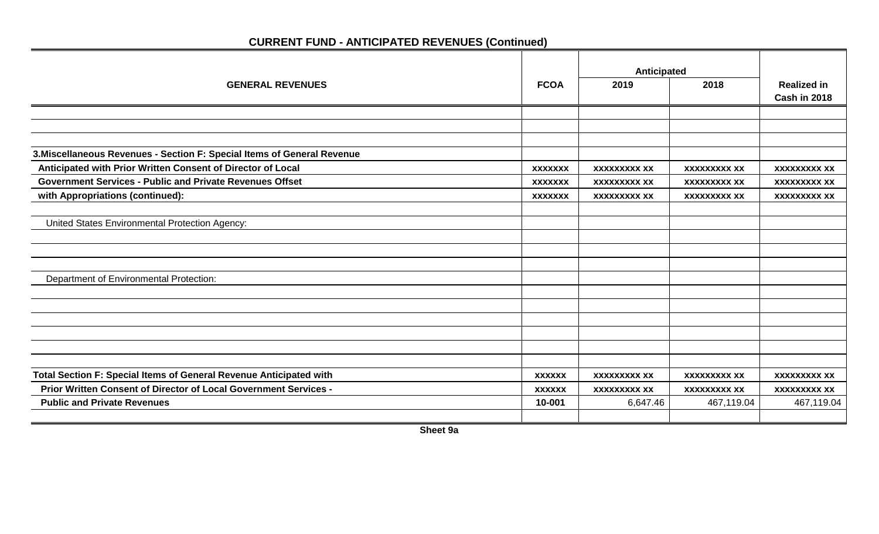## CURRENT FUND - ANTICIPATED REVENUES (Continued)

| GENERAL REVENUES | FCOA | Anticipated | | Realized in Cash in 2018 |
|---|---|---|---|---|
| | | 2019 | 2018 | |
| | | | | |
| | | | | |
| **3.Miscellaneous Revenues - Section F: Special Items of General Revenue** | | | | |
| **Anticipated with Prior Written Consent of Director of Local** | xxxxxxx | xxxxxxxxx xx | xxxxxxxxx xx | xxxxxxxxx xx |
| **Government Services - Public and Private Revenues Offset** | xxxxxxx | xxxxxxxxx xx | xxxxxxxxx xx | xxxxxxxxx xx |
| **with Appropriations (continued):** | xxxxxxx | xxxxxxxxx xx | xxxxxxxxx xx | xxxxxxxxx xx |
| | | | | |
| United States Environmental Protection Agency: | | | | |
| | | | | |
| | | | | |
| | | | | |
| Department of Environmental Protection: | | | | |
| | | | | |
| | | | | |
| | | | | |
| | | | | |
| | | | | |
| | | | | |
| **Total Section F: Special Items of General Revenue Anticipated with** | xxxxxx | xxxxxxxxx xx | xxxxxxxxx xx | xxxxxxxxx xx |
| **Prior Written Consent of Director of Local Government Services -** | xxxxxx | xxxxxxxxx xx | xxxxxxxxx xx | xxxxxxxxx xx |
| **Public and Private Revenues** | 10-001 | 6,647.46 | 467,119.04 | 467,119.04 |
| | | | | |

**Sheet 9a**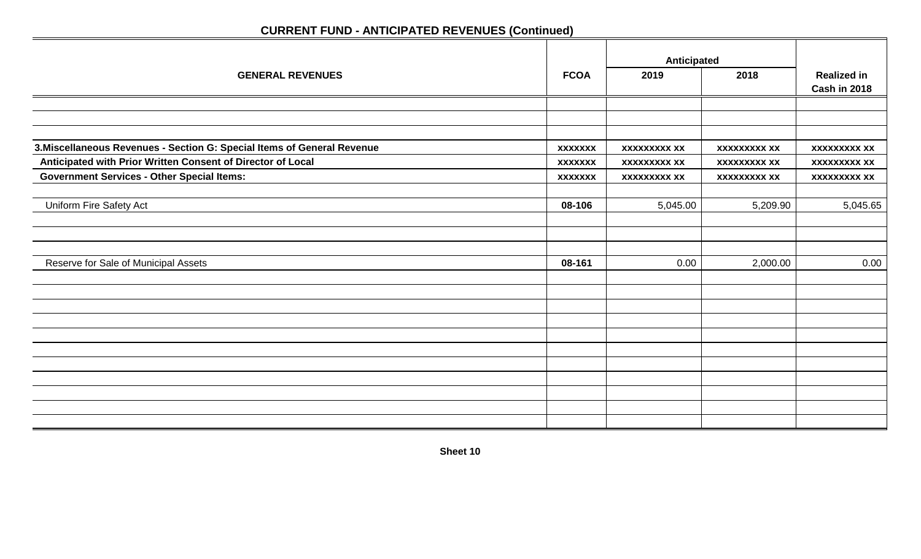## CURRENT FUND - ANTICIPATED REVENUES (Continued)

| GENERAL REVENUES | FCOA | Anticipated 2019 | Anticipated 2018 | Realized in Cash in 2018 |
|---|---|---|---|---|
| | | | | |
| | | | | |
| | | | | |
| **3.Miscellaneous Revenues - Section G: Special Items of General Revenue** | **xxxxxxx** | **xxxxxxxxx xx** | **xxxxxxxxx xx** | **xxxxxxxxx xx** |
| **Anticipated with Prior Written Consent of Director of Local** | **xxxxxxx** | **xxxxxxxxx xx** | **xxxxxxxxx xx** | **xxxxxxxxx xx** |
| **Government Services - Other Special Items:** | **xxxxxxx** | **xxxxxxxxx xx** | **xxxxxxxxx xx** | **xxxxxxxxx xx** |
| | | | | |
| Uniform Fire Safety Act | **08-106** | 5,045.00 | 5,209.90 | 5,045.65 |
| | | | | |
| | | | | |
| | | | | |
| Reserve for Sale of Municipal Assets | **08-161** | 0.00 | 2,000.00 | 0.00 |
| | | | | |
| | | | | |
| | | | | |
| | | | | |
| | | | | |
| | | | | |
| | | | | |
| | | | | |
| | | | | |
| | | | | |
| | | | | |

**Sheet 10**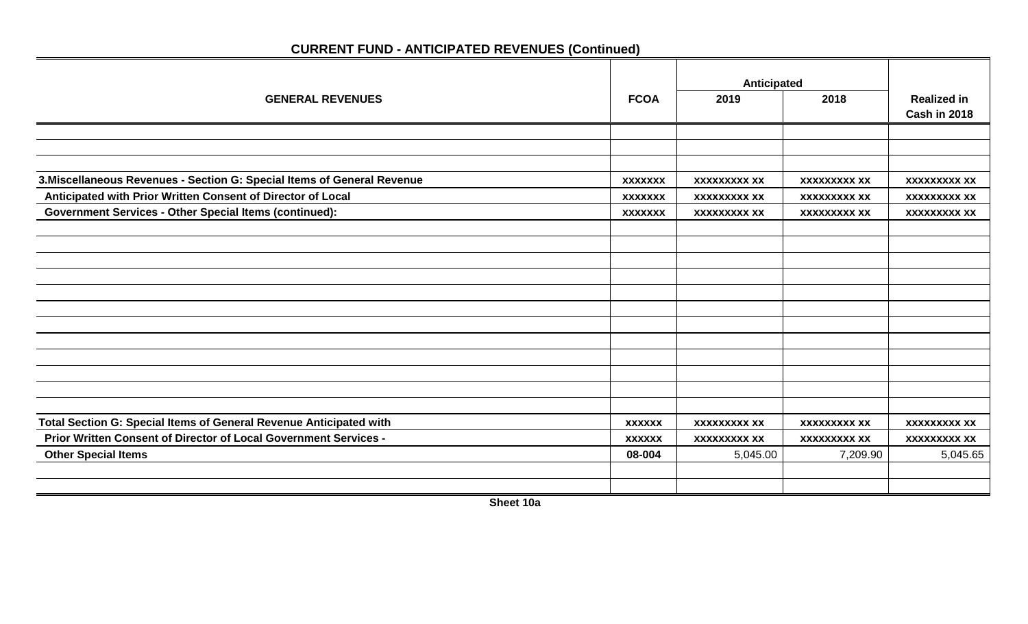## CURRENT FUND - ANTICIPATED REVENUES (Continued)

| GENERAL REVENUES | FCOA | Anticipated | | Realized in Cash in 2018 |
|---|---|---|---|---|
| | | 2019 | 2018 | |
| | | | | |
| | | | | |
| 3.Miscellaneous Revenues - Section G: Special Items of General Revenue | xxxxxxx | xxxxxxxxx xx | xxxxxxxxx xx | xxxxxxxxx xx |
| Anticipated with Prior Written Consent of Director of Local | xxxxxxx | xxxxxxxxx xx | xxxxxxxxx xx | xxxxxxxxx xx |
| Government Services - Other Special Items (continued): | xxxxxxx | xxxxxxxxx xx | xxxxxxxxx xx | xxxxxxxxx xx |
| | | | | |
| | | | | |
| | | | | |
| | | | | |
| | | | | |
| | | | | |
| | | | | |
| | | | | |
| | | | | |
| | | | | |
| | | | | |
| | | | | |
| Total Section G: Special Items of General Revenue Anticipated with | xxxxxx | xxxxxxxxx xx | xxxxxxxxx xx | xxxxxxxxx xx |
| Prior Written Consent of Director of Local Government Services - | xxxxxx | xxxxxxxxx xx | xxxxxxxxx xx | xxxxxxxxx xx |
| Other Special Items | 08-004 | 5,045.00 | 7,209.90 | 5,045.65 |
| | | | | |
| | | | | |

Sheet 10a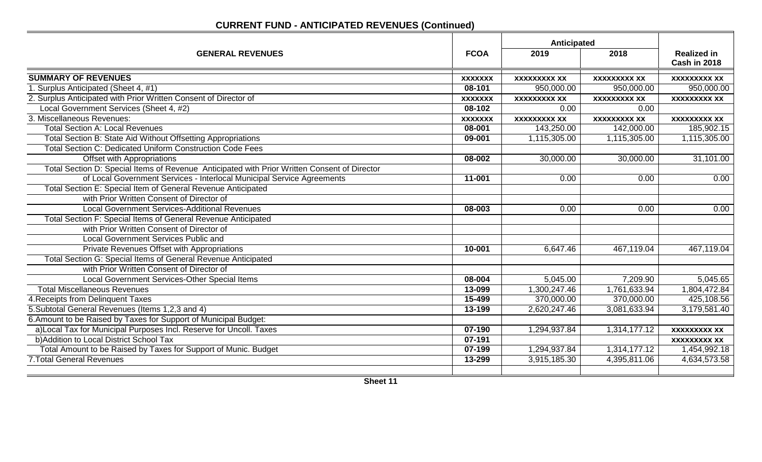## CURRENT FUND - ANTICIPATED REVENUES (Continued)

| GENERAL REVENUES | FCOA | Anticipated | | Realized in Cash in 2018 |
|---|---|---|---|---|
| | | 2019 | 2018 | |
| **SUMMARY OF REVENUES** | xxxxxxx | xxxxxxxxx xx | xxxxxxxxx xx | xxxxxxxxx xx |
| 1. Surplus Anticipated (Sheet 4, #1) | 08-101 | 950,000.00 | 950,000.00 | 950,000.00 |
| 2. Surplus Anticipated with Prior Written Consent of Director of | xxxxxxx | xxxxxxxxx xx | xxxxxxxxx xx | xxxxxxxxx xx |
| Local Government Services (Sheet 4, #2) | 08-102 | 0.00 | 0.00 | |
| 3. Miscellaneous Revenues: | xxxxxxx | xxxxxxxxx xx | xxxxxxxxx xx | xxxxxxxxx xx |
| Total Section A: Local Revenues | 08-001 | 143,250.00 | 142,000.00 | 185,902.15 |
| Total Section B: State Aid Without Offsetting Appropriations | 09-001 | 1,115,305.00 | 1,115,305.00 | 1,115,305.00 |
| Total Section C: Dedicated Uniform Construction Code Fees | | | | |
| Offset with Appropriations | 08-002 | 30,000.00 | 30,000.00 | 31,101.00 |
| Total Section D: Special Items of Revenue Anticipated with Prior Written Consent of Director | | | | |
| of Local Government Services - Interlocal Municipal Service Agreements | 11-001 | 0.00 | 0.00 | 0.00 |
| Total Section E: Special Item of General Revenue Anticipated | | | | |
| with Prior Written Consent of Director of | | | | |
| Local Government Services-Additional Revenues | 08-003 | 0.00 | 0.00 | 0.00 |
| Total Section F: Special Items of General Revenue Anticipated | | | | |
| with Prior Written Consent of Director of | | | | |
| Local Government Services Public and | | | | |
| Private Revenues Offset with Appropriations | 10-001 | 6,647.46 | 467,119.04 | 467,119.04 |
| Total Section G: Special Items of General Revenue Anticipated | | | | |
| with Prior Written Consent of Director of | | | | |
| Local Government Services-Other Special Items | 08-004 | 5,045.00 | 7,209.90 | 5,045.65 |
| Total Miscellaneous Revenues | 13-099 | 1,300,247.46 | 1,761,633.94 | 1,804,472.84 |
| 4. Receipts from Delinquent Taxes | 15-499 | 370,000.00 | 370,000.00 | 425,108.56 |
| 5. Subtotal General Revenues (Items 1,2,3 and 4) | 13-199 | 2,620,247.46 | 3,081,633.94 | 3,179,581.40 |
| 6. Amount to be Raised by Taxes for Support of Municipal Budget: | | | | |
| a) Local Tax for Municipal Purposes Incl. Reserve for Uncoll. Taxes | 07-190 | 1,294,937.84 | 1,314,177.12 | xxxxxxxxx xx |
| b) Addition to Local District School Tax | 07-191 | | | xxxxxxxxx xx |
| Total Amount to be Raised by Taxes for Support of Munic. Budget | 07-199 | 1,294,937.84 | 1,314,177.12 | 1,454,992.18 |
| 7. Total General Revenues | 13-299 | 3,915,185.30 | 4,395,811.06 | 4,634,573.58 |

**Sheet 11**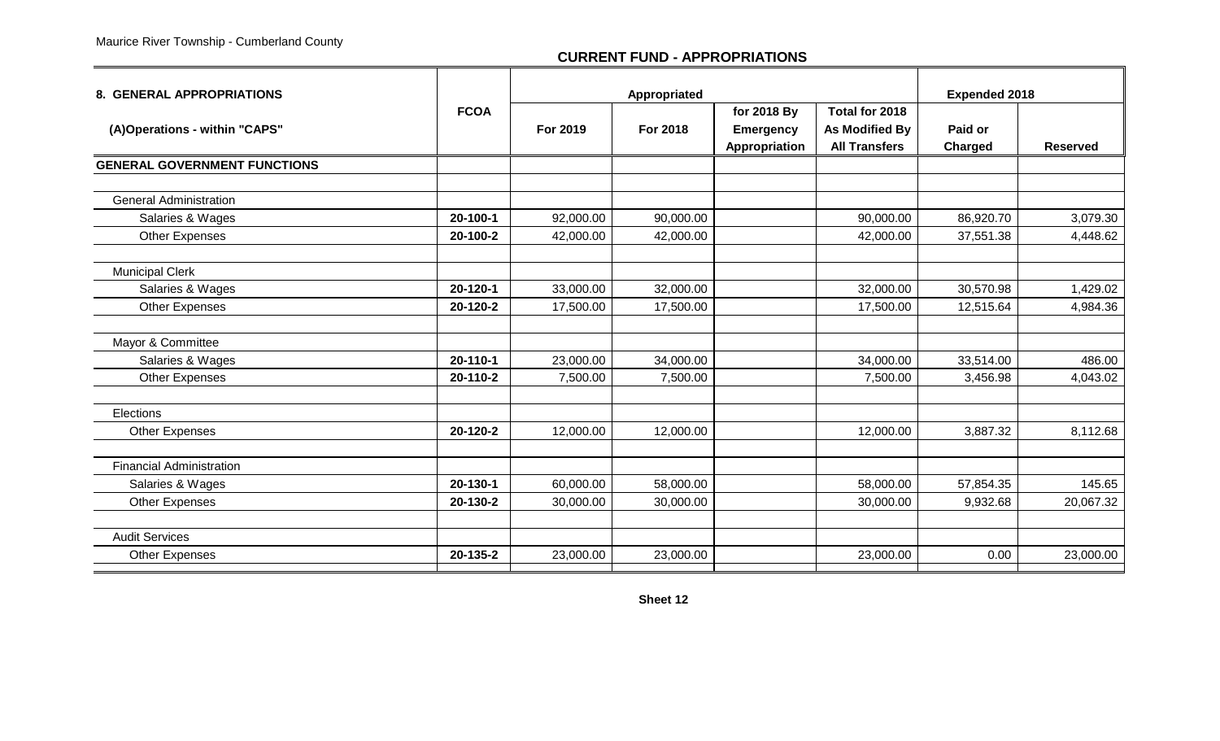Maurice River Township - Cumberland County

## CURRENT FUND - APPROPRIATIONS

| 8. GENERAL APPROPRIATIONS | FCOA | Appropriated | | | | Expended 2018 | |
|---|---|---|---|---|---|---|---|
| (A)Operations - within "CAPS" | | For 2019 | For 2018 | for 2018 By Emergency Appropriation | Total for 2018 As Modified By All Transfers | Paid or Charged | Reserved |
| **GENERAL GOVERNMENT FUNCTIONS** | | | | | | | |
| | | | | | | | |
| General Administration | | | | | | | |
| Salaries & Wages | 20-100-1 | 92,000.00 | 90,000.00 | | 90,000.00 | 86,920.70 | 3,079.30 |
| Other Expenses | 20-100-2 | 42,000.00 | 42,000.00 | | 42,000.00 | 37,551.38 | 4,448.62 |
| | | | | | | | |
| Municipal Clerk | | | | | | | |
| Salaries & Wages | 20-120-1 | 33,000.00 | 32,000.00 | | 32,000.00 | 30,570.98 | 1,429.02 |
| Other Expenses | 20-120-2 | 17,500.00 | 17,500.00 | | 17,500.00 | 12,515.64 | 4,984.36 |
| | | | | | | | |
| Mayor & Committee | | | | | | | |
| Salaries & Wages | 20-110-1 | 23,000.00 | 34,000.00 | | 34,000.00 | 33,514.00 | 486.00 |
| Other Expenses | 20-110-2 | 7,500.00 | 7,500.00 | | 7,500.00 | 3,456.98 | 4,043.02 |
| | | | | | | | |
| Elections | | | | | | | |
| Other Expenses | 20-120-2 | 12,000.00 | 12,000.00 | | 12,000.00 | 3,887.32 | 8,112.68 |
| | | | | | | | |
| Financial Administration | | | | | | | |
| Salaries & Wages | 20-130-1 | 60,000.00 | 58,000.00 | | 58,000.00 | 57,854.35 | 145.65 |
| Other Expenses | 20-130-2 | 30,000.00 | 30,000.00 | | 30,000.00 | 9,932.68 | 20,067.32 |
| | | | | | | | |
| Audit Services | | | | | | | |
| Other Expenses | 20-135-2 | 23,000.00 | 23,000.00 | | 23,000.00 | 0.00 | 23,000.00 |

Sheet 12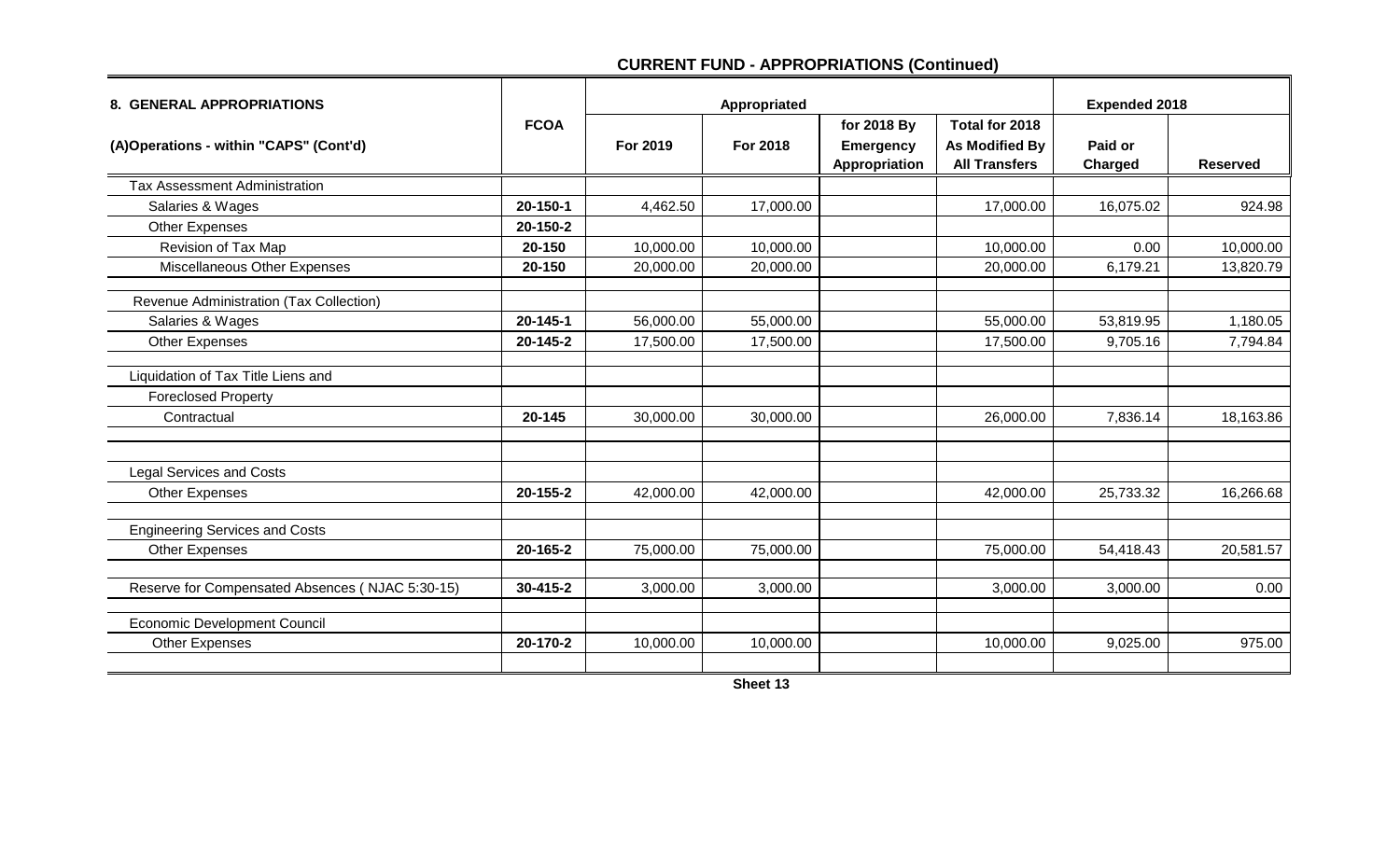## CURRENT FUND - APPROPRIATIONS (Continued)

| 8. GENERAL APPROPRIATIONS | FCOA | Appropriated | | | | Expended 2018 | |
|---|---|---|---|---|---|---|---|
| (A)Operations - within "CAPS" (Cont'd) | | For 2019 | For 2018 | for 2018 By Emergency Appropriation | Total for 2018 As Modified By All Transfers | Paid or Charged | Reserved |
| Tax Assessment Administration | | | | | | | |
| Salaries & Wages | 20-150-1 | 4,462.50 | 17,000.00 | | 17,000.00 | 16,075.02 | 924.98 |
| Other Expenses | 20-150-2 | | | | | | |
| Revision of Tax Map | 20-150 | 10,000.00 | 10,000.00 | | 10,000.00 | 0.00 | 10,000.00 |
| Miscellaneous Other Expenses | 20-150 | 20,000.00 | 20,000.00 | | 20,000.00 | 6,179.21 | 13,820.79 |
| Revenue Administration (Tax Collection) | | | | | | | |
| Salaries & Wages | 20-145-1 | 56,000.00 | 55,000.00 | | 55,000.00 | 53,819.95 | 1,180.05 |
| Other Expenses | 20-145-2 | 17,500.00 | 17,500.00 | | 17,500.00 | 9,705.16 | 7,794.84 |
| Liquidation of Tax Title Liens and | | | | | | | |
| Foreclosed Property | | | | | | | |
| Contractual | 20-145 | 30,000.00 | 30,000.00 | | 26,000.00 | 7,836.14 | 18,163.86 |
| Legal Services and Costs | | | | | | | |
| Other Expenses | 20-155-2 | 42,000.00 | 42,000.00 | | 42,000.00 | 25,733.32 | 16,266.68 |
| Engineering Services and Costs | | | | | | | |
| Other Expenses | 20-165-2 | 75,000.00 | 75,000.00 | | 75,000.00 | 54,418.43 | 20,581.57 |
| Reserve for Compensated Absences ( NJAC 5:30-15) | 30-415-2 | 3,000.00 | 3,000.00 | | 3,000.00 | 3,000.00 | 0.00 |
| Economic Development Council | | | | | | | |
| Other Expenses | 20-170-2 | 10,000.00 | 10,000.00 | | 10,000.00 | 9,025.00 | 975.00 |

Sheet 13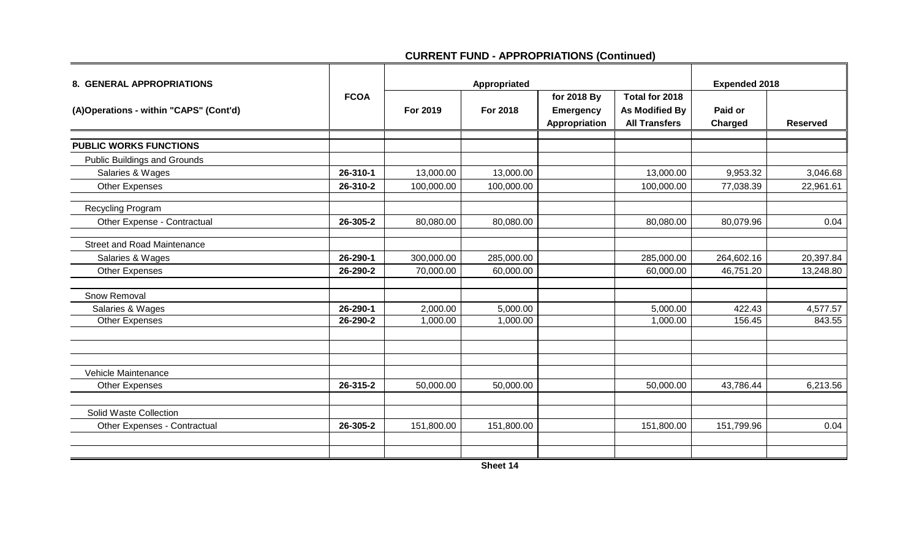## CURRENT FUND - APPROPRIATIONS (Continued)

| 8. GENERAL APPROPRIATIONS | FCOA | Appropriated | | | | Expended 2018 | |
|---|---|---|---|---|---|---|---|
| (A)Operations - within "CAPS" (Cont'd) | | For 2019 | For 2018 | for 2018 By Emergency Appropriation | Total for 2018 As Modified By All Transfers | Paid or Charged | Reserved |
| **PUBLIC WORKS FUNCTIONS** | | | | | | | |
| Public Buildings and Grounds | | | | | | | |
| Salaries & Wages | **26-310-1** | 13,000.00 | 13,000.00 | | 13,000.00 | 9,953.32 | 3,046.68 |
| Other Expenses | **26-310-2** | 100,000.00 | 100,000.00 | | 100,000.00 | 77,038.39 | 22,961.61 |
| Recycling Program | | | | | | | |
| Other Expense - Contractual | **26-305-2** | 80,080.00 | 80,080.00 | | 80,080.00 | 80,079.96 | 0.04 |
| Street and Road Maintenance | | | | | | | |
| Salaries & Wages | **26-290-1** | 300,000.00 | 285,000.00 | | 285,000.00 | 264,602.16 | 20,397.84 |
| Other Expenses | **26-290-2** | 70,000.00 | 60,000.00 | | 60,000.00 | 46,751.20 | 13,248.80 |
| Snow Removal | | | | | | | |
| Salaries & Wages | **26-290-1** | 2,000.00 | 5,000.00 | | 5,000.00 | 422.43 | 4,577.57 |
| Other Expenses | **26-290-2** | 1,000.00 | 1,000.00 | | 1,000.00 | 156.45 | 843.55 |
| Vehicle Maintenance | | | | | | | |
| Other Expenses | **26-315-2** | 50,000.00 | 50,000.00 | | 50,000.00 | 43,786.44 | 6,213.56 |
| Solid Waste Collection | | | | | | | |
| Other Expenses - Contractual | **26-305-2** | 151,800.00 | 151,800.00 | | 151,800.00 | 151,799.96 | 0.04 |

**Sheet 14**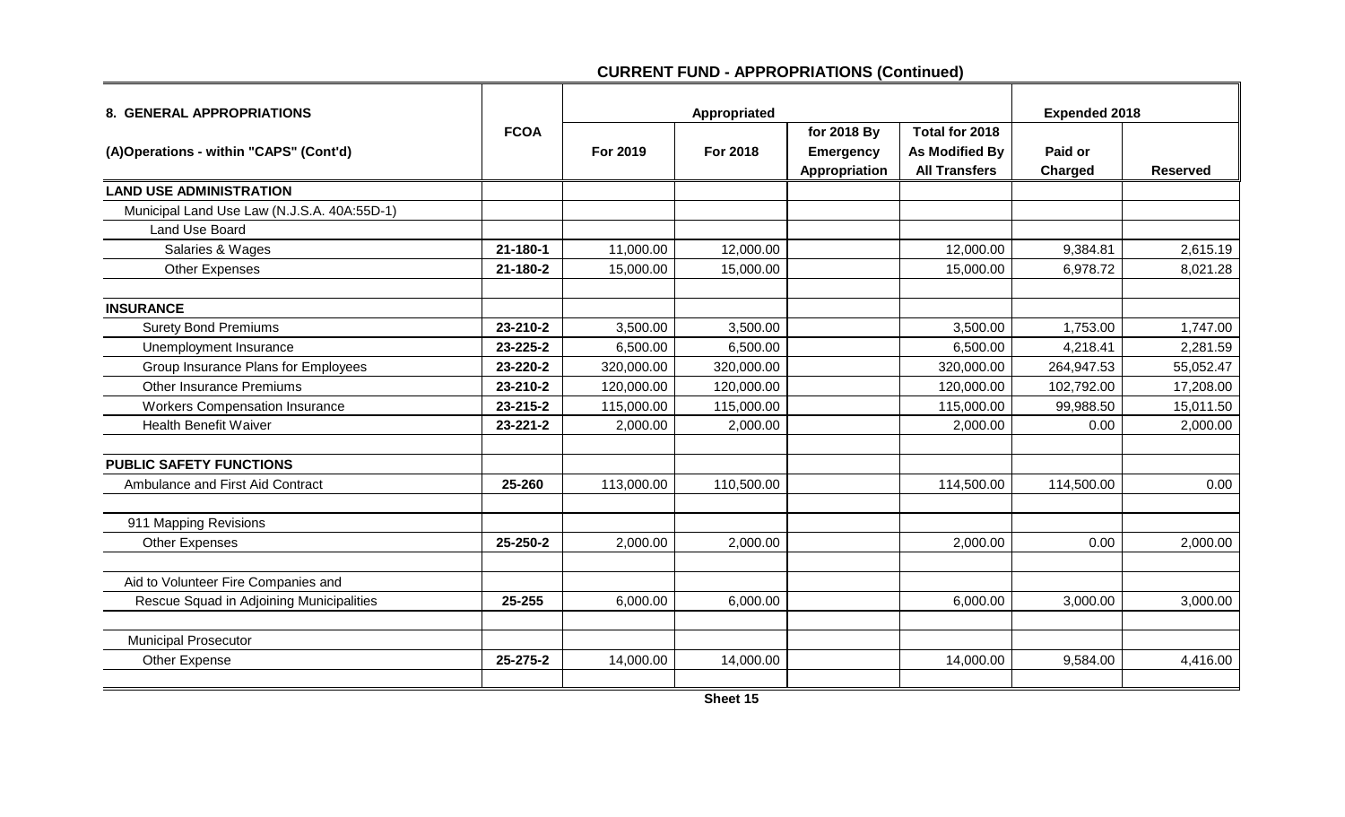## CURRENT FUND - APPROPRIATIONS (Continued)

| 8. GENERAL APPROPRIATIONS | FCOA | Appropriated | | | | Expended 2018 | |
|---|---|---|---|---|---|---|---|
| (A)Operations - within "CAPS" (Cont'd) | | For 2019 | For 2018 | for 2018 By Emergency Appropriation | Total for 2018 As Modified By All Transfers | Paid or Charged | Reserved |
| **LAND USE ADMINISTRATION** | | | | | | | |
| Municipal Land Use Law (N.J.S.A. 40A:55D-1) | | | | | | | |
| Land Use Board | | | | | | | |
| Salaries & Wages | 21-180-1 | 11,000.00 | 12,000.00 | | 12,000.00 | 9,384.81 | 2,615.19 |
| Other Expenses | 21-180-2 | 15,000.00 | 15,000.00 | | 15,000.00 | 6,978.72 | 8,021.28 |
| | | | | | | | |
| **INSURANCE** | | | | | | | |
| Surety Bond Premiums | 23-210-2 | 3,500.00 | 3,500.00 | | 3,500.00 | 1,753.00 | 1,747.00 |
| Unemployment Insurance | 23-225-2 | 6,500.00 | 6,500.00 | | 6,500.00 | 4,218.41 | 2,281.59 |
| Group Insurance Plans for Employees | 23-220-2 | 320,000.00 | 320,000.00 | | 320,000.00 | 264,947.53 | 55,052.47 |
| Other Insurance Premiums | 23-210-2 | 120,000.00 | 120,000.00 | | 120,000.00 | 102,792.00 | 17,208.00 |
| Workers Compensation Insurance | 23-215-2 | 115,000.00 | 115,000.00 | | 115,000.00 | 99,988.50 | 15,011.50 |
| Health Benefit Waiver | 23-221-2 | 2,000.00 | 2,000.00 | | 2,000.00 | 0.00 | 2,000.00 |
| | | | | | | | |
| **PUBLIC SAFETY FUNCTIONS** | | | | | | | |
| Ambulance and First Aid Contract | 25-260 | 113,000.00 | 110,500.00 | | 114,500.00 | 114,500.00 | 0.00 |
| | | | | | | | |
| 911 Mapping Revisions | | | | | | | |
| Other Expenses | 25-250-2 | 2,000.00 | 2,000.00 | | 2,000.00 | 0.00 | 2,000.00 |
| | | | | | | | |
| Aid to Volunteer Fire Companies and | | | | | | | |
| Rescue Squad in Adjoining Municipalities | 25-255 | 6,000.00 | 6,000.00 | | 6,000.00 | 3,000.00 | 3,000.00 |
| | | | | | | | |
| Municipal Prosecutor | | | | | | | |
| Other Expense | 25-275-2 | 14,000.00 | 14,000.00 | | 14,000.00 | 9,584.00 | 4,416.00 |

Sheet 15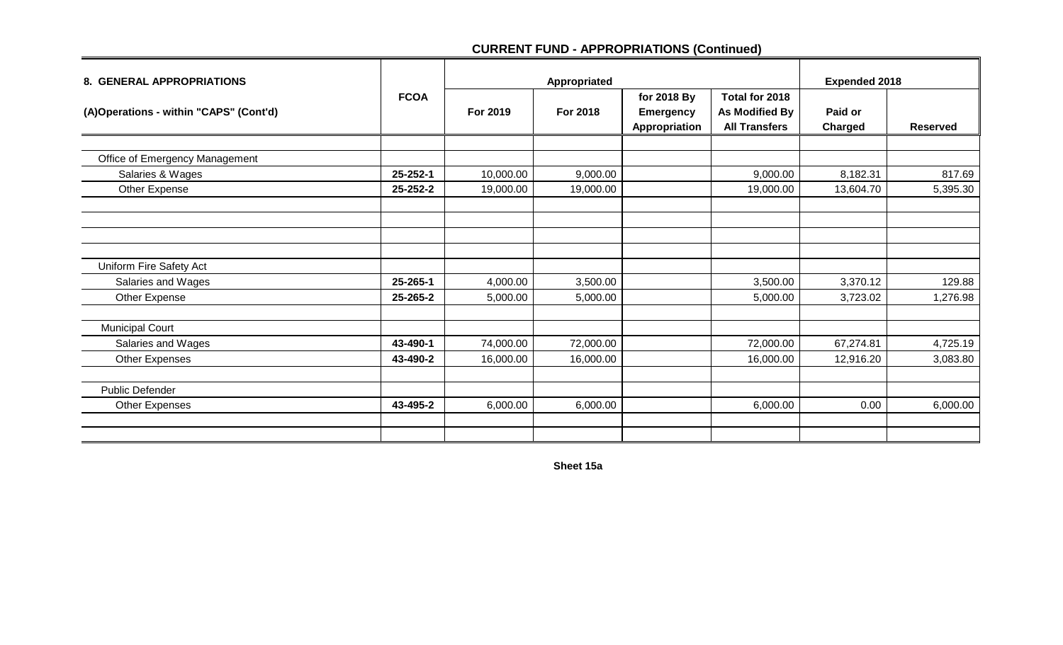## CURRENT FUND - APPROPRIATIONS (Continued)

| 8. GENERAL APPROPRIATIONS | FCOA | Appropriated | | | | Expended 2018 | |
|---|---|---|---|---|---|---|---|
| (A)Operations - within "CAPS" (Cont'd) | | For 2019 | For 2018 | for 2018 By Emergency Appropriation | Total for 2018 As Modified By All Transfers | Paid or Charged | Reserved |
| | | | | | | | |
| Office of Emergency Management | | | | | | | |
| Salaries & Wages | 25-252-1 | 10,000.00 | 9,000.00 | | 9,000.00 | 8,182.31 | 817.69 |
| Other Expense | 25-252-2 | 19,000.00 | 19,000.00 | | 19,000.00 | 13,604.70 | 5,395.30 |
| | | | | | | | |
| | | | | | | | |
| | | | | | | | |
| | | | | | | | |
| Uniform Fire Safety Act | | | | | | | |
| Salaries and Wages | 25-265-1 | 4,000.00 | 3,500.00 | | 3,500.00 | 3,370.12 | 129.88 |
| Other Expense | 25-265-2 | 5,000.00 | 5,000.00 | | 5,000.00 | 3,723.02 | 1,276.98 |
| | | | | | | | |
| Municipal Court | | | | | | | |
| Salaries and Wages | 43-490-1 | 74,000.00 | 72,000.00 | | 72,000.00 | 67,274.81 | 4,725.19 |
| Other Expenses | 43-490-2 | 16,000.00 | 16,000.00 | | 16,000.00 | 12,916.20 | 3,083.80 |
| | | | | | | | |
| Public Defender | | | | | | | |
| Other Expenses | 43-495-2 | 6,000.00 | 6,000.00 | | 6,000.00 | 0.00 | 6,000.00 |
| | | | | | | | |
| | | | | | | | |

**Sheet 15a**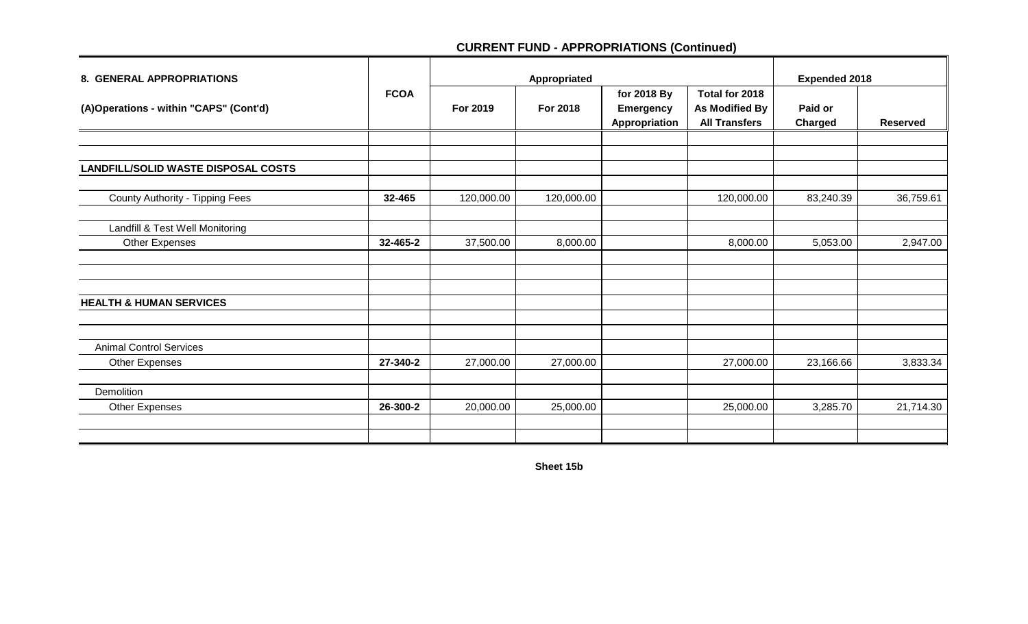## CURRENT FUND - APPROPRIATIONS (Continued)

| 8. GENERAL APPROPRIATIONS | FCOA | Appropriated | | | | Expended 2018 | |
|---|---|---|---|---|---|---|---|
| (A)Operations - within "CAPS" (Cont'd) | | For 2019 | For 2018 | for 2018 By Emergency Appropriation | Total for 2018 As Modified By All Transfers | Paid or Charged | Reserved |
| | | | | | | | |
| | | | | | | | |
| **LANDFILL/SOLID WASTE DISPOSAL COSTS** | | | | | | | |
| | | | | | | | |
| County Authority - Tipping Fees | **32-465** | 120,000.00 | 120,000.00 | | 120,000.00 | 83,240.39 | 36,759.61 |
| | | | | | | | |
| Landfill & Test Well Monitoring | | | | | | | |
| Other Expenses | **32-465-2** | 37,500.00 | 8,000.00 | | 8,000.00 | 5,053.00 | 2,947.00 |
| | | | | | | | |
| | | | | | | | |
| | | | | | | | |
| **HEALTH & HUMAN SERVICES** | | | | | | | |
| | | | | | | | |
| | | | | | | | |
| Animal Control Services | | | | | | | |
| Other Expenses | **27-340-2** | 27,000.00 | 27,000.00 | | 27,000.00 | 23,166.66 | 3,833.34 |
| | | | | | | | |
| Demolition | | | | | | | |
| Other Expenses | **26-300-2** | 20,000.00 | 25,000.00 | | 25,000.00 | 3,285.70 | 21,714.30 |
| | | | | | | | |
| | | | | | | | |

**Sheet 15b**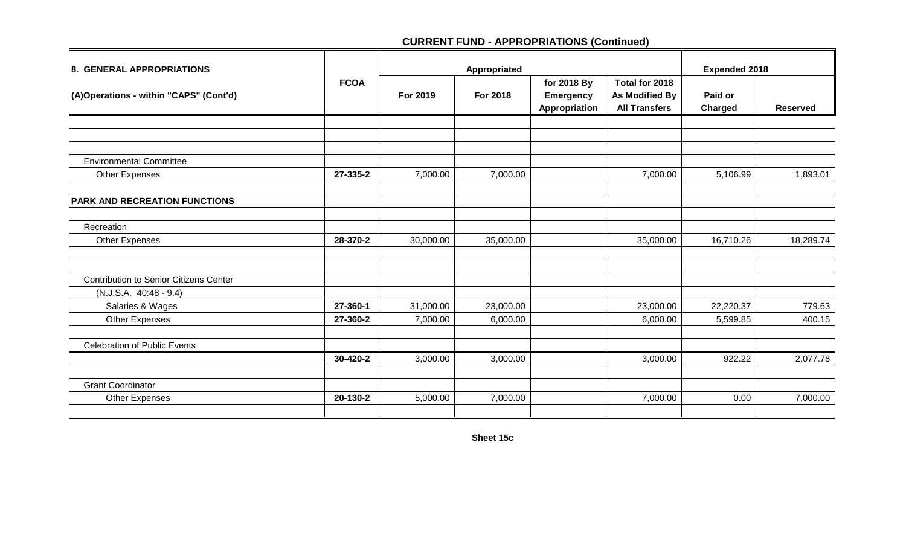## CURRENT FUND - APPROPRIATIONS (Continued)

| 8. GENERAL APPROPRIATIONS | FCOA | Appropriated | | | | Expended 2018 | |
|---|---|---|---|---|---|---|---|
| (A)Operations - within "CAPS" (Cont'd) | | For 2019 | For 2018 | for 2018 By Emergency Appropriation | Total for 2018 As Modified By All Transfers | Paid or Charged | Reserved |
| | | | | | | | |
| | | | | | | | |
| | | | | | | | |
| Environmental Committee | | | | | | | |
| Other Expenses | 27-335-2 | 7,000.00 | 7,000.00 | | 7,000.00 | 5,106.99 | 1,893.01 |
| | | | | | | | |
| **PARK AND RECREATION FUNCTIONS** | | | | | | | |
| | | | | | | | |
| Recreation | | | | | | | |
| Other Expenses | 28-370-2 | 30,000.00 | 35,000.00 | | 35,000.00 | 16,710.26 | 18,289.74 |
| | | | | | | | |
| | | | | | | | |
| Contribution to Senior Citizens Center | | | | | | | |
| (N.J.S.A. 40:48 - 9.4) | | | | | | | |
| Salaries & Wages | 27-360-1 | 31,000.00 | 23,000.00 | | 23,000.00 | 22,220.37 | 779.63 |
| Other Expenses | 27-360-2 | 7,000.00 | 6,000.00 | | 6,000.00 | 5,599.85 | 400.15 |
| | | | | | | | |
| Celebration of Public Events | | | | | | | |
| | 30-420-2 | 3,000.00 | 3,000.00 | | 3,000.00 | 922.22 | 2,077.78 |
| | | | | | | | |
| Grant Coordinator | | | | | | | |
| Other Expenses | 20-130-2 | 5,000.00 | 7,000.00 | | 7,000.00 | 0.00 | 7,000.00 |
| | | | | | | | |

**Sheet 15c**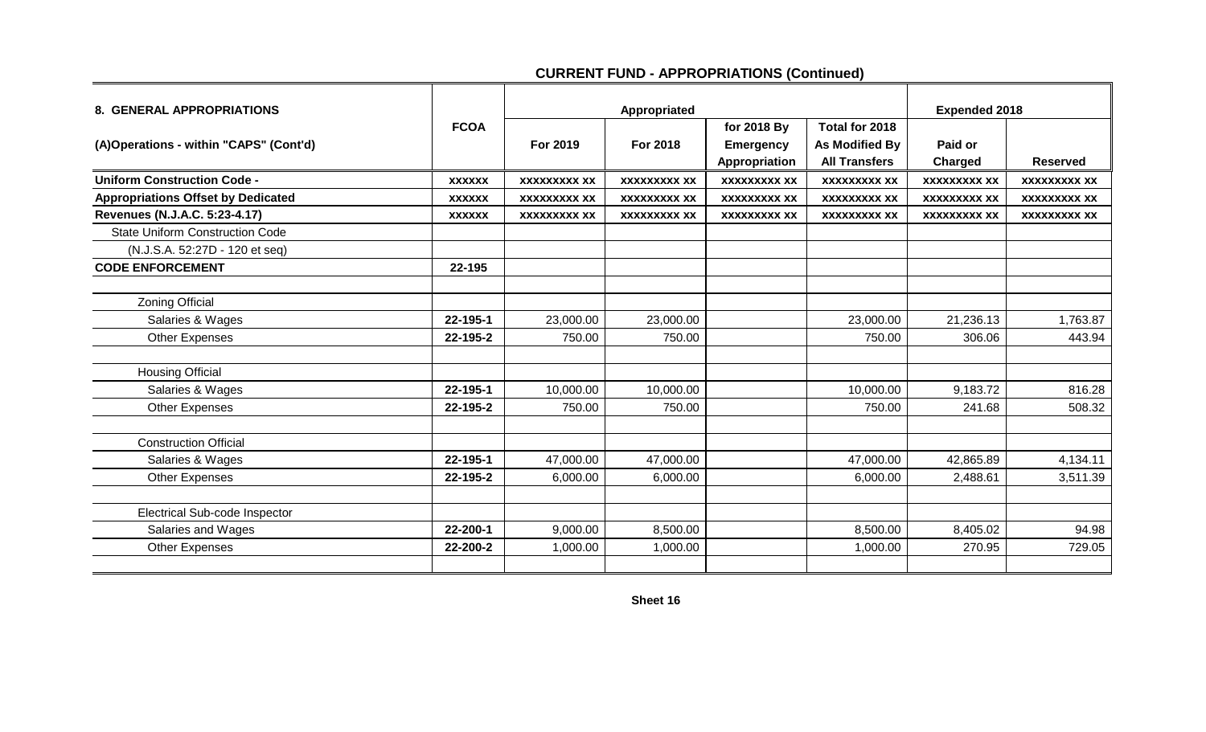## CURRENT FUND - APPROPRIATIONS (Continued)

| 8. GENERAL APPROPRIATIONS | FCOA | Appropriated | | | | Expended 2018 | |
|---|---|---|---|---|---|---|---|
| (A)Operations - within "CAPS" (Cont'd) | | For 2019 | For 2018 | for 2018 By Emergency Appropriation | Total for 2018 As Modified By All Transfers | Paid or Charged | Reserved |
| **Uniform Construction Code -** | **xxxxxx** | **xxxxxxxxx xx** | **xxxxxxxxx xx** | **xxxxxxxxx xx** | **xxxxxxxxx xx** | **xxxxxxxxx xx** | **xxxxxxxxx xx** |
| **Appropriations Offset by Dedicated** | **xxxxxx** | **xxxxxxxxx xx** | **xxxxxxxxx xx** | **xxxxxxxxx xx** | **xxxxxxxxx xx** | **xxxxxxxxx xx** | **xxxxxxxxx xx** |
| **Revenues (N.J.A.C. 5:23-4.17)** | **xxxxxx** | **xxxxxxxxx xx** | **xxxxxxxxx xx** | **xxxxxxxxx xx** | **xxxxxxxxx xx** | **xxxxxxxxx xx** | **xxxxxxxxx xx** |
| State Uniform Construction Code | | | | | | | |
| (N.J.S.A. 52:27D - 120 et seq) | | | | | | | |
| **CODE ENFORCEMENT** | **22-195** | | | | | | |
| | | | | | | | |
| Zoning Official | | | | | | | |
| Salaries & Wages | **22-195-1** | 23,000.00 | 23,000.00 | | 23,000.00 | 21,236.13 | 1,763.87 |
| Other Expenses | **22-195-2** | 750.00 | 750.00 | | 750.00 | 306.06 | 443.94 |
| | | | | | | | |
| Housing Official | | | | | | | |
| Salaries & Wages | **22-195-1** | 10,000.00 | 10,000.00 | | 10,000.00 | 9,183.72 | 816.28 |
| Other Expenses | **22-195-2** | 750.00 | 750.00 | | 750.00 | 241.68 | 508.32 |
| | | | | | | | |
| Construction Official | | | | | | | |
| Salaries & Wages | **22-195-1** | 47,000.00 | 47,000.00 | | 47,000.00 | 42,865.89 | 4,134.11 |
| Other Expenses | **22-195-2** | 6,000.00 | 6,000.00 | | 6,000.00 | 2,488.61 | 3,511.39 |
| | | | | | | | |
| Electrical Sub-code Inspector | | | | | | | |
| Salaries and Wages | **22-200-1** | 9,000.00 | 8,500.00 | | 8,500.00 | 8,405.02 | 94.98 |
| Other Expenses | **22-200-2** | 1,000.00 | 1,000.00 | | 1,000.00 | 270.95 | 729.05 |

**Sheet 16**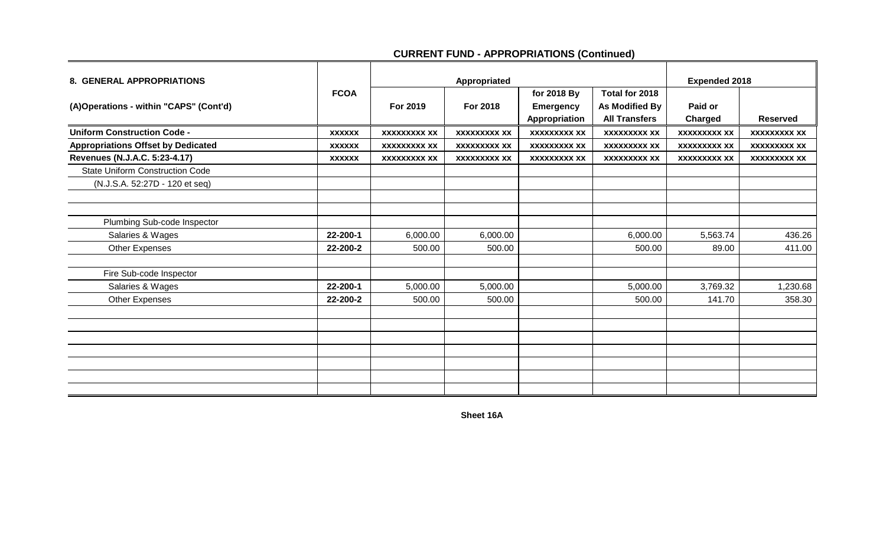## CURRENT FUND - APPROPRIATIONS (Continued)

| 8. GENERAL APPROPRIATIONS | FCOA | Appropriated | | | | Expended 2018 | |
|---|---|---|---|---|---|---|---|
| (A)Operations - within "CAPS" (Cont'd) | | For 2019 | For 2018 | for 2018 By Emergency Appropriation | Total for 2018 As Modified By All Transfers | Paid or Charged | Reserved |
| **Uniform Construction Code -** | **xxxxxx** | **xxxxxxxxx xx** | **xxxxxxxxx xx** | **xxxxxxxxx xx** | **xxxxxxxxx xx** | **xxxxxxxxx xx** | **xxxxxxxxx xx** |
| **Appropriations Offset by Dedicated** | **xxxxxx** | **xxxxxxxxx xx** | **xxxxxxxxx xx** | **xxxxxxxxx xx** | **xxxxxxxxx xx** | **xxxxxxxxx xx** | **xxxxxxxxx xx** |
| **Revenues (N.J.A.C. 5:23-4.17)** | **xxxxxx** | **xxxxxxxxx xx** | **xxxxxxxxx xx** | **xxxxxxxxx xx** | **xxxxxxxxx xx** | **xxxxxxxxx xx** | **xxxxxxxxx xx** |
| State Uniform Construction Code | | | | | | | |
| (N.J.S.A. 52:27D - 120 et seq) | | | | | | | |
| | | | | | | | |
| | | | | | | | |
| Plumbing Sub-code Inspector | | | | | | | |
| Salaries & Wages | **22-200-1** | 6,000.00 | 6,000.00 | | 6,000.00 | 5,563.74 | 436.26 |
| Other Expenses | **22-200-2** | 500.00 | 500.00 | | 500.00 | 89.00 | 411.00 |
| | | | | | | | |
| Fire Sub-code Inspector | | | | | | | |
| Salaries & Wages | **22-200-1** | 5,000.00 | 5,000.00 | | 5,000.00 | 3,769.32 | 1,230.68 |
| Other Expenses | **22-200-2** | 500.00 | 500.00 | | 500.00 | 141.70 | 358.30 |

**Sheet 16A**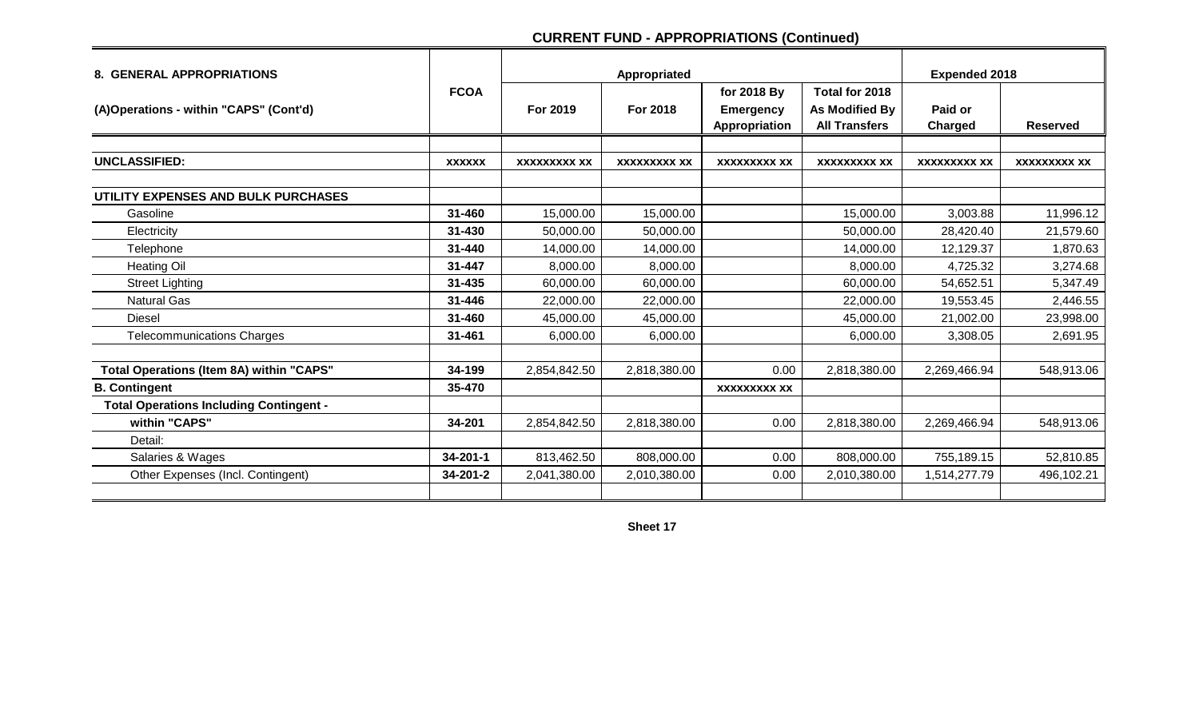## CURRENT FUND - APPROPRIATIONS (Continued)

| 8. GENERAL APPROPRIATIONS | FCOA | Appropriated | | | | Expended 2018 | |
|---|---|---|---|---|---|---|---|
| (A)Operations - within "CAPS" (Cont'd) | | For 2019 | For 2018 | for 2018 By Emergency Appropriation | Total for 2018 As Modified By All Transfers | Paid or Charged | Reserved |
| **UNCLASSIFIED:** | **XXXXXX** | **XXXXXXXXX XX** | **XXXXXXXXX XX** | **XXXXXXXXX XX** | **XXXXXXXXX XX** | **XXXXXXXXX XX** | **XXXXXXXXX XX** |
| **UTILITY EXPENSES AND BULK PURCHASES** | | | | | | | |
| Gasoline | **31-460** | 15,000.00 | 15,000.00 | | 15,000.00 | 3,003.88 | 11,996.12 |
| Electricity | **31-430** | 50,000.00 | 50,000.00 | | 50,000.00 | 28,420.40 | 21,579.60 |
| Telephone | **31-440** | 14,000.00 | 14,000.00 | | 14,000.00 | 12,129.37 | 1,870.63 |
| Heating Oil | **31-447** | 8,000.00 | 8,000.00 | | 8,000.00 | 4,725.32 | 3,274.68 |
| Street Lighting | **31-435** | 60,000.00 | 60,000.00 | | 60,000.00 | 54,652.51 | 5,347.49 |
| Natural Gas | **31-446** | 22,000.00 | 22,000.00 | | 22,000.00 | 19,553.45 | 2,446.55 |
| Diesel | **31-460** | 45,000.00 | 45,000.00 | | 45,000.00 | 21,002.00 | 23,998.00 |
| Telecommunications Charges | **31-461** | 6,000.00 | 6,000.00 | | 6,000.00 | 3,308.05 | 2,691.95 |
| **Total Operations (Item 8A) within "CAPS"** | **34-199** | 2,854,842.50 | 2,818,380.00 | 0.00 | 2,818,380.00 | 2,269,466.94 | 548,913.06 |
| **B. Contingent** | **35-470** | | | **XXXXXXXXX XX** | | | |
| **Total Operations Including Contingent -** | | | | | | | |
| **within "CAPS"** | **34-201** | 2,854,842.50 | 2,818,380.00 | 0.00 | 2,818,380.00 | 2,269,466.94 | 548,913.06 |
| Detail: | | | | | | | |
| Salaries & Wages | **34-201-1** | 813,462.50 | 808,000.00 | 0.00 | 808,000.00 | 755,189.15 | 52,810.85 |
| Other Expenses (Incl. Contingent) | **34-201-2** | 2,041,380.00 | 2,010,380.00 | 0.00 | 2,010,380.00 | 1,514,277.79 | 496,102.21 |

**Sheet 17**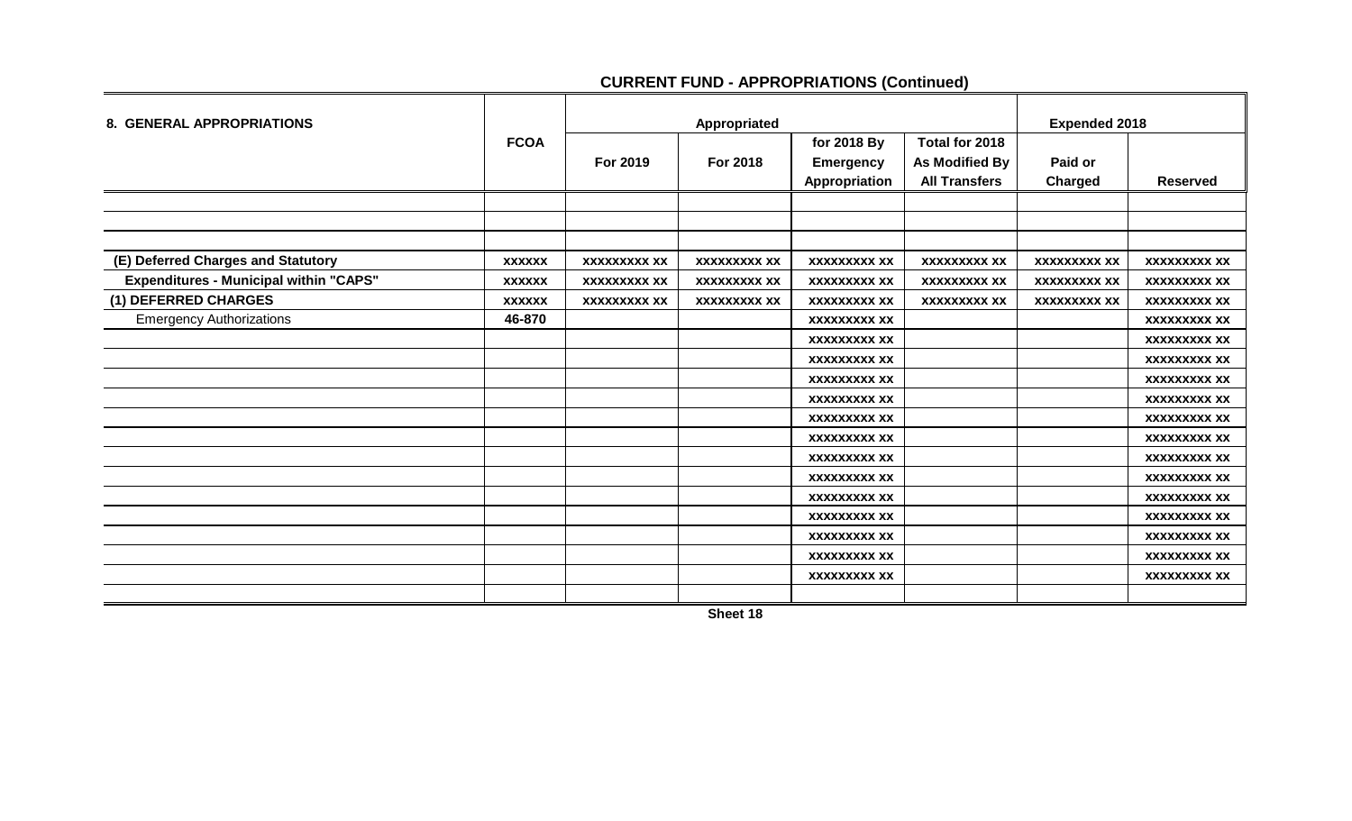## CURRENT FUND - APPROPRIATIONS (Continued)

| 8. GENERAL APPROPRIATIONS | FCOA | Appropriated | | | | Expended 2018 | |
|---|---|---|---|---|---|---|---|
| | | For 2019 | For 2018 | for 2018 By Emergency Appropriation | Total for 2018 As Modified By All Transfers | Paid or Charged | Reserved |
| | | | | | | | |
| | | | | | | | |
| | | | | | | | |
| (E) Deferred Charges and Statutory | xxxxxx | xxxxxxxxx xx | xxxxxxxxx xx | xxxxxxxxx xx | xxxxxxxxx xx | xxxxxxxxx xx | xxxxxxxxx xx |
| Expenditures - Municipal within "CAPS" | xxxxxx | xxxxxxxxx xx | xxxxxxxxx xx | xxxxxxxxx xx | xxxxxxxxx xx | xxxxxxxxx xx | xxxxxxxxx xx |
| (1) DEFERRED CHARGES | xxxxxx | xxxxxxxxx xx | xxxxxxxxx xx | xxxxxxxxx xx | xxxxxxxxx xx | xxxxxxxxx xx | xxxxxxxxx xx |
| Emergency Authorizations | 46-870 | | | xxxxxxxxx xx | | | xxxxxxxxx xx |
| | | | | xxxxxxxxx xx | | | xxxxxxxxx xx |
| | | | | xxxxxxxxx xx | | | xxxxxxxxx xx |
| | | | | xxxxxxxxx xx | | | xxxxxxxxx xx |
| | | | | xxxxxxxxx xx | | | xxxxxxxxx xx |
| | | | | xxxxxxxxx xx | | | xxxxxxxxx xx |
| | | | | xxxxxxxxx xx | | | xxxxxxxxx xx |
| | | | | xxxxxxxxx xx | | | xxxxxxxxx xx |
| | | | | xxxxxxxxx xx | | | xxxxxxxxx xx |
| | | | | xxxxxxxxx xx | | | xxxxxxxxx xx |
| | | | | xxxxxxxxx xx | | | xxxxxxxxx xx |
| | | | | xxxxxxxxx xx | | | xxxxxxxxx xx |
| | | | | xxxxxxxxx xx | | | xxxxxxxxx xx |
| | | | | xxxxxxxxx xx | | | xxxxxxxxx xx |
| | | | | | | | |

Sheet 18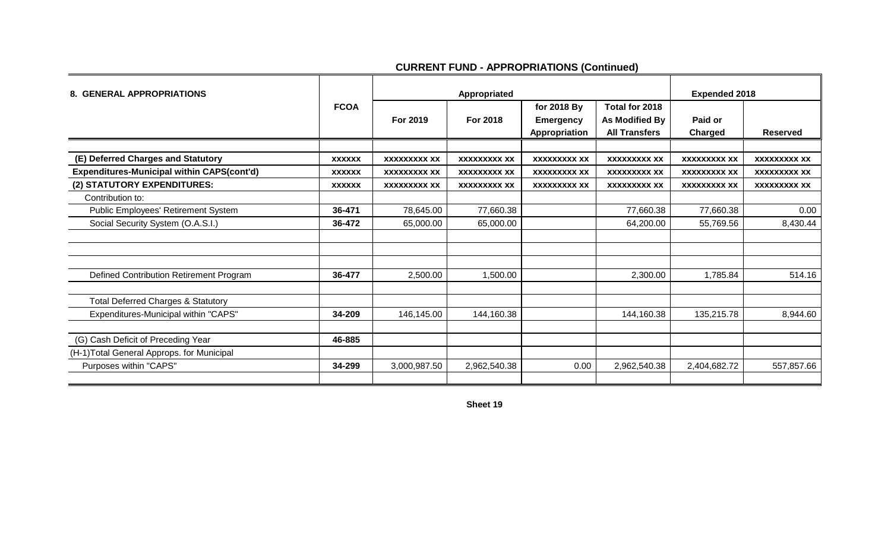## CURRENT FUND - APPROPRIATIONS (Continued)

| 8. GENERAL APPROPRIATIONS | FCOA | Appropriated | | | | Expended 2018 | |
|---|---|---|---|---|---|---|---|
| | | For 2019 | For 2018 | for 2018 By Emergency Appropriation | Total for 2018 As Modified By All Transfers | Paid or Charged | Reserved |
| | | | | | | | |
| (E) Deferred Charges and Statutory | xxxxxx | xxxxxxxxx xx | xxxxxxxxx xx | xxxxxxxxx xx | xxxxxxxxx xx | xxxxxxxxx xx | xxxxxxxxx xx |
| Expenditures-Municipal within CAPS(cont'd) | xxxxxx | xxxxxxxxx xx | xxxxxxxxx xx | xxxxxxxxx xx | xxxxxxxxx xx | xxxxxxxxx xx | xxxxxxxxx xx |
| (2) STATUTORY EXPENDITURES: | xxxxxx | xxxxxxxxx xx | xxxxxxxxx xx | xxxxxxxxx xx | xxxxxxxxx xx | xxxxxxxxx xx | xxxxxxxxx xx |
| Contribution to: | | | | | | | |
| Public Employees' Retirement System | 36-471 | 78,645.00 | 77,660.38 | | 77,660.38 | 77,660.38 | 0.00 |
| Social Security System (O.A.S.I.) | 36-472 | 65,000.00 | 65,000.00 | | 64,200.00 | 55,769.56 | 8,430.44 |
| | | | | | | | |
| | | | | | | | |
| | | | | | | | |
| Defined Contribution Retirement Program | 36-477 | 2,500.00 | 1,500.00 | | 2,300.00 | 1,785.84 | 514.16 |
| | | | | | | | |
| Total Deferred Charges & Statutory | | | | | | | |
| Expenditures-Municipal within "CAPS" | 34-209 | 146,145.00 | 144,160.38 | | 144,160.38 | 135,215.78 | 8,944.60 |
| | | | | | | | |
| (G) Cash Deficit of Preceding Year | 46-885 | | | | | | |
| (H-1)Total General Approps. for Municipal | | | | | | | |
| Purposes within "CAPS" | 34-299 | 3,000,987.50 | 2,962,540.38 | 0.00 | 2,962,540.38 | 2,404,682.72 | 557,857.66 |
| | | | | | | | |

Sheet 19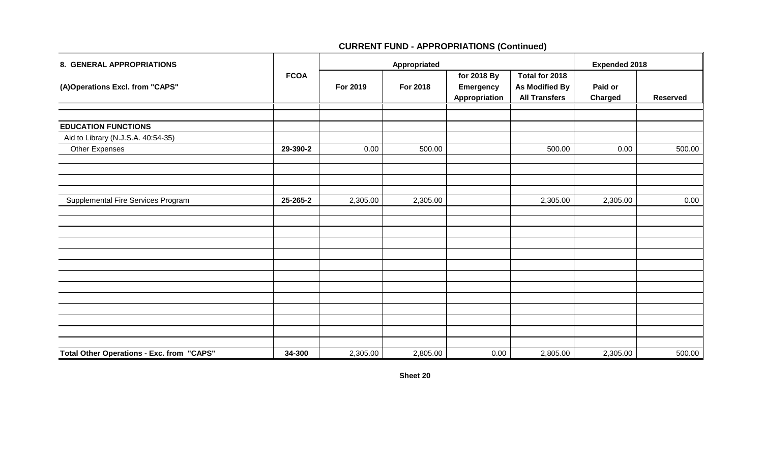## CURRENT FUND - APPROPRIATIONS (Continued)

| 8. GENERAL APPROPRIATIONS | FCOA | Appropriated | | | | Expended 2018 | |
|---|---|---|---|---|---|---|---|
| (A)Operations Excl. from "CAPS" | | For 2019 | For 2018 | for 2018 By Emergency Appropriation | Total for 2018 As Modified By All Transfers | Paid or Charged | Reserved |
| **EDUCATION FUNCTIONS** | | | | | | | |
| Aid to Library (N.J.S.A. 40:54-35) | | | | | | | |
| Other Expenses | **29-390-2** | 0.00 | 500.00 | | 500.00 | 0.00 | 500.00 |
| Supplemental Fire Services Program | **25-265-2** | 2,305.00 | 2,305.00 | | 2,305.00 | 2,305.00 | 0.00 |
| **Total Other Operations - Exc. from "CAPS"** | **34-300** | 2,305.00 | 2,805.00 | 0.00 | 2,805.00 | 2,305.00 | 500.00 |

**Sheet 20**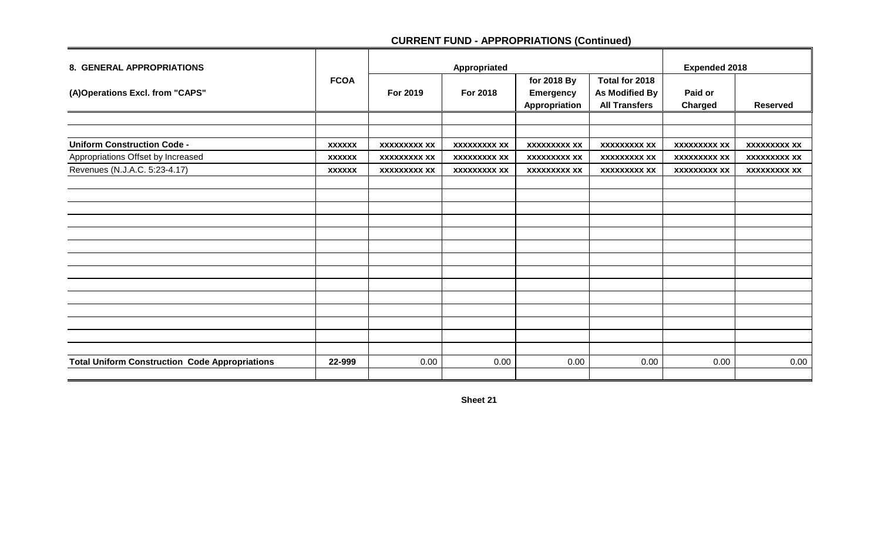## CURRENT FUND - APPROPRIATIONS (Continued)

| 8. GENERAL APPROPRIATIONS | FCOA | Appropriated | | | | Expended 2018 | |
|---|---|---|---|---|---|---|---|
| (A)Operations Excl. from "CAPS" | | For 2019 | For 2018 | for 2018 By Emergency Appropriation | Total for 2018 As Modified By All Transfers | Paid or Charged | Reserved |
| | | | | | | | |
| | | | | | | | |
| **Uniform Construction Code -** | **xxxxxx** | **xxxxxxxxx xx** | **xxxxxxxxx xx** | **xxxxxxxxx xx** | **xxxxxxxxx xx** | **xxxxxxxxx xx** | **xxxxxxxxx xx** |
| Appropriations Offset by Increased | **xxxxxx** | **xxxxxxxxx xx** | **xxxxxxxxx xx** | **xxxxxxxxx xx** | **xxxxxxxxx xx** | **xxxxxxxxx xx** | **xxxxxxxxx xx** |
| Revenues (N.J.A.C. 5:23-4.17) | **xxxxxx** | **xxxxxxxxx xx** | **xxxxxxxxx xx** | **xxxxxxxxx xx** | **xxxxxxxxx xx** | **xxxxxxxxx xx** | **xxxxxxxxx xx** |
| | | | | | | | |
| | | | | | | | |
| | | | | | | | |
| | | | | | | | |
| | | | | | | | |
| | | | | | | | |
| | | | | | | | |
| | | | | | | | |
| | | | | | | | |
| | | | | | | | |
| | | | | | | | |
| | | | | | | | |
| | | | | | | | |
| | | | | | | | |
| **Total Uniform Construction Code Appropriations** | **22-999** | 0.00 | 0.00 | 0.00 | 0.00 | 0.00 | 0.00 |
| | | | | | | | |

**Sheet 21**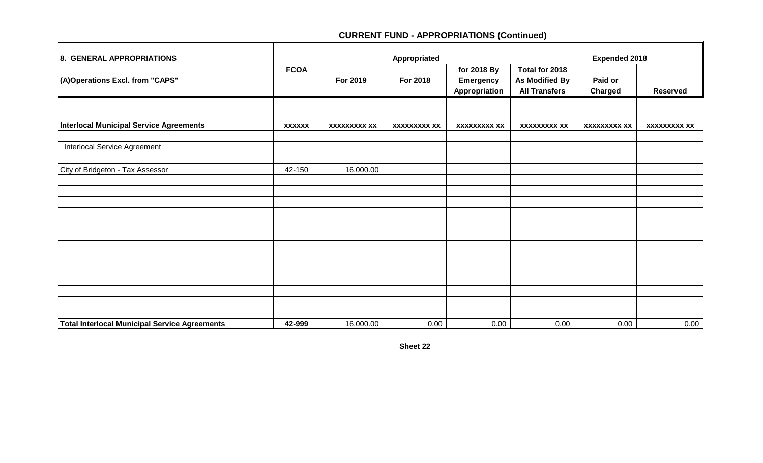## CURRENT FUND - APPROPRIATIONS (Continued)

| 8. GENERAL APPROPRIATIONS (A)Operations Excl. from "CAPS" | FCOA | Appropriated | | | | Expended 2018 | |
|---|---|---|---|---|---|---|---|
| | | For 2019 | For 2018 | for 2018 By Emergency Appropriation | Total for 2018 As Modified By All Transfers | Paid or Charged | Reserved |
| | | | | | | | |
| | | | | | | | |
| **Interlocal Municipal Service Agreements** | **xxxxxx** | **xxxxxxxxx xx** | **xxxxxxxxx xx** | **xxxxxxxxx xx** | **xxxxxxxxx xx** | **xxxxxxxxx xx** | **xxxxxxxxx xx** |
| | | | | | | | |
| Interlocal Service Agreement | | | | | | | |
| | | | | | | | |
| City of Bridgeton - Tax Assessor | 42-150 | 16,000.00 | | | | | |
| | | | | | | | |
| | | | | | | | |
| | | | | | | | |
| | | | | | | | |
| | | | | | | | |
| | | | | | | | |
| | | | | | | | |
| | | | | | | | |
| | | | | | | | |
| | | | | | | | |
| | | | | | | | |
| | | | | | | | |
| | | | | | | | |
| **Total Interlocal Municipal Service Agreements** | **42-999** | 16,000.00 | 0.00 | 0.00 | 0.00 | 0.00 | 0.00 |

**Sheet 22**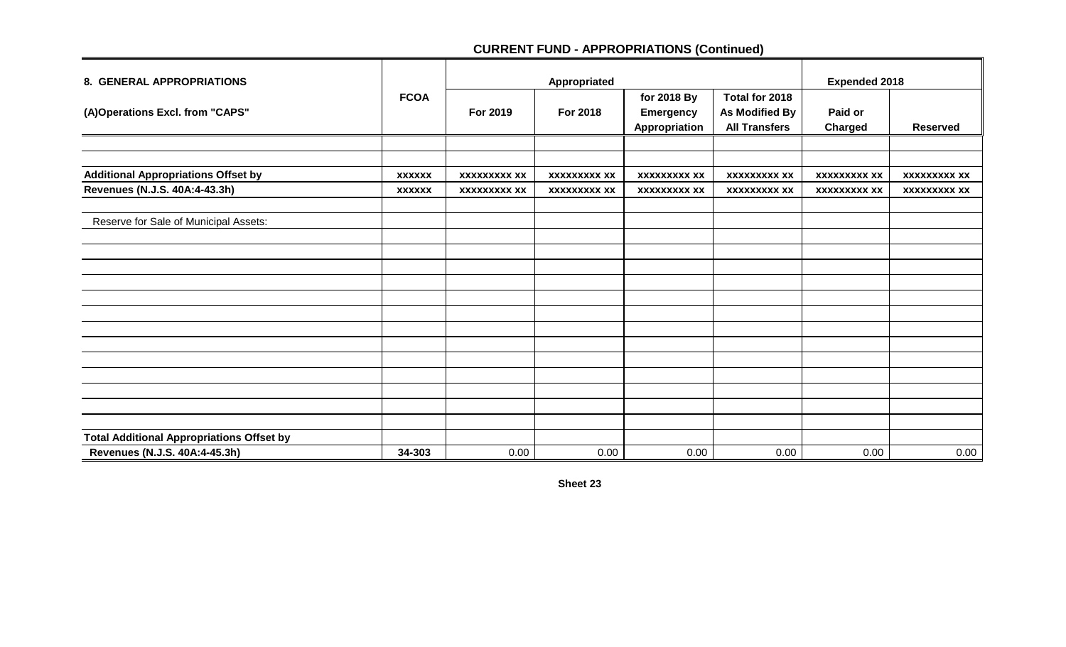## CURRENT FUND - APPROPRIATIONS (Continued)

| 8. GENERAL APPROPRIATIONS | FCOA | Appropriated | | | | Expended 2018 | |
|---|---|---|---|---|---|---|---|
| (A)Operations Excl. from "CAPS" | | For 2019 | For 2018 | for 2018 By Emergency Appropriation | Total for 2018 As Modified By All Transfers | Paid or Charged | Reserved |
| | | | | | | | |
| | | | | | | | |
| **Additional Appropriations Offset by** | **xxxxxx** | **xxxxxxxxx xx** | **xxxxxxxxx xx** | **xxxxxxxxx xx** | **xxxxxxxxx xx** | **xxxxxxxxx xx** | **xxxxxxxxx xx** |
| **Revenues (N.J.S. 40A:4-43.3h)** | **xxxxxx** | **xxxxxxxxx xx** | **xxxxxxxxx xx** | **xxxxxxxxx xx** | **xxxxxxxxx xx** | **xxxxxxxxx xx** | **xxxxxxxxx xx** |
| | | | | | | | |
| Reserve for Sale of Municipal Assets: | | | | | | | |
| | | | | | | | |
| | | | | | | | |
| | | | | | | | |
| | | | | | | | |
| | | | | | | | |
| | | | | | | | |
| | | | | | | | |
| | | | | | | | |
| | | | | | | | |
| | | | | | | | |
| | | | | | | | |
| | | | | | | | |
| | | | | | | | |
| **Total Additional Appropriations Offset by** | | | | | | | |
| **Revenues (N.J.S. 40A:4-45.3h)** | **34-303** | 0.00 | 0.00 | 0.00 | 0.00 | 0.00 | 0.00 |

**Sheet 23**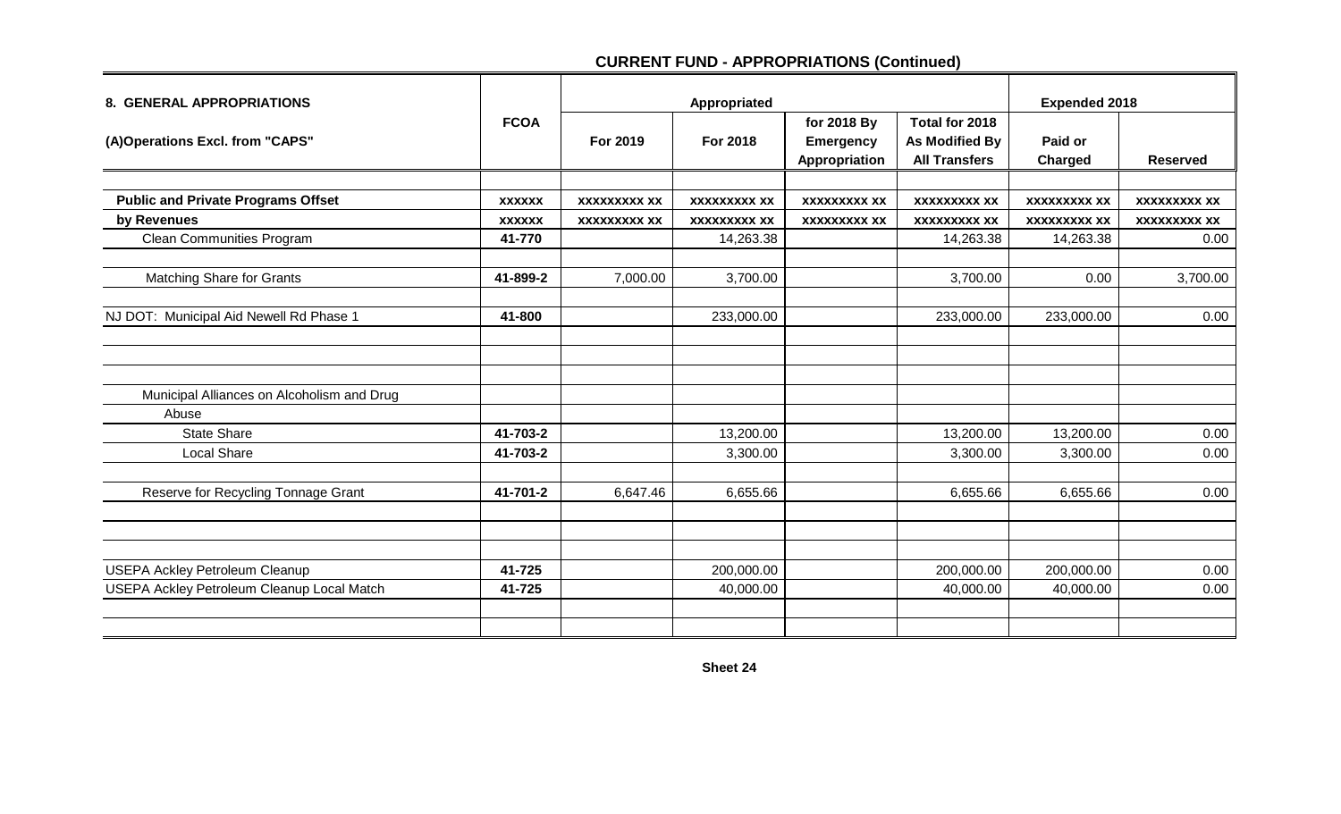## CURRENT FUND - APPROPRIATIONS (Continued)

| 8. GENERAL APPROPRIATIONS | FCOA | Appropriated | | | | Expended 2018 | |
|---|---|---|---|---|---|---|---|
| (A)Operations Excl. from "CAPS" | | For 2019 | For 2018 | for 2018 By Emergency Appropriation | Total for 2018 As Modified By All Transfers | Paid or Charged | Reserved |
| | | | | | | | |
| **Public and Private Programs Offset** | **xxxxxx** | **xxxxxxxxx xx** | **xxxxxxxxx xx** | **xxxxxxxxx xx** | **xxxxxxxxx xx** | **xxxxxxxxx xx** | **xxxxxxxxx xx** |
| **by Revenues** | **xxxxxx** | **xxxxxxxxx xx** | **xxxxxxxxx xx** | **xxxxxxxxx xx** | **xxxxxxxxx xx** | **xxxxxxxxx xx** | **xxxxxxxxx xx** |
| Clean Communities Program | **41-770** | | 14,263.38 | | 14,263.38 | 14,263.38 | 0.00 |
| | | | | | | | |
| Matching Share for Grants | **41-899-2** | 7,000.00 | 3,700.00 | | 3,700.00 | 0.00 | 3,700.00 |
| | | | | | | | |
| NJ DOT: Municipal Aid Newell Rd Phase 1 | **41-800** | | 233,000.00 | | 233,000.00 | 233,000.00 | 0.00 |
| | | | | | | | |
| | | | | | | | |
| | | | | | | | |
| Municipal Alliances on Alcoholism and Drug | | | | | | | |
| Abuse | | | | | | | |
| State Share | **41-703-2** | | 13,200.00 | | 13,200.00 | 13,200.00 | 0.00 |
| Local Share | **41-703-2** | | 3,300.00 | | 3,300.00 | 3,300.00 | 0.00 |
| | | | | | | | |
| Reserve for Recycling Tonnage Grant | **41-701-2** | 6,647.46 | 6,655.66 | | 6,655.66 | 6,655.66 | 0.00 |
| | | | | | | | |
| | | | | | | | |
| | | | | | | | |
| USEPA Ackley Petroleum Cleanup | **41-725** | | 200,000.00 | | 200,000.00 | 200,000.00 | 0.00 |
| USEPA Ackley Petroleum Cleanup Local Match | **41-725** | | 40,000.00 | | 40,000.00 | 40,000.00 | 0.00 |
| | | | | | | | |
| | | | | | | | |

**Sheet 24**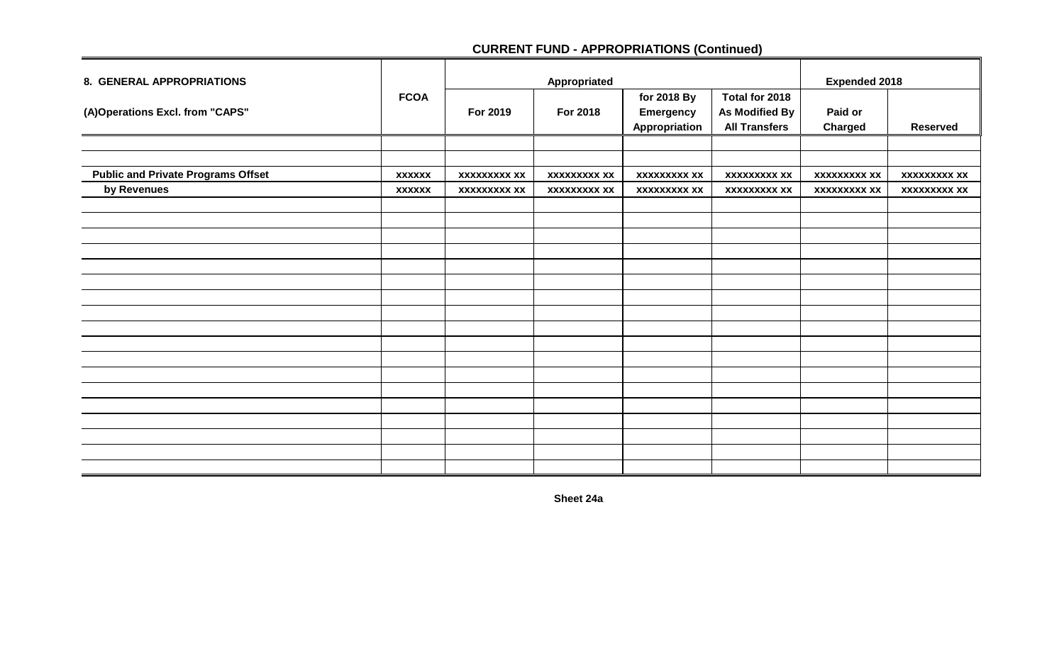## CURRENT FUND - APPROPRIATIONS (Continued)

| 8. GENERAL APPROPRIATIONS | FCOA | Appropriated | | | | Expended 2018 | |
|---|---|---|---|---|---|---|---|
| (A)Operations Excl. from "CAPS" | | For 2019 | For 2018 | for 2018 By Emergency Appropriation | Total for 2018 As Modified By All Transfers | Paid or Charged | Reserved |
| | | | | | | | |
| | | | | | | | |
| **Public and Private Programs Offset** | **xxxxxx** | **xxxxxxxxx xx** | **xxxxxxxxx xx** | **xxxxxxxxx xx** | **xxxxxxxxx xx** | **xxxxxxxxx xx** | **xxxxxxxxx xx** |
| **by Revenues** | **xxxxxx** | **xxxxxxxxx xx** | **xxxxxxxxx xx** | **xxxxxxxxx xx** | **xxxxxxxxx xx** | **xxxxxxxxx xx** | **xxxxxxxxx xx** |
| | | | | | | | |
| | | | | | | | |
| | | | | | | | |
| | | | | | | | |
| | | | | | | | |
| | | | | | | | |
| | | | | | | | |
| | | | | | | | |
| | | | | | | | |
| | | | | | | | |
| | | | | | | | |
| | | | | | | | |
| | | | | | | | |
| | | | | | | | |
| | | | | | | | |
| | | | | | | | |
| | | | | | | | |
| | | | | | | | |

**Sheet 24a**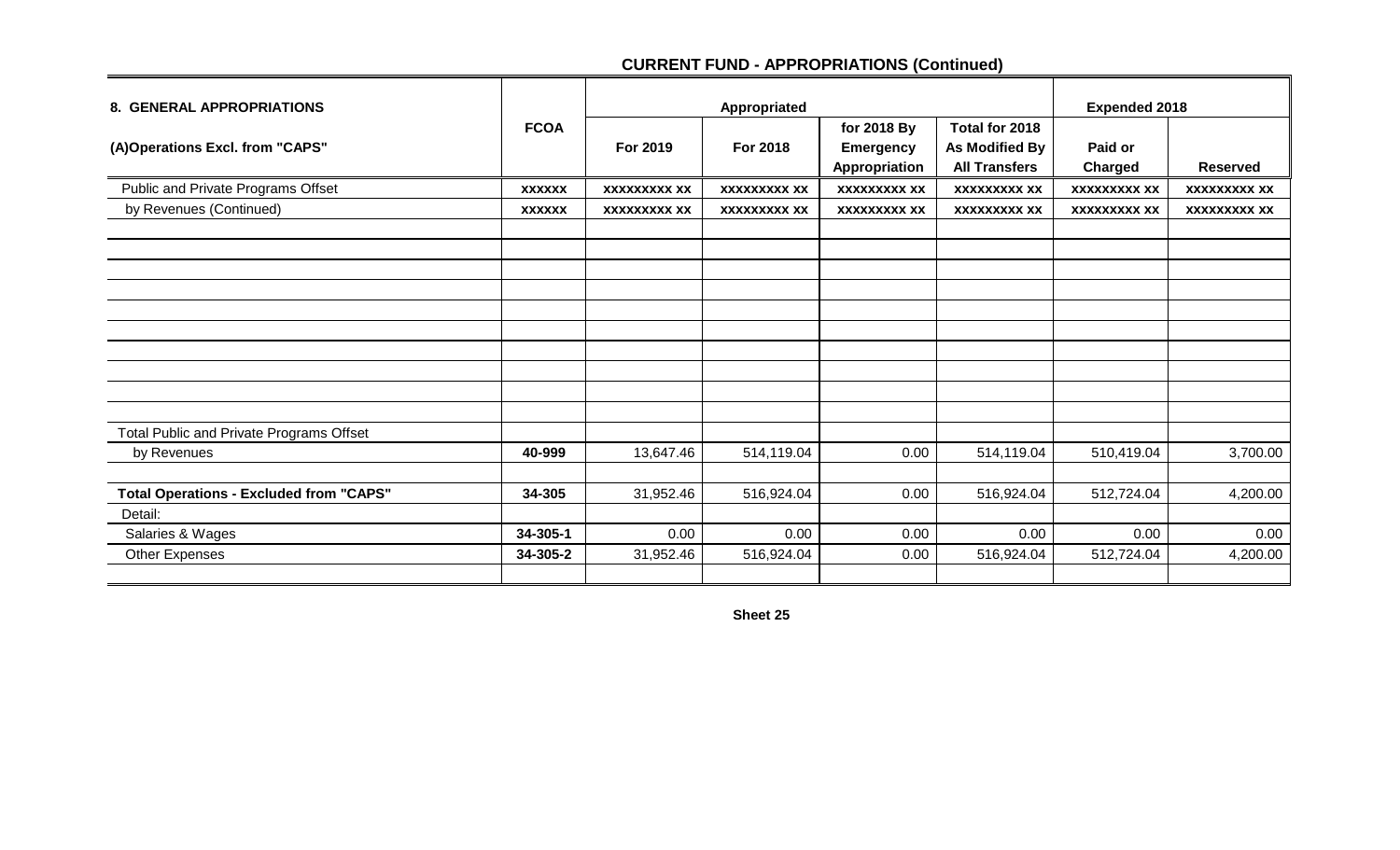## CURRENT FUND - APPROPRIATIONS (Continued)

| 8. GENERAL APPROPRIATIONS | FCOA | Appropriated | | | | Expended 2018 | |
|---|---|---|---|---|---|---|---|
| (A)Operations Excl. from "CAPS" | | For 2019 | For 2018 | for 2018 By Emergency Appropriation | Total for 2018 As Modified By All Transfers | Paid or Charged | Reserved |
| Public and Private Programs Offset | xxxxxx | xxxxxxxxx xx | xxxxxxxxx xx | xxxxxxxxx xx | xxxxxxxxx xx | xxxxxxxxx xx | xxxxxxxxx xx |
| by Revenues (Continued) | xxxxxx | xxxxxxxxx xx | xxxxxxxxx xx | xxxxxxxxx xx | xxxxxxxxx xx | xxxxxxxxx xx | xxxxxxxxx xx |
| | | | | | | | |
| | | | | | | | |
| | | | | | | | |
| | | | | | | | |
| | | | | | | | |
| | | | | | | | |
| | | | | | | | |
| | | | | | | | |
| | | | | | | | |
| Total Public and Private Programs Offset | | | | | | | |
| by Revenues | 40-999 | 13,647.46 | 514,119.04 | 0.00 | 514,119.04 | 510,419.04 | 3,700.00 |
| | | | | | | | |
| **Total Operations - Excluded from "CAPS"** | 34-305 | 31,952.46 | 516,924.04 | 0.00 | 516,924.04 | 512,724.04 | 4,200.00 |
| Detail: | | | | | | | |
| Salaries & Wages | 34-305-1 | 0.00 | 0.00 | 0.00 | 0.00 | 0.00 | 0.00 |
| Other Expenses | 34-305-2 | 31,952.46 | 516,924.04 | 0.00 | 516,924.04 | 512,724.04 | 4,200.00 |

Sheet 25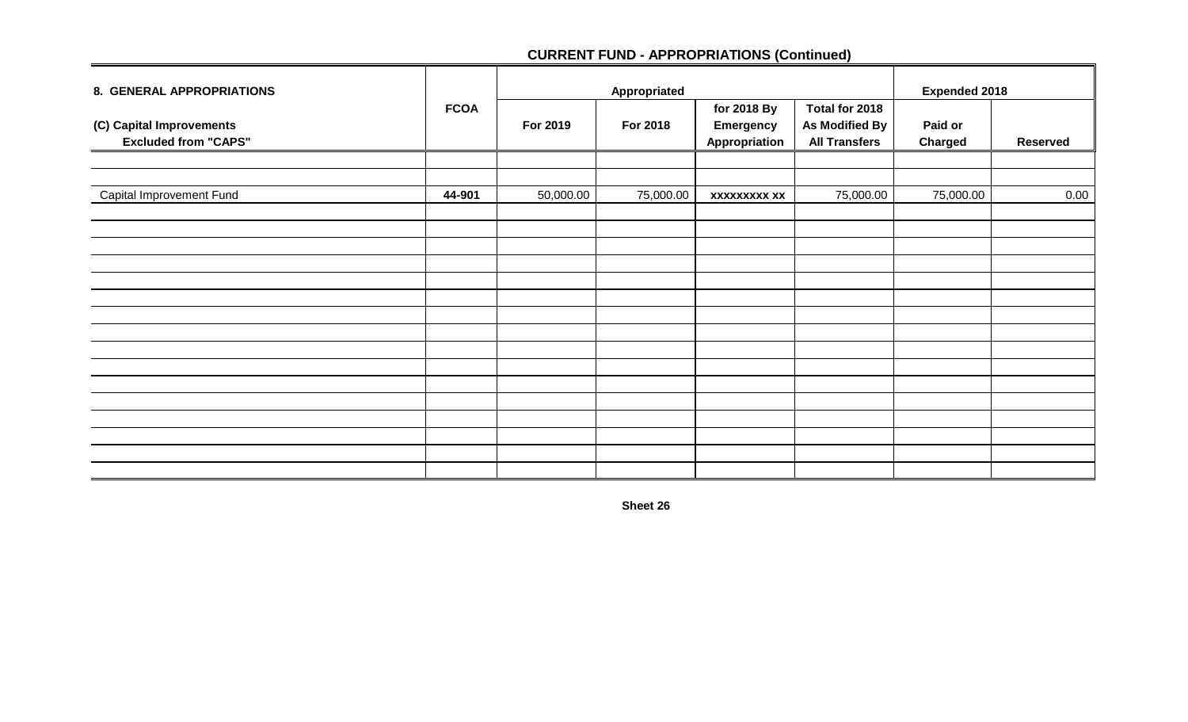## CURRENT FUND - APPROPRIATIONS (Continued)

| 8. GENERAL APPROPRIATIONS | FCOA | Appropriated | | | | Expended 2018 | |
|---|---|---|---|---|---|---|---|
| (C) Capital Improvements Excluded from "CAPS" | | For 2019 | For 2018 | for 2018 By Emergency Appropriation | Total for 2018 As Modified By All Transfers | Paid or Charged | Reserved |
| Capital Improvement Fund | 44-901 | 50,000.00 | 75,000.00 | xxxxxxxxx xx | 75,000.00 | 75,000.00 | 0.00 |

Sheet 26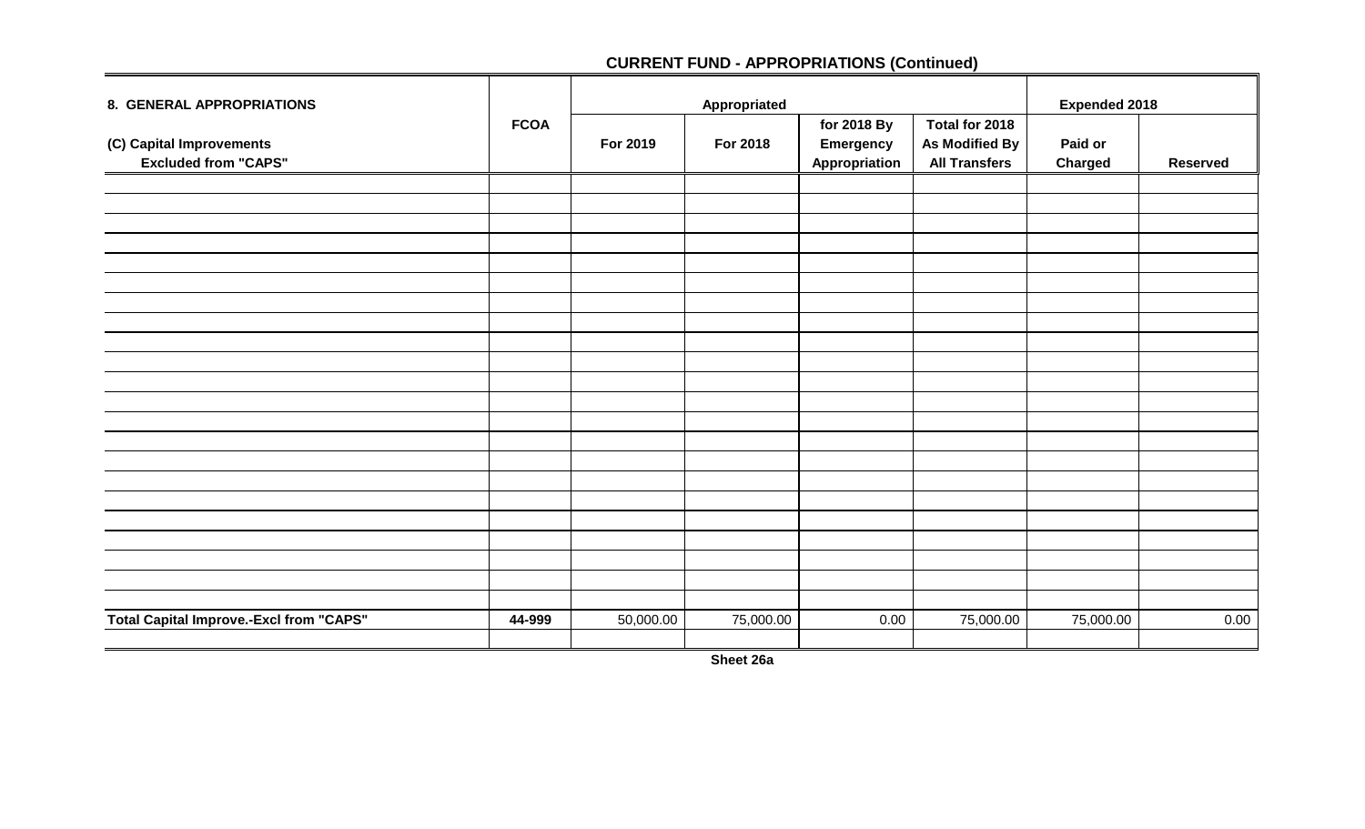## CURRENT FUND - APPROPRIATIONS (Continued)

| 8. GENERAL APPROPRIATIONS | FCOA | Appropriated | | | | Expended 2018 | |
|---|---|---|---|---|---|---|---|
| (C) Capital Improvements Excluded from "CAPS" | | For 2019 | For 2018 | for 2018 By Emergency Appropriation | Total for 2018 As Modified By All Transfers | Paid or Charged | Reserved |
| | | | | | | | |
| | | | | | | | |
| | | | | | | | |
| | | | | | | | |
| | | | | | | | |
| | | | | | | | |
| | | | | | | | |
| | | | | | | | |
| | | | | | | | |
| | | | | | | | |
| | | | | | | | |
| | | | | | | | |
| | | | | | | | |
| | | | | | | | |
| | | | | | | | |
| | | | | | | | |
| | | | | | | | |
| | | | | | | | |
| | | | | | | | |
| | | | | | | | |
| | | | | | | | |
| | | | | | | | |
| **Total Capital Improve.-Excl from "CAPS"** | **44-999** | 50,000.00 | 75,000.00 | 0.00 | 75,000.00 | 75,000.00 | 0.00 |
| | | | | | | | |

**Sheet 26a**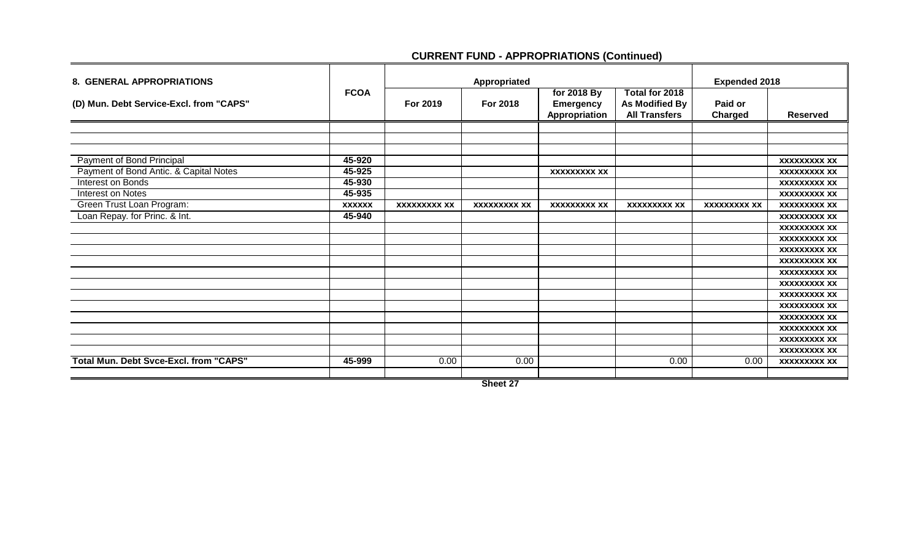# CURRENT FUND - APPROPRIATIONS (Continued)

| 8. GENERAL APPROPRIATIONS | FCOA | Appropriated | | | | Expended 2018 | |
|---|---|---|---|---|---|---|---|
| (D) Mun. Debt Service-Excl. from "CAPS" | | For 2019 | For 2018 | for 2018 By Emergency Appropriation | Total for 2018 As Modified By All Transfers | Paid or Charged | Reserved |
| | | | | | | | |
| | | | | | | | |
| | | | | | | | |
| Payment of Bond Principal | 45-920 | | | | | | xxxxxxxxx xx |
| Payment of Bond Antic. & Capital Notes | 45-925 | | | xxxxxxxxx xx | | | xxxxxxxxx xx |
| Interest on Bonds | 45-930 | | | | | | xxxxxxxxx xx |
| Interest on Notes | 45-935 | | | | | | xxxxxxxxx xx |
| Green Trust Loan Program: | xxxxxx | xxxxxxxxx xx | xxxxxxxxx xx | xxxxxxxxx xx | xxxxxxxxx xx | xxxxxxxxx xx | xxxxxxxxx xx |
| Loan Repay. for Princ. & Int. | 45-940 | | | | | | xxxxxxxxx xx |
| | | | | | | | xxxxxxxxx xx |
| | | | | | | | xxxxxxxxx xx |
| | | | | | | | xxxxxxxxx xx |
| | | | | | | | xxxxxxxxx xx |
| | | | | | | | xxxxxxxxx xx |
| | | | | | | | xxxxxxxxx xx |
| | | | | | | | xxxxxxxxx xx |
| | | | | | | | xxxxxxxxx xx |
| | | | | | | | xxxxxxxxx xx |
| | | | | | | | xxxxxxxxx xx |
| | | | | | | | xxxxxxxxx xx |
| | | | | | | | xxxxxxxxx xx |
| **Total Mun. Debt Svce-Excl. from "CAPS"** | 45-999 | 0.00 | 0.00 | | 0.00 | 0.00 | xxxxxxxxx xx |

Sheet 27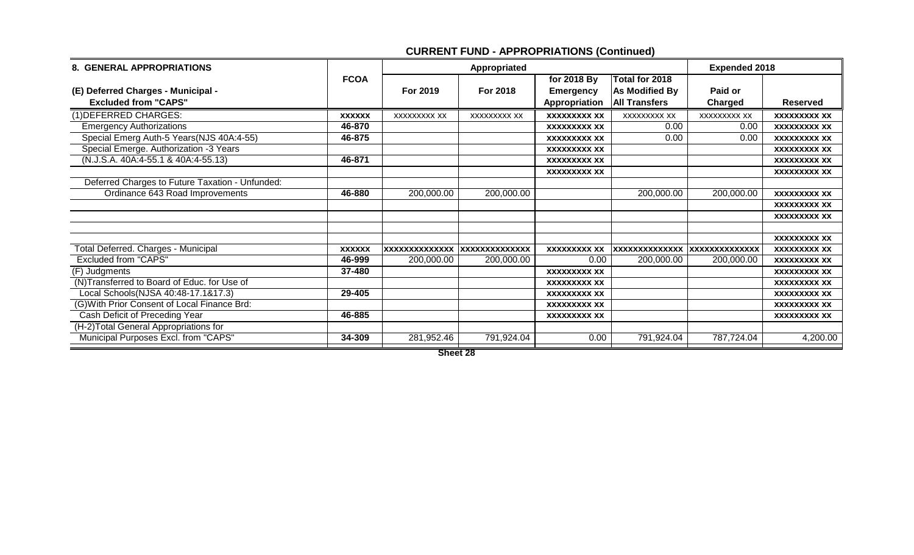# CURRENT FUND - APPROPRIATIONS (Continued)

| 8. GENERAL APPROPRIATIONS | FCOA | Appropriated | | | | Expended 2018 | |
|---|---|---|---|---|---|---|---|
| (E) Deferred Charges - Municipal - Excluded from "CAPS" | | For 2019 | For 2018 | for 2018 By Emergency Appropriation | Total for 2018 As Modified By All Transfers | Paid or Charged | Reserved |
| (1)DEFERRED CHARGES: | XXXXXX | XXXXXXXXX XX | XXXXXXXXX XX | XXXXXXXXX XX | XXXXXXXXX XX | XXXXXXXXX XX | XXXXXXXXX XX |
| Emergency Authorizations | 46-870 | | | XXXXXXXXX XX | 0.00 | 0.00 | XXXXXXXXX XX |
| Special Emerg Auth-5 Years(NJS 40A:4-55) | 46-875 | | | XXXXXXXXX XX | 0.00 | 0.00 | XXXXXXXXX XX |
| Special Emerge. Authorization -3 Years | | | | XXXXXXXXX XX | | | XXXXXXXXX XX |
| (N.J.S.A. 40A:4-55.1 & 40A:4-55.13) | 46-871 | | | XXXXXXXXX XX | | | XXXXXXXXX XX |
| | | | | XXXXXXXXX XX | | | XXXXXXXXX XX |
| Deferred Charges to Future Taxation - Unfunded: | | | | | | | |
| Ordinance 643 Road Improvements | 46-880 | 200,000.00 | 200,000.00 | | 200,000.00 | 200,000.00 | XXXXXXXXX XX |
| | | | | | | | XXXXXXXXX XX |
| | | | | | | | XXXXXXXXX XX |
| | | | | | | | |
| | | | | | | | XXXXXXXXX XX |
| Total Deferred. Charges - Municipal | XXXXXX | XXXXXXXXXXXXX | XXXXXXXXXXXXX | XXXXXXXXX XX | XXXXXXXXXXXXX | XXXXXXXXXXXXX | XXXXXXXXX XX |
| Excluded from "CAPS" | 46-999 | 200,000.00 | 200,000.00 | 0.00 | 200,000.00 | 200,000.00 | XXXXXXXXX XX |
| (F) Judgments | 37-480 | | | XXXXXXXXX XX | | | XXXXXXXXX XX |
| (N)Transferred to Board of Educ. for Use of | | | | XXXXXXXXX XX | | | XXXXXXXXX XX |
| Local Schools(NJSA 40:48-17.1&17.3) | 29-405 | | | XXXXXXXXX XX | | | XXXXXXXXX XX |
| (G)With Prior Consent of Local Finance Brd: | | | | XXXXXXXXX XX | | | XXXXXXXXX XX |
| Cash Deficit of Preceding Year | 46-885 | | | XXXXXXXXX XX | | | XXXXXXXXX XX |
| (H-2)Total General Appropriations for | | | | | | | |
| Municipal Purposes Excl. from "CAPS" | 34-309 | 281,952.46 | 791,924.04 | 0.00 | 791,924.04 | 787,724.04 | 4,200.00 |

Sheet 28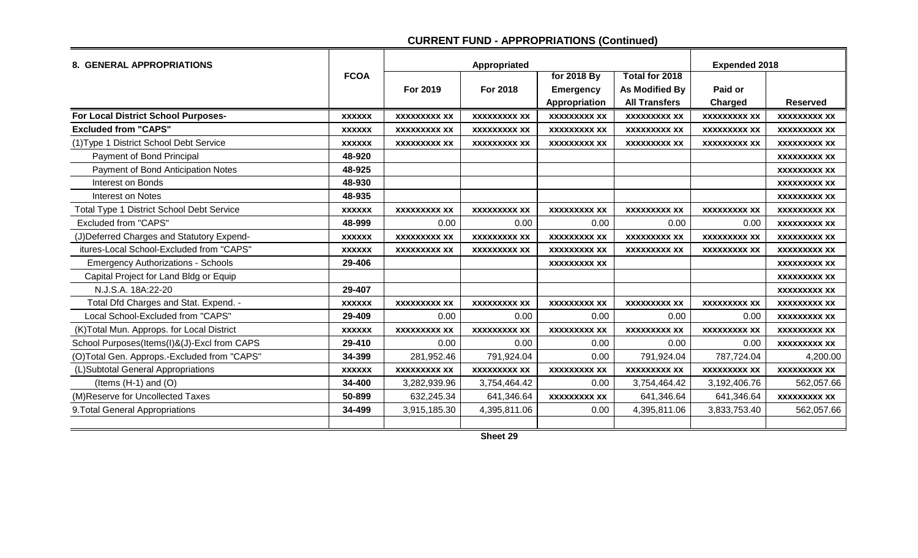## CURRENT FUND - APPROPRIATIONS (Continued)

| 8. GENERAL APPROPRIATIONS | FCOA | Appropriated | | | | Expended 2018 | |
|---|---|---|---|---|---|---|---|
| | | For 2019 | For 2018 | for 2018 By Emergency Appropriation | Total for 2018 As Modified By All Transfers | Paid or Charged | Reserved |
| **For Local District School Purposes-** | xxxxxx | xxxxxxxxx xx | xxxxxxxxx xx | xxxxxxxxx xx | xxxxxxxxx xx | xxxxxxxxx xx | xxxxxxxxx xx |
| **Excluded from "CAPS"** | xxxxxx | xxxxxxxxx xx | xxxxxxxxx xx | xxxxxxxxx xx | xxxxxxxxx xx | xxxxxxxxx xx | xxxxxxxxx xx |
| (1)Type 1 District School Debt Service | xxxxxx | xxxxxxxxx xx | xxxxxxxxx xx | xxxxxxxxx xx | xxxxxxxxx xx | xxxxxxxxx xx | xxxxxxxxx xx |
| Payment of Bond Principal | 48-920 | | | | | | xxxxxxxxx xx |
| Payment of Bond Anticipation Notes | 48-925 | | | | | | xxxxxxxxx xx |
| Interest on Bonds | 48-930 | | | | | | xxxxxxxxx xx |
| Interest on Notes | 48-935 | | | | | | xxxxxxxxx xx |
| Total Type 1 District School Debt Service | xxxxxx | xxxxxxxxx xx | xxxxxxxxx xx | xxxxxxxxx xx | xxxxxxxxx xx | xxxxxxxxx xx | xxxxxxxxx xx |
| Excluded from "CAPS" | 48-999 | 0.00 | 0.00 | 0.00 | 0.00 | 0.00 | xxxxxxxxx xx |
| (J)Deferred Charges and Statutory Expend- | xxxxxx | xxxxxxxxx xx | xxxxxxxxx xx | xxxxxxxxx xx | xxxxxxxxx xx | xxxxxxxxx xx | xxxxxxxxx xx |
| itures-Local School-Excluded from "CAPS" | xxxxxx | xxxxxxxxx xx | xxxxxxxxx xx | xxxxxxxxx xx | xxxxxxxxx xx | xxxxxxxxx xx | xxxxxxxxx xx |
| Emergency Authorizations - Schools | 29-406 | | | xxxxxxxxx xx | | | xxxxxxxxx xx |
| Capital Project for Land Bldg or Equip | | | | | | | xxxxxxxxx xx |
| N.J.S.A. 18A:22-20 | 29-407 | | | | | | xxxxxxxxx xx |
| Total Dfd Charges and Stat. Expend. - | xxxxxx | xxxxxxxxx xx | xxxxxxxxx xx | xxxxxxxxx xx | xxxxxxxxx xx | xxxxxxxxx xx | xxxxxxxxx xx |
| Local School-Excluded from "CAPS" | 29-409 | 0.00 | 0.00 | 0.00 | 0.00 | 0.00 | xxxxxxxxx xx |
| (K)Total Mun. Approps. for Local District | xxxxxx | xxxxxxxxx xx | xxxxxxxxx xx | xxxxxxxxx xx | xxxxxxxxx xx | xxxxxxxxx xx | xxxxxxxxx xx |
| School Purposes(Items(I)&(J)-Excl from CAPS | 29-410 | 0.00 | 0.00 | 0.00 | 0.00 | 0.00 | xxxxxxxxx xx |
| (O)Total Gen. Approps.-Excluded from "CAPS" | 34-399 | 281,952.46 | 791,924.04 | 0.00 | 791,924.04 | 787,724.04 | 4,200.00 |
| (L)Subtotal General Appropriations | xxxxxx | xxxxxxxxx xx | xxxxxxxxx xx | xxxxxxxxx xx | xxxxxxxxx xx | xxxxxxxxx xx | xxxxxxxxx xx |
| (Items (H-1) and (O) | 34-400 | 3,282,939.96 | 3,754,464.42 | 0.00 | 3,754,464.42 | 3,192,406.76 | 562,057.66 |
| (M)Reserve for Uncollected Taxes | 50-899 | 632,245.34 | 641,346.64 | xxxxxxxxx xx | 641,346.64 | 641,346.64 | xxxxxxxxx xx |
| 9.Total General Appropriations | 34-499 | 3,915,185.30 | 4,395,811.06 | 0.00 | 4,395,811.06 | 3,833,753.40 | 562,057.66 |

Sheet 29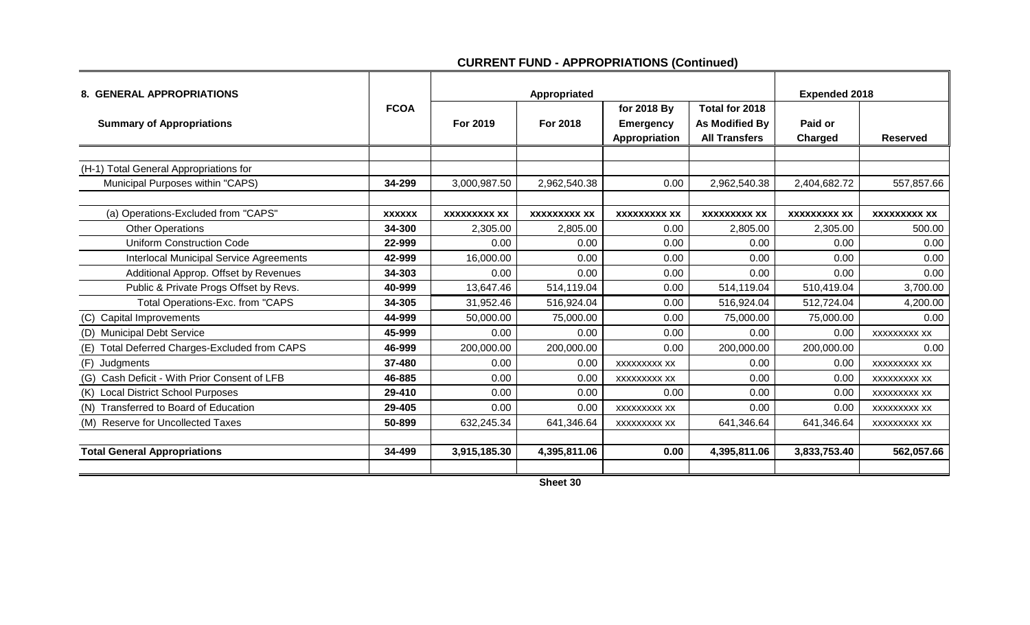## CURRENT FUND - APPROPRIATIONS (Continued)

| 8. GENERAL APPROPRIATIONS | FCOA | Appropriated | | | | Expended 2018 | |
|---|---|---|---|---|---|---|---|
| **Summary of Appropriations** | | **For 2019** | **For 2018** | **for 2018 By Emergency Appropriation** | **Total for 2018 As Modified By All Transfers** | **Paid or Charged** | **Reserved** |
| (H-1) Total General Appropriations for | | | | | | | |
| Municipal Purposes within "CAPS) | **34-299** | 3,000,987.50 | 2,962,540.38 | 0.00 | 2,962,540.38 | 2,404,682.72 | 557,857.66 |
| (a) Operations-Excluded from "CAPS" | **xxxxxx** | **xxxxxxxxx xx** | **xxxxxxxxx xx** | **xxxxxxxxx xx** | **xxxxxxxxx xx** | **xxxxxxxxx xx** | **xxxxxxxxx xx** |
| Other Operations | **34-300** | 2,305.00 | 2,805.00 | 0.00 | 2,805.00 | 2,305.00 | 500.00 |
| Uniform Construction Code | **22-999** | 0.00 | 0.00 | 0.00 | 0.00 | 0.00 | 0.00 |
| Interlocal Municipal Service Agreements | **42-999** | 16,000.00 | 0.00 | 0.00 | 0.00 | 0.00 | 0.00 |
| Additional Approp. Offset by Revenues | **34-303** | 0.00 | 0.00 | 0.00 | 0.00 | 0.00 | 0.00 |
| Public & Private Progs Offset by Revs. | **40-999** | 13,647.46 | 514,119.04 | 0.00 | 514,119.04 | 510,419.04 | 3,700.00 |
| Total Operations-Exc. from "CAPS | **34-305** | 31,952.46 | 516,924.04 | 0.00 | 516,924.04 | 512,724.04 | 4,200.00 |
| (C) Capital Improvements | **44-999** | 50,000.00 | 75,000.00 | 0.00 | 75,000.00 | 75,000.00 | 0.00 |
| (D) Municipal Debt Service | **45-999** | 0.00 | 0.00 | 0.00 | 0.00 | 0.00 | xxxxxxxxx xx |
| (E) Total Deferred Charges-Excluded from CAPS | **46-999** | 200,000.00 | 200,000.00 | 0.00 | 200,000.00 | 200,000.00 | 0.00 |
| (F) Judgments | **37-480** | 0.00 | 0.00 | xxxxxxxxx xx | 0.00 | 0.00 | xxxxxxxxx xx |
| (G) Cash Deficit - With Prior Consent of LFB | **46-885** | 0.00 | 0.00 | xxxxxxxxx xx | 0.00 | 0.00 | xxxxxxxxx xx |
| (K) Local District School Purposes | **29-410** | 0.00 | 0.00 | 0.00 | 0.00 | 0.00 | xxxxxxxxx xx |
| (N) Transferred to Board of Education | **29-405** | 0.00 | 0.00 | xxxxxxxxx xx | 0.00 | 0.00 | xxxxxxxxx xx |
| (M) Reserve for Uncollected Taxes | **50-899** | 632,245.34 | 641,346.64 | xxxxxxxxx xx | 641,346.64 | 641,346.64 | xxxxxxxxx xx |
| **Total General Appropriations** | **34-499** | **3,915,185.30** | **4,395,811.06** | **0.00** | **4,395,811.06** | **3,833,753.40** | **562,057.66** |

Sheet 30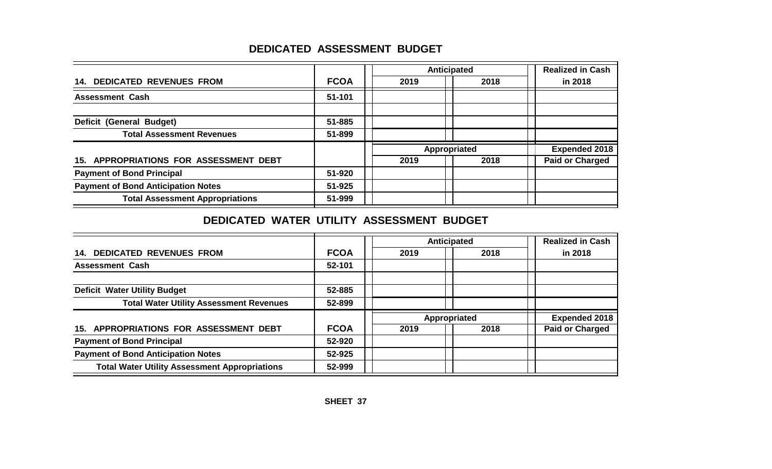## DEDICATED ASSESSMENT BUDGET

| | | Anticipated | | Realized in Cash |
|---|---|---|---|---|
| **14. DEDICATED REVENUES FROM** | **FCOA** | **2019** | **2018** | **in 2018** |
| **Assessment Cash** | **51-101** | | | |
| | | | | |
| **Deficit (General Budget)** | **51-885** | | | |
| **Total Assessment Revenues** | **51-899** | | | |
| | | **Appropriated** | | **Expended 2018** |
| **15. APPROPRIATIONS FOR ASSESSMENT DEBT** | | **2019** | **2018** | **Paid or Charged** |
| **Payment of Bond Principal** | **51-920** | | | |
| **Payment of Bond Anticipation Notes** | **51-925** | | | |
| **Total Assessment Appropriations** | **51-999** | | | |

## DEDICATED WATER UTILITY ASSESSMENT BUDGET

| | | Anticipated | | Realized in Cash |
|---|---|---|---|---|
| **14. DEDICATED REVENUES FROM** | **FCOA** | **2019** | **2018** | **in 2018** |
| **Assessment Cash** | **52-101** | | | |
| | | | | |
| **Deficit Water Utility Budget** | **52-885** | | | |
| **Total Water Utility Assessment Revenues** | **52-899** | | | |
| | | **Appropriated** | | **Expended 2018** |
| **15. APPROPRIATIONS FOR ASSESSMENT DEBT** | **FCOA** | **2019** | **2018** | **Paid or Charged** |
| **Payment of Bond Principal** | **52-920** | | | |
| **Payment of Bond Anticipation Notes** | **52-925** | | | |
| **Total Water Utility Assessment Appropriations** | **52-999** | | | |

**SHEET 37**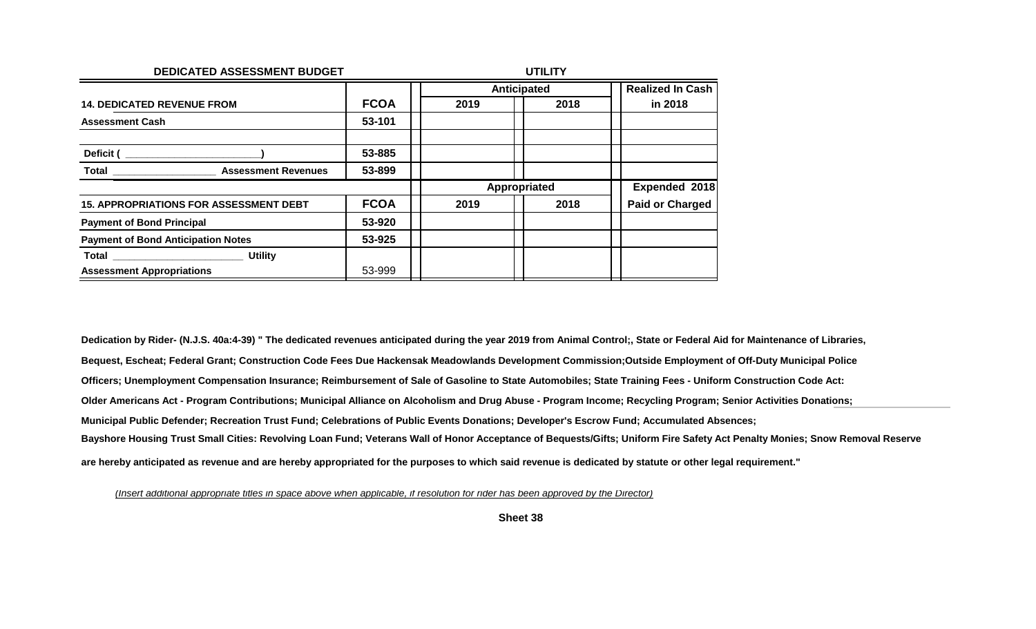**DEDICATED ASSESSMENT BUDGET** **UTILITY**

| 14. DEDICATED REVENUE FROM | FCOA | Anticipated 2019 | Anticipated 2018 | Realized In Cash in 2018 |
|---|---|---|---|---|
| Assessment Cash | 53-101 | | | |
| | | | | |
| Deficit ( ________________________ ) | 53-885 | | | |
| Total ___________________ Assessment Revenues | 53-899 | | | |

| 15. APPROPRIATIONS FOR ASSESSMENT DEBT | FCOA | Appropriated 2019 | Appropriated 2018 | Expended 2018 Paid or Charged |
|---|---|---|---|---|
| Payment of Bond Principal | 53-920 | | | |
| Payment of Bond Anticipation Notes | 53-925 | | | |
| Total _______________________ Utility Assessment Appropriations | 53-999 | | | |

**Dedication by Rider- (N.J.S. 40a:4-39) " The dedicated revenues anticipated during the year 2019 from Animal Control;, State or Federal Aid for Maintenance of Libraries, Bequest, Escheat; Federal Grant; Construction Code Fees Due Hackensak Meadowlands Development Commission;Outside Employment of Off-Duty Municipal Police Officers; Unemployment Compensation Insurance; Reimbursement of Sale of Gasoline to State Automobiles; State Training Fees - Uniform Construction Code Act: Older Americans Act - Program Contributions; Municipal Alliance on Alcoholism and Drug Abuse - Program Income; Recycling Program; Senior Activities Donations; Municipal Public Defender; Recreation Trust Fund; Celebrations of Public Events Donations; Developer's Escrow Fund; Accumulated Absences; Bayshore Housing Trust Small Cities: Revolving Loan Fund; Veterans Wall of Honor Acceptance of Bequests/Gifts; Uniform Fire Safety Act Penalty Monies; Snow Removal Reserve are hereby anticipated as revenue and are hereby appropriated for the purposes to which said revenue is dedicated by statute or other legal requirement."**

*(Insert additional appropriate titles in space above when applicable, if resolution for rider has been approved by the Director)*

**Sheet 38**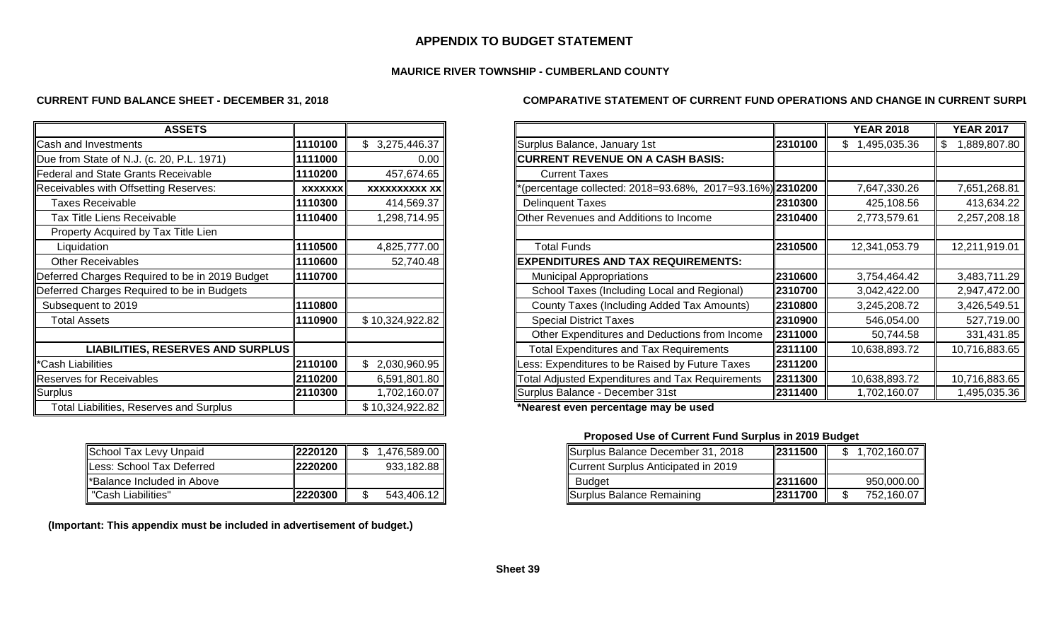# APPENDIX TO BUDGET STATEMENT

## MAURICE RIVER TOWNSHIP - CUMBERLAND COUNTY

### CURRENT FUND BALANCE SHEET - DECEMBER 31, 2018

| ASSETS | | |
|---|---|---|
| Cash and Investments | 1110100 | $ 3,275,446.37 |
| Due from State of N.J. (c. 20, P.L. 1971) | 1111000 | 0.00 |
| Federal and State Grants Receivable | 1110200 | 457,674.65 |
| Receivables with Offsetting Reserves: | xxxxxxx | xxxxxxxxxx xx |
| Taxes Receivable | 1110300 | 414,569.37 |
| Tax Title Liens Receivable | 1110400 | 1,298,714.95 |
| Property Acquired by Tax Title Lien Liquidation | 1110500 | 4,825,777.00 |
| Other Receivables | 1110600 | 52,740.48 |
| Deferred Charges Required to be in 2019 Budget | 1110700 | |
| Deferred Charges Required to be in Budgets Subsequent to 2019 | 1110800 | |
| Total Assets | 1110900 | $ 10,324,922.82 |
| **LIABILITIES, RESERVES AND SURPLUS** | | |
| *Cash Liabilities | 2110100 | $ 2,030,960.95 |
| Reserves for Receivables | 2110200 | 6,591,801.80 |
| Surplus | 2110300 | 1,702,160.07 |
| Total Liabilities, Reserves and Surplus | | $ 10,324,922.82 |

| | | |
|---|---|---|
| School Tax Levy Unpaid | 2220120 | $ 1,476,589.00 |
| Less: School Tax Deferred | 2220200 | 933,182.88 |
| *Balance Included in Above "Cash Liabilities" | 2220300 | $ 543,406.12 |

**(Important: This appendix must be included in advertisement of budget.)**

### COMPARATIVE STATEMENT OF CURRENT FUND OPERATIONS AND CHANGE IN CURRENT SURPLUS

| | | YEAR 2018 | YEAR 2017 |
|---|---|---|---|
| Surplus Balance, January 1st | 2310100 | $ 1,495,035.36 | $ 1,889,807.80 |
| **CURRENT REVENUE ON A CASH BASIS:** | | | |
| Current Taxes *(percentage collected: 2018=93.68%, 2017=93.16%) | 2310200 | 7,647,330.26 | 7,651,268.81 |
| Delinquent Taxes | 2310300 | 425,108.56 | 413,634.22 |
| Other Revenues and Additions to Income | 2310400 | 2,773,579.61 | 2,257,208.18 |
| Total Funds | 2310500 | 12,341,053.79 | 12,211,919.01 |
| **EXPENDITURES AND TAX REQUIREMENTS:** | | | |
| Municipal Appropriations | 2310600 | 3,754,464.42 | 3,483,711.29 |
| School Taxes (Including Local and Regional) | 2310700 | 3,042,422.00 | 2,947,472.00 |
| County Taxes (Including Added Tax Amounts) | 2310800 | 3,245,208.72 | 3,426,549.51 |
| Special District Taxes | 2310900 | 546,054.00 | 527,719.00 |
| Other Expenditures and Deductions from Income | 2311000 | 50,744.58 | 331,431.85 |
| Total Expenditures and Tax Requirements | 2311100 | 10,638,893.72 | 10,716,883.65 |
| Less: Expenditures to be Raised by Future Taxes | 2311200 | | |
| Total Adjusted Expenditures and Tax Requirements | 2311300 | 10,638,893.72 | 10,716,883.65 |
| Surplus Balance - December 31st | 2311400 | 1,702,160.07 | 1,495,035.36 |

**\*Nearest even percentage may be used**

#### Proposed Use of Current Fund Surplus in 2019 Budget

| | | |
|---|---|---|
| Surplus Balance December 31, 2018 | 2311500 | $ 1,702,160.07 |
| Current Surplus Anticipated in 2019 Budget | 2311600 | 950,000.00 |
| Surplus Balance Remaining | 2311700 | $ 752,160.07 |

**Sheet 39**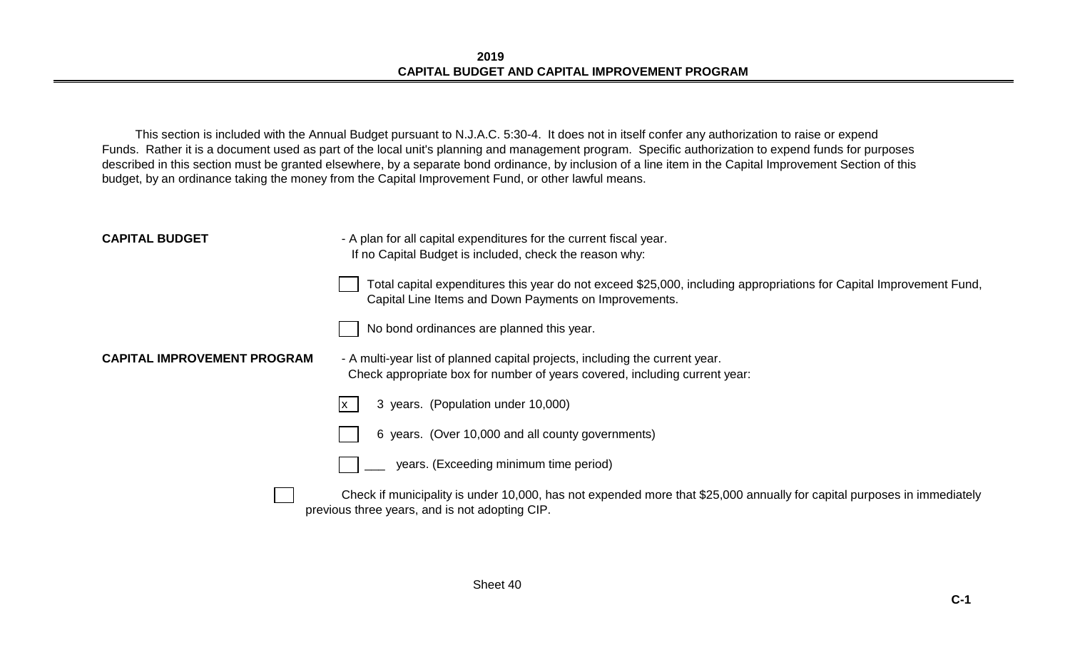# 2019
## CAPITAL BUDGET AND CAPITAL IMPROVEMENT PROGRAM

This section is included with the Annual Budget pursuant to N.J.A.C. 5:30-4. It does not in itself confer any authorization to raise or expend Funds. Rather it is a document used as part of the local unit's planning and management program. Specific authorization to expend funds for purposes described in this section must be granted elsewhere, by a separate bond ordinance, by inclusion of a line item in the Capital Improvement Section of this budget, by an ordinance taking the money from the Capital Improvement Fund, or other lawful means.

**CAPITAL BUDGET** - A plan for all capital expenditures for the current fiscal year.
If no Capital Budget is included, check the reason why:

- [ ] Total capital expenditures this year do not exceed $25,000, including appropriations for Capital Improvement Fund, Capital Line Items and Down Payments on Improvements.
- [ ] No bond ordinances are planned this year.

**CAPITAL IMPROVEMENT PROGRAM** - A multi-year list of planned capital projects, including the current year.
Check appropriate box for number of years covered, including current year:

- [x] 3 years. (Population under 10,000)
- [ ] 6 years. (Over 10,000 and all county governments)
- [ ] ___ years. (Exceeding minimum time period)

- [ ] Check if municipality is under 10,000, has not expended more that $25,000 annually for capital purposes in immediately previous three years, and is not adopting CIP.

Sheet 40

C-1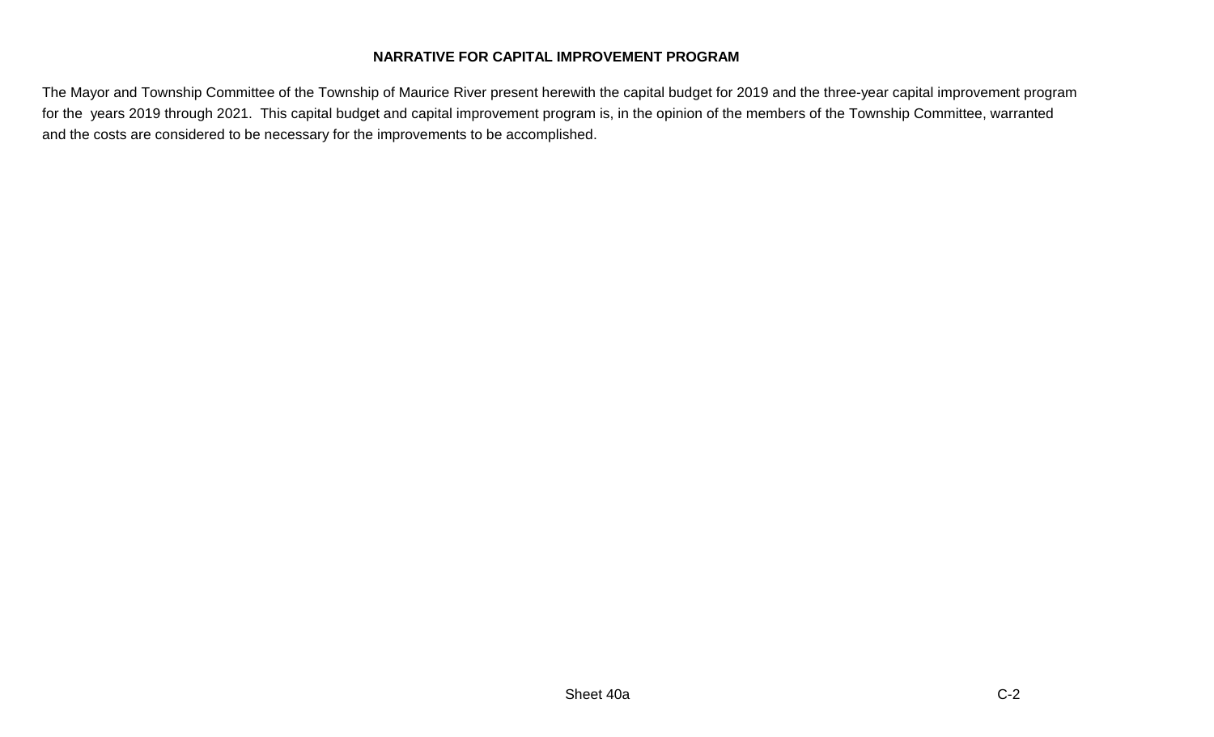## NARRATIVE FOR CAPITAL IMPROVEMENT PROGRAM

The Mayor and Township Committee of the Township of Maurice River present herewith the capital budget for 2019 and the three-year capital improvement program for the years 2019 through 2021. This capital budget and capital improvement program is, in the opinion of the members of the Township Committee, warranted and the costs are considered to be necessary for the improvements to be accomplished.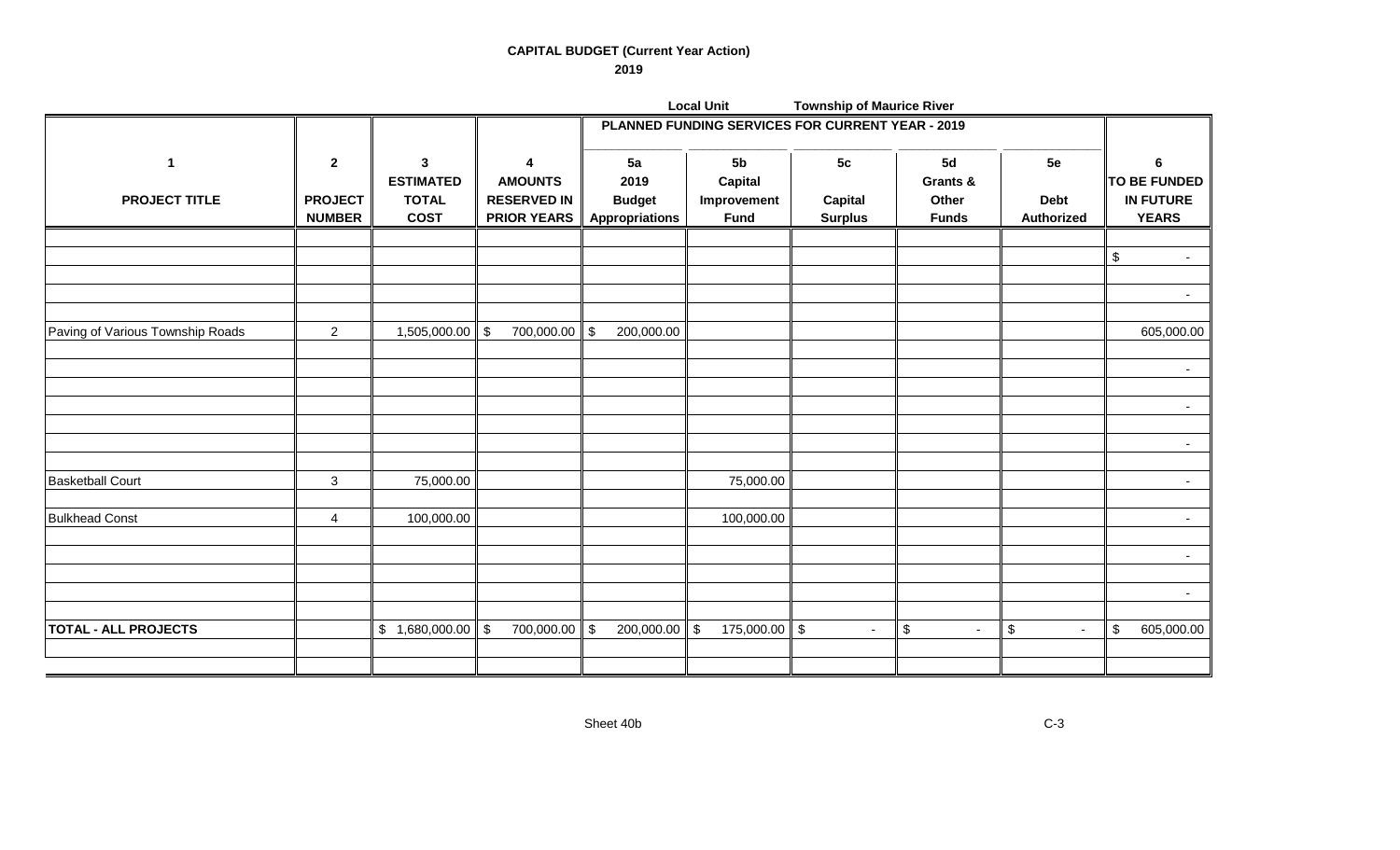# CAPITAL BUDGET (Current Year Action)

## 2019

**Local Unit** **Township of Maurice River**

| 1 | 2 | 3 | 4 | PLANNED FUNDING SERVICES FOR CURRENT YEAR - 2019 | | | | | 6 |
|---|---|---|---|---|---|---|---|---|---|
| **PROJECT TITLE** | **PROJECT NUMBER** | **ESTIMATED TOTAL COST** | **AMOUNTS RESERVED IN PRIOR YEARS** | **5a 2019 Budget Appropriations** | **5b Capital Improvement Fund** | **5c Capital Surplus** | **5d Grants & Other Funds** | **5e Debt Authorized** | **TO BE FUNDED IN FUTURE YEARS** |
| | | | | | | | | | $ - |
| | | | | | | | | | - |
| Paving of Various Township Roads | 2 | 1,505,000.00 | $ 700,000.00 | $ 200,000.00 | | | | | 605,000.00 |
| | | | | | | | | | - |
| | | | | | | | | | - |
| | | | | | | | | | - |
| Basketball Court | 3 | 75,000.00 | | | 75,000.00 | | | | - |
| Bulkhead Const | 4 | 100,000.00 | | | 100,000.00 | | | | - |
| | | | | | | | | | - |
| | | | | | | | | | - |
| **TOTAL - ALL PROJECTS** | | $ 1,680,000.00 | $ 700,000.00 | $ 200,000.00 | $ 175,000.00 | $ - | $ - | $ - | $ 605,000.00 |

Sheet 40b C-3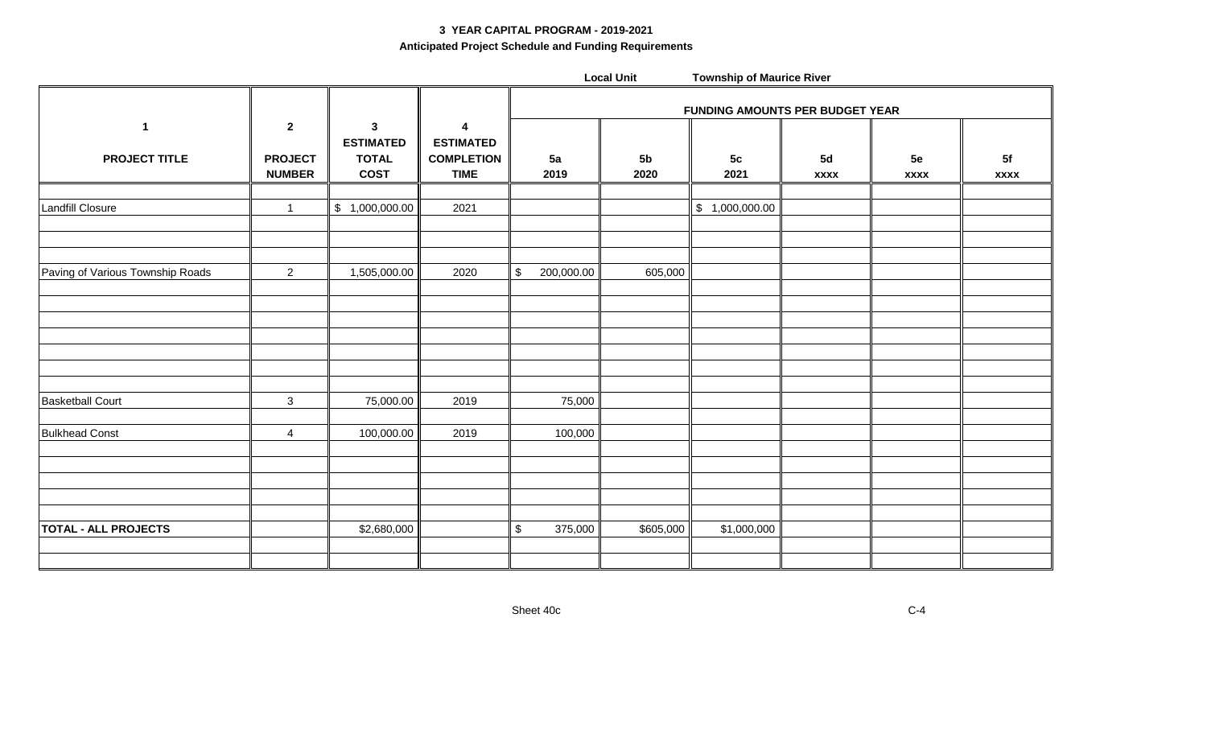# 3 YEAR CAPITAL PROGRAM - 2019-2021

## Anticipated Project Schedule and Funding Requirements

**Local Unit** **Township of Maurice River**

| 1 | 2 | 3 | 4 | FUNDING AMOUNTS PER BUDGET YEAR | | | | | |
|---|---|---|---|---|---|---|---|---|---|
| **PROJECT TITLE** | **PROJECT NUMBER** | **ESTIMATED TOTAL COST** | **ESTIMATED COMPLETION TIME** | **5a 2019** | **5b 2020** | **5c 2021** | **5d xxxx** | **5e xxxx** | **5f xxxx** |
| Landfill Closure | 1 | $ 1,000,000.00 | 2021 | | | $ 1,000,000.00 | | | |
| Paving of Various Township Roads | 2 | 1,505,000.00 | 2020 | $ 200,000.00 | 605,000 | | | | |
| Basketball Court | 3 | 75,000.00 | 2019 | 75,000 | | | | | |
| Bulkhead Const | 4 | 100,000.00 | 2019 | 100,000 | | | | | |
| **TOTAL - ALL PROJECTS** | | $2,680,000 | | $ 375,000 | $605,000 | $1,000,000 | | | |

Sheet 40c

C-4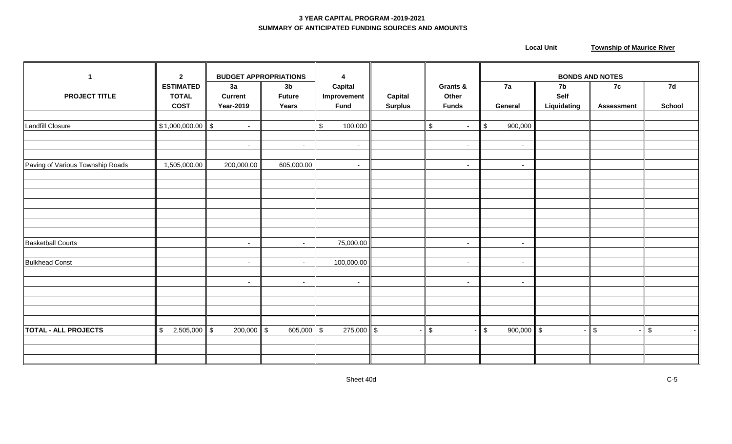**3 YEAR CAPITAL PROGRAM -2019-2021**

**SUMMARY OF ANTICIPATED FUNDING SOURCES AND AMOUNTS**

**Local Unit** **Township of Maurice River**

| 1 | 2 | BUDGET APPROPRIATIONS | | 4 | | | BONDS AND NOTES | | | |
|---|---|---|---|---|---|---|---|---|---|---|
| PROJECT TITLE | ESTIMATED TOTAL COST | 3a Current Year-2019 | 3b Future Years | Capital Improvement Fund | Capital Surplus | Grants & Other Funds | 7a General | 7b Self Liquidating | 7c Assessment | 7d School |
| Landfill Closure | $ 1,000,000.00 | $ - | | $ 100,000 | | $ - | $ 900,000 | | | |
| | | - | - | - | | - | - | | | |
| Paving of Various Township Roads | 1,505,000.00 | 200,000.00 | 605,000.00 | - | | - | - | | | |
| Basketball Courts | | - | - | 75,000.00 | | - | - | | | |
| Bulkhead Const | | - | - | 100,000.00 | | - | - | | | |
| | | - | - | - | | - | - | | | |
| **TOTAL - ALL PROJECTS** | $ 2,505,000 | $ 200,000 | $ 605,000 | $ 275,000 | $ - | $ - | $ 900,000 | $ - | $ - | $ - |

Sheet 40d

C-5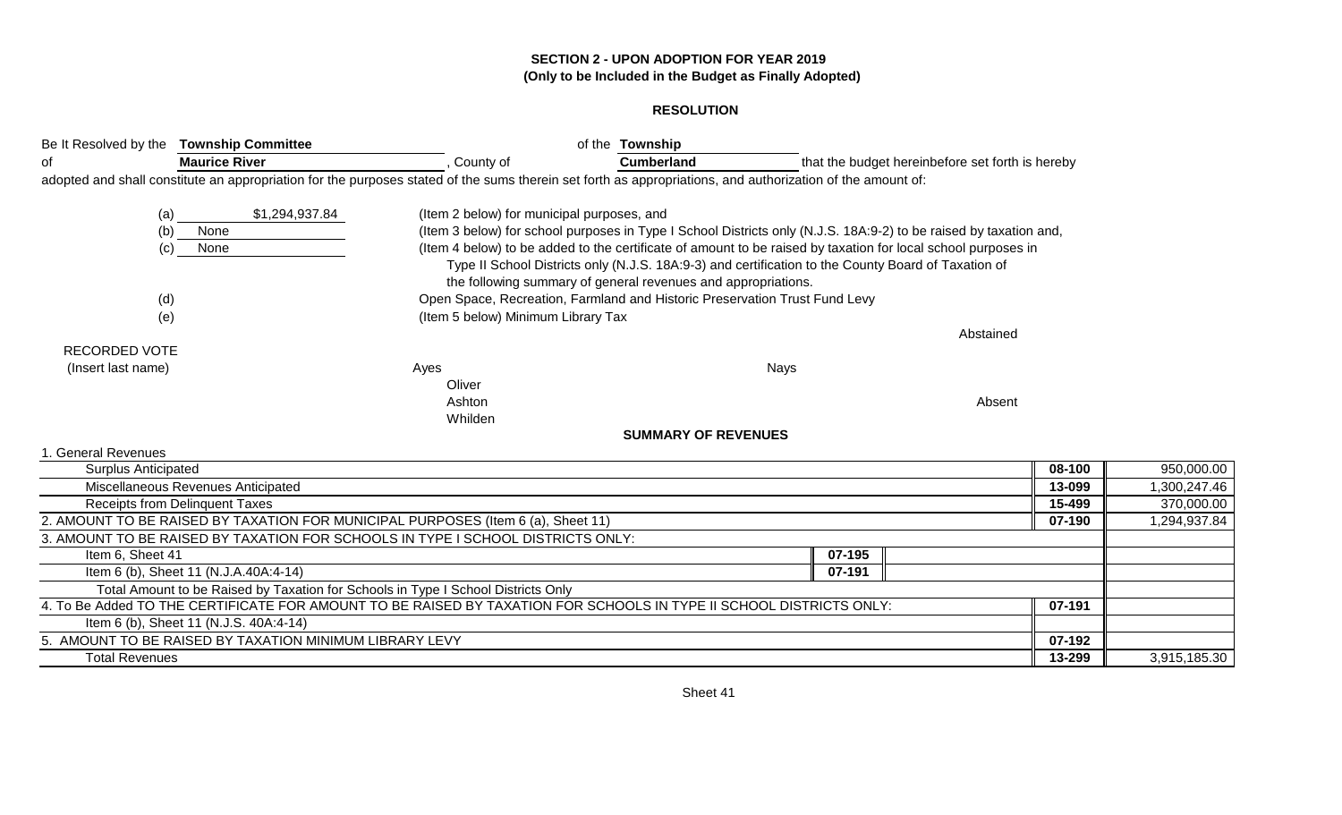**SECTION 2 - UPON ADOPTION FOR YEAR 2019**
**(Only to be Included in the Budget as Finally Adopted)**

**RESOLUTION**

Be It Resolved by the **Township Committee** of the **Township** of **Maurice River**, County of **Cumberland** that the budget hereinbefore set forth is hereby adopted and shall constitute an appropriation for the purposes stated of the sums therein set forth as appropriations, and authorization of the amount of:

(a) $1,294,937.84 (Item 2 below) for municipal purposes, and

(b) None (Item 3 below) for school purposes in Type I School Districts only (N.J.S. 18A:9-2) to be raised by taxation and,

(c) None (Item 4 below) to be added to the certificate of amount to be raised by taxation for local school purposes in Type II School Districts only (N.J.S. 18A:9-3) and certification to the County Board of Taxation of the following summary of general revenues and appropriations.

(d) Open Space, Recreation, Farmland and Historic Preservation Trust Fund Levy

(e) (Item 5 below) Minimum Library Tax

RECORDED VOTE
(Insert last name)

| Ayes | Nays | Abstained | Absent |
|---|---|---|---|
| Oliver | | | |
| Ashton | | | |
| Whilden | | | |

**SUMMARY OF REVENUES**

| | | | | |
|---|---|---|---|---|
| 1. General Revenues | | | | |
| Surplus Anticipated | | | 08-100 | 950,000.00 |
| Miscellaneous Revenues Anticipated | | | 13-099 | 1,300,247.46 |
| Receipts from Delinquent Taxes | | | 15-499 | 370,000.00 |
| 2. AMOUNT TO BE RAISED BY TAXATION FOR MUNICIPAL PURPOSES (Item 6 (a), Sheet 11) | | | 07-190 | 1,294,937.84 |
| 3. AMOUNT TO BE RAISED BY TAXATION FOR SCHOOLS IN TYPE I SCHOOL DISTRICTS ONLY: | | | | |
| Item 6, Sheet 41 | 07-195 | | | |
| Item 6 (b), Sheet 11 (N.J.A.40A:4-14) | 07-191 | | | |
| Total Amount to be Raised by Taxation for Schools in Type I School Districts Only | | | | |
| 4. To Be Added TO THE CERTIFICATE FOR AMOUNT TO BE RAISED BY TAXATION FOR SCHOOLS IN TYPE II SCHOOL DISTRICTS ONLY: | | | 07-191 | |
| Item 6 (b), Sheet 11 (N.J.S. 40A:4-14) | | | | |
| 5. AMOUNT TO BE RAISED BY TAXATION MINIMUM LIBRARY LEVY | | | 07-192 | |
| Total Revenues | | | 13-299 | 3,915,185.30 |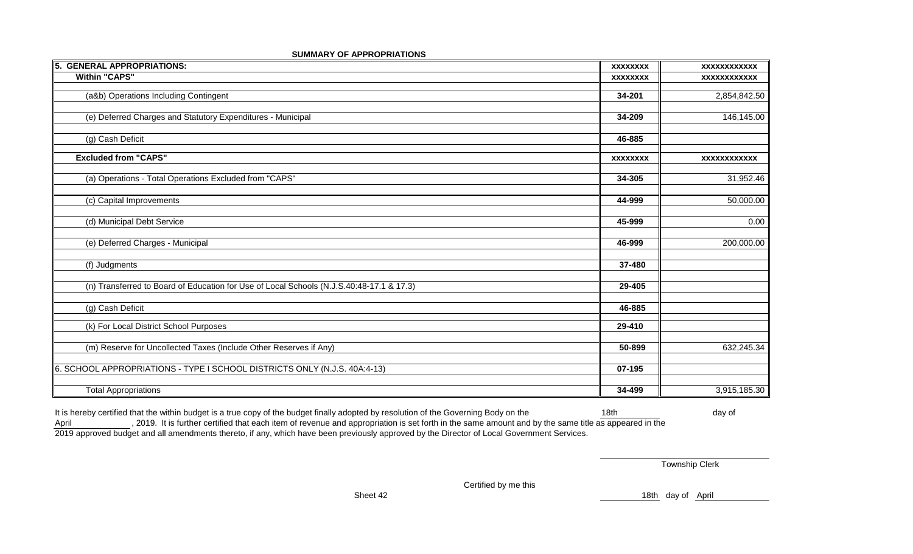**SUMMARY OF APPROPRIATIONS**

| 5. GENERAL APPROPRIATIONS: | XXXXXXXX | XXXXXXXXXXXX |
|---|---|---|
| **Within "CAPS"** | XXXXXXXX | XXXXXXXXXXXX |
| (a&b) Operations Including Contingent | 34-201 | 2,854,842.50 |
| (e) Deferred Charges and Statutory Expenditures - Municipal | 34-209 | 146,145.00 |
| (g) Cash Deficit | 46-885 | |
| **Excluded from "CAPS"** | XXXXXXXX | XXXXXXXXXXXX |
| (a) Operations - Total Operations Excluded from "CAPS" | 34-305 | 31,952.46 |
| (c) Capital Improvements | 44-999 | 50,000.00 |
| (d) Municipal Debt Service | 45-999 | 0.00 |
| (e) Deferred Charges - Municipal | 46-999 | 200,000.00 |
| (f) Judgments | 37-480 | |
| (n) Transferred to Board of Education for Use of Local Schools (N.J.S.40:48-17.1 & 17.3) | 29-405 | |
| (g) Cash Deficit | 46-885 | |
| (k) For Local District School Purposes | 29-410 | |
| (m) Reserve for Uncollected Taxes (Include Other Reserves if Any) | 50-899 | 632,245.34 |
| 6. SCHOOL APPROPRIATIONS - TYPE I SCHOOL DISTRICTS ONLY (N.J.S. 40A:4-13) | 07-195 | |
| Total Appropriations | 34-499 | 3,915,185.30 |

It is hereby certified that the within budget is a true copy of the budget finally adopted by resolution of the Governing Body on the 18th day of April, 2019. It is further certified that each item of revenue and appropriation is set forth in the same amount and by the same title as appeared in the 2019 approved budget and all amendments thereto, if any, which have been previously approved by the Director of Local Government Services.

Township Clerk

Certified by me this 18th day of April

Sheet 42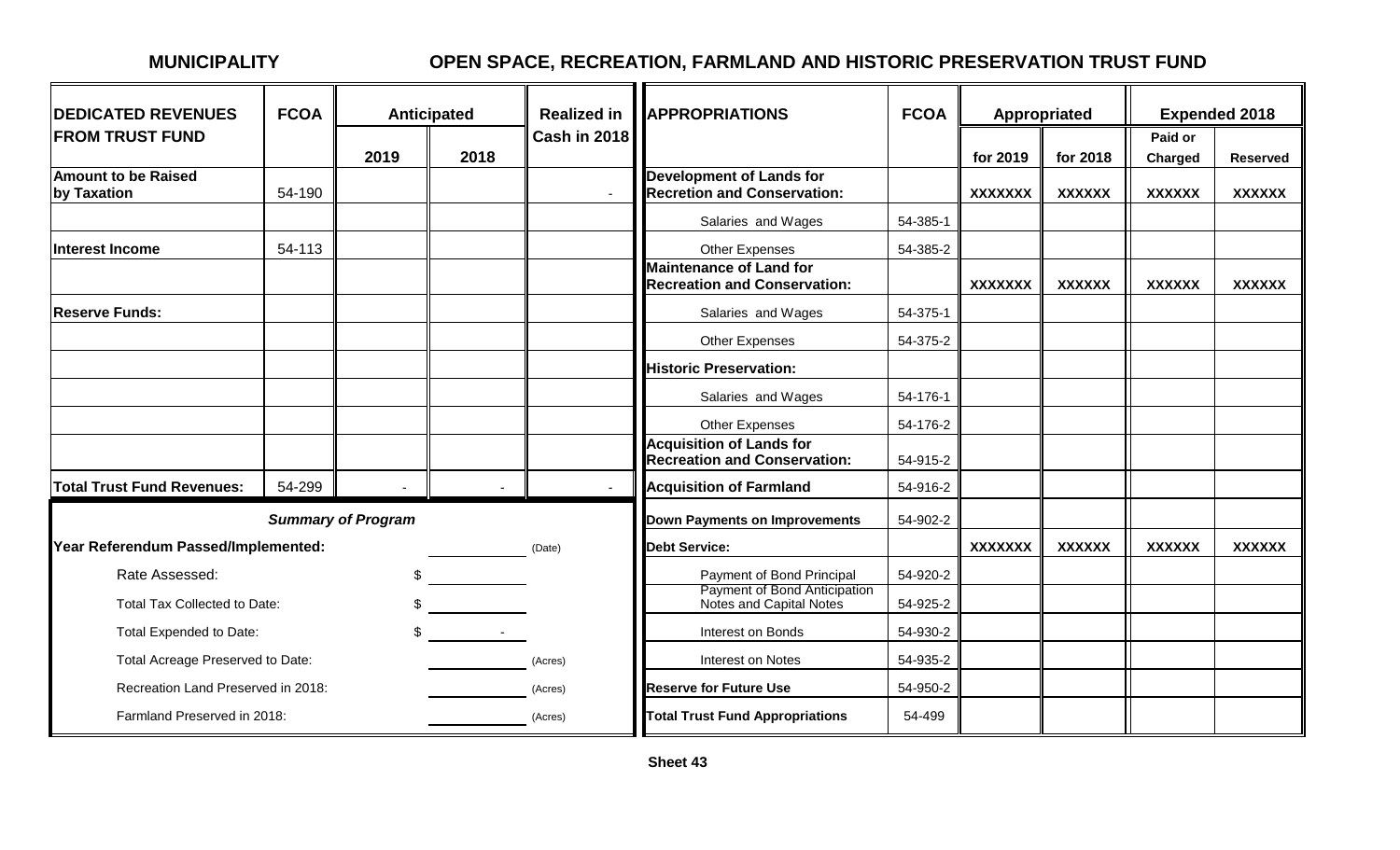**MUNICIPALITY** **OPEN SPACE, RECREATION, FARMLAND AND HISTORIC PRESERVATION TRUST FUND**

| DEDICATED REVENUES FROM TRUST FUND | FCOA | Anticipated | | Realized in Cash in 2018 |
|---|---|---|---|---|
| | | 2019 | 2018 | |
| **Amount to be Raised by Taxation** | 54-190 | | | - |
| | | | | |
| **Interest Income** | 54-113 | | | |
| | | | | |
| **Reserve Funds:** | | | | |
| | | | | |
| | | | | |
| | | | | |
| | | | | |
| | | | | |
| **Total Trust Fund Revenues:** | 54-299 | - | - | - |

*Summary of Program*

| | | |
|---|---|---|
| **Year Referendum Passed/Implemented:** | | (Date) |
| Rate Assessed: | $ | |
| Total Tax Collected to Date: | $ | |
| Total Expended to Date: | $ - | |
| Total Acreage Preserved to Date: | | (Acres) |
| Recreation Land Preserved in 2018: | | (Acres) |
| Farmland Preserved in 2018: | | (Acres) |

| APPROPRIATIONS | FCOA | Appropriated | | Expended 2018 | |
|---|---|---|---|---|---|
| | | for 2019 | for 2018 | Paid or Charged | Reserved |
| **Development of Lands for Recretion and Conservation:** | | XXXXXXX | XXXXXX | XXXXXX | XXXXXX |
| Salaries and Wages | 54-385-1 | | | | |
| Other Expenses | 54-385-2 | | | | |
| **Maintenance of Land for Recreation and Conservation:** | | XXXXXXX | XXXXXX | XXXXXX | XXXXXX |
| Salaries and Wages | 54-375-1 | | | | |
| Other Expenses | 54-375-2 | | | | |
| **Historic Preservation:** | | | | | |
| Salaries and Wages | 54-176-1 | | | | |
| Other Expenses | 54-176-2 | | | | |
| **Acquisition of Lands for Recreation and Conservation:** | 54-915-2 | | | | |
| **Acquisition of Farmland** | 54-916-2 | | | | |
| **Down Payments on Improvements** | 54-902-2 | | | | |
| **Debt Service:** | | XXXXXXX | XXXXXX | XXXXXX | XXXXXX |
| Payment of Bond Principal | 54-920-2 | | | | |
| Payment of Bond Anticipation Notes and Capital Notes | 54-925-2 | | | | |
| Interest on Bonds | 54-930-2 | | | | |
| Interest on Notes | 54-935-2 | | | | |
| **Reserve for Future Use** | 54-950-2 | | | | |
| **Total Trust Fund Appropriations** | 54-499 | | | | |

**Sheet 43**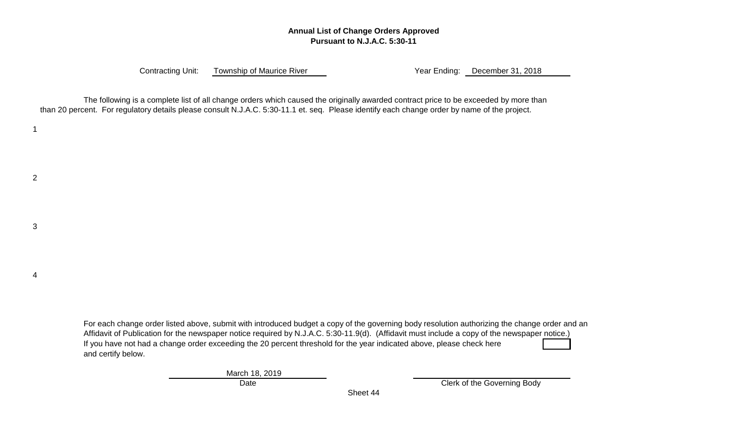**Annual List of Change Orders Approved**
**Pursuant to N.J.A.C. 5:30-11**

Contracting Unit: Township of Maurice River

Year Ending: December 31, 2018

The following is a complete list of all change orders which caused the originally awarded contract price to be exceeded by more than than 20 percent. For regulatory details please consult N.J.A.C. 5:30-11.1 et. seq. Please identify each change order by name of the project.

1

2

3

4

For each change order listed above, submit with introduced budget a copy of the governing body resolution authorizing the change order and an Affidavit of Publication for the newspaper notice required by N.J.A.C. 5:30-11.9(d). (Affidavit must include a copy of the newspaper notice.)
If you have not had a change order exceeding the 20 percent threshold for the year indicated above, please check here [ ]
and certify below.

March 18, 2019
Date

Clerk of the Governing Body

Sheet 44